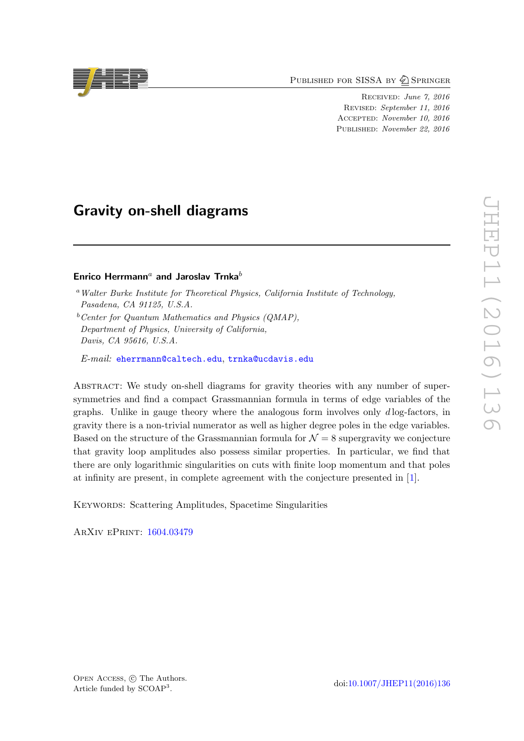Published for SISSA by Springer

Received: *June 7, 2016*
Revised: *September 11, 2016*
Accepted: *November 10, 2016*
Published: *November 22, 2016*

# Gravity on-shell diagrams

**Enrico Herrmann**[a] **and Jaroslav Trnka**[b]

[a] *Walter Burke Institute for Theoretical Physics, California Institute of Technology, Pasadena, CA 91125, U.S.A.*

[b] *Center for Quantum Mathematics and Physics (QMAP), Department of Physics, University of California, Davis, CA 95616, U.S.A.*

*E-mail:* eherrmann@caltech.edu, trnka@ucdavis.edu

Abstract: We study on-shell diagrams for gravity theories with any number of supersymmetries and find a compact Grassmannian formula in terms of edge variables of the graphs. Unlike in gauge theory where the analogous form involves only $d\log$-factors, in gravity there is a non-trivial numerator as well as higher degree poles in the edge variables. Based on the structure of the Grassmannian formula for $\mathcal{N}=8$ supergravity we conjecture that gravity loop amplitudes also possess similar properties. In particular, we find that there are only logarithmic singularities on cuts with finite loop momentum and that poles at infinity are present, in complete agreement with the conjecture presented in [1].

Keywords: Scattering Amplitudes, Spacetime Singularities

ArXiv ePrint: 1604.03479

Open Access, © The Authors.
Article funded by SCOAP[3].

doi:10.1007/JHEP11(2016)136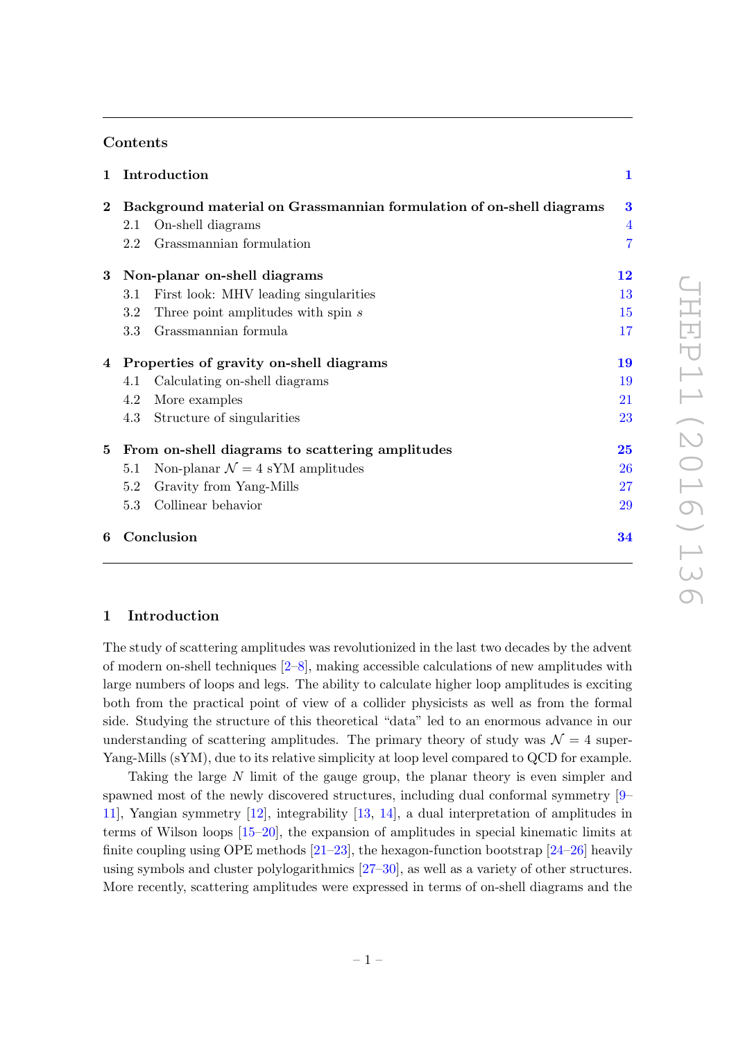## Contents

**1 Introduction** — 1

**2 Background material on Grassmannian formulation of on-shell diagrams** — 3
- 2.1 On-shell diagrams — 4
- 2.2 Grassmannian formulation — 7

**3 Non-planar on-shell diagrams** — 12
- 3.1 First look: MHV leading singularities — 13
- 3.2 Three point amplitudes with spin $s$ — 15
- 3.3 Grassmannian formula — 17

**4 Properties of gravity on-shell diagrams** — 19
- 4.1 Calculating on-shell diagrams — 19
- 4.2 More examples — 21
- 4.3 Structure of singularities — 23

**5 From on-shell diagrams to scattering amplitudes** — 25
- 5.1 Non-planar $\mathcal{N}=4$ sYM amplitudes — 26
- 5.2 Gravity from Yang-Mills — 27
- 5.3 Collinear behavior — 29

**6 Conclusion** — 34

# 1 Introduction

The study of scattering amplitudes was revolutionized in the last two decades by the advent of modern on-shell techniques [2–8], making accessible calculations of new amplitudes with large numbers of loops and legs. The ability to calculate higher loop amplitudes is exciting both from the practical point of view of a collider physicists as well as from the formal side. Studying the structure of this theoretical "data" led to an enormous advance in our understanding of scattering amplitudes. The primary theory of study was $\mathcal{N}=4$ super-Yang-Mills (sYM), due to its relative simplicity at loop level compared to QCD for example.

Taking the large $N$ limit of the gauge group, the planar theory is even simpler and spawned most of the newly discovered structures, including dual conformal symmetry [9–11], Yangian symmetry [12], integrability [13, 14], a dual interpretation of amplitudes in terms of Wilson loops [15–20], the expansion of amplitudes in special kinematic limits at finite coupling using OPE methods [21–23], the hexagon-function bootstrap [24–26] heavily using symbols and cluster polylogarithmics [27–30], as well as a variety of other structures. More recently, scattering amplitudes were expressed in terms of on-shell diagrams and the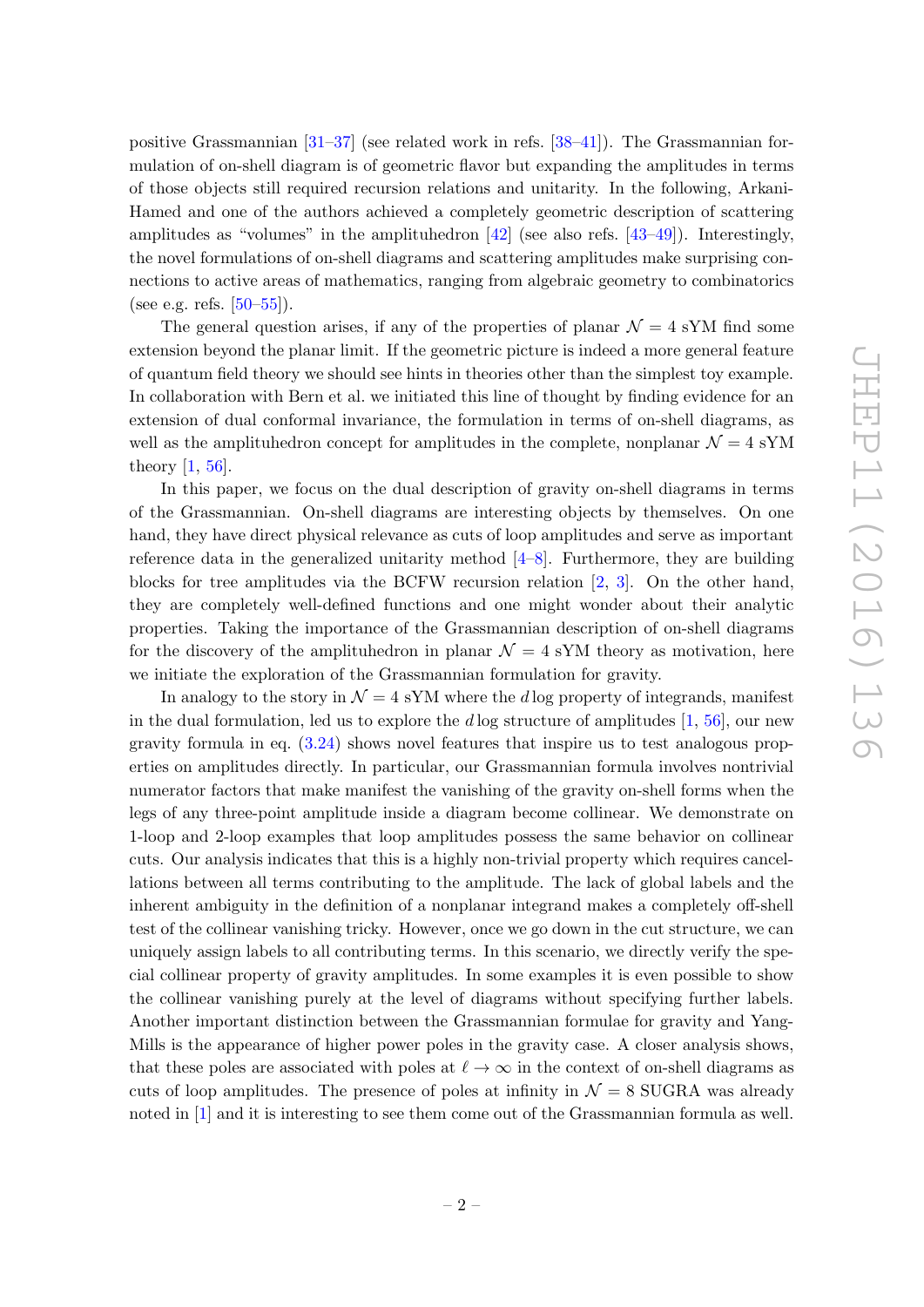positive Grassmannian [31–37] (see related work in refs. [38–41]). The Grassmannian formulation of on-shell diagram is of geometric flavor but expanding the amplitudes in terms of those objects still required recursion relations and unitarity. In the following, Arkani-Hamed and one of the authors achieved a completely geometric description of scattering amplitudes as "volumes" in the amplituhedron [42] (see also refs. [43–49]). Interestingly, the novel formulations of on-shell diagrams and scattering amplitudes make surprising connections to active areas of mathematics, ranging from algebraic geometry to combinatorics (see e.g. refs. [50–55]).

The general question arises, if any of the properties of planar $\mathcal{N}=4$ sYM find some extension beyond the planar limit. If the geometric picture is indeed a more general feature of quantum field theory we should see hints in theories other than the simplest toy example. In collaboration with Bern et al. we initiated this line of thought by finding evidence for an extension of dual conformal invariance, the formulation in terms of on-shell diagrams, as well as the amplituhedron concept for amplitudes in the complete, nonplanar $\mathcal{N}=4$ sYM theory [1, 56].

In this paper, we focus on the dual description of gravity on-shell diagrams in terms of the Grassmannian. On-shell diagrams are interesting objects by themselves. On one hand, they have direct physical relevance as cuts of loop amplitudes and serve as important reference data in the generalized unitarity method [4–8]. Furthermore, they are building blocks for tree amplitudes via the BCFW recursion relation [2, 3]. On the other hand, they are completely well-defined functions and one might wonder about their analytic properties. Taking the importance of the Grassmannian description of on-shell diagrams for the discovery of the amplituhedron in planar $\mathcal{N}=4$ sYM theory as motivation, here we initiate the exploration of the Grassmannian formulation for gravity.

In analogy to the story in $\mathcal{N}=4$ sYM where the $d\log$ property of integrands, manifest in the dual formulation, led us to explore the $d\log$ structure of amplitudes [1, 56], our new gravity formula in eq. (3.24) shows novel features that inspire us to test analogous properties on amplitudes directly. In particular, our Grassmannian formula involves nontrivial numerator factors that make manifest the vanishing of the gravity on-shell forms when the legs of any three-point amplitude inside a diagram become collinear. We demonstrate on 1-loop and 2-loop examples that loop amplitudes possess the same behavior on collinear cuts. Our analysis indicates that this is a highly non-trivial property which requires cancellations between all terms contributing to the amplitude. The lack of global labels and the inherent ambiguity in the definition of a nonplanar integrand makes a completely off-shell test of the collinear vanishing tricky. However, once we go down in the cut structure, we can uniquely assign labels to all contributing terms. In this scenario, we directly verify the special collinear property of gravity amplitudes. In some examples it is even possible to show the collinear vanishing purely at the level of diagrams without specifying further labels. Another important distinction between the Grassmannian formulae for gravity and Yang-Mills is the appearance of higher power poles in the gravity case. A closer analysis shows, that these poles are associated with poles at $\ell \to \infty$ in the context of on-shell diagrams as cuts of loop amplitudes. The presence of poles at infinity in $\mathcal{N}=8$ SUGRA was already noted in [1] and it is interesting to see them come out of the Grassmannian formula as well.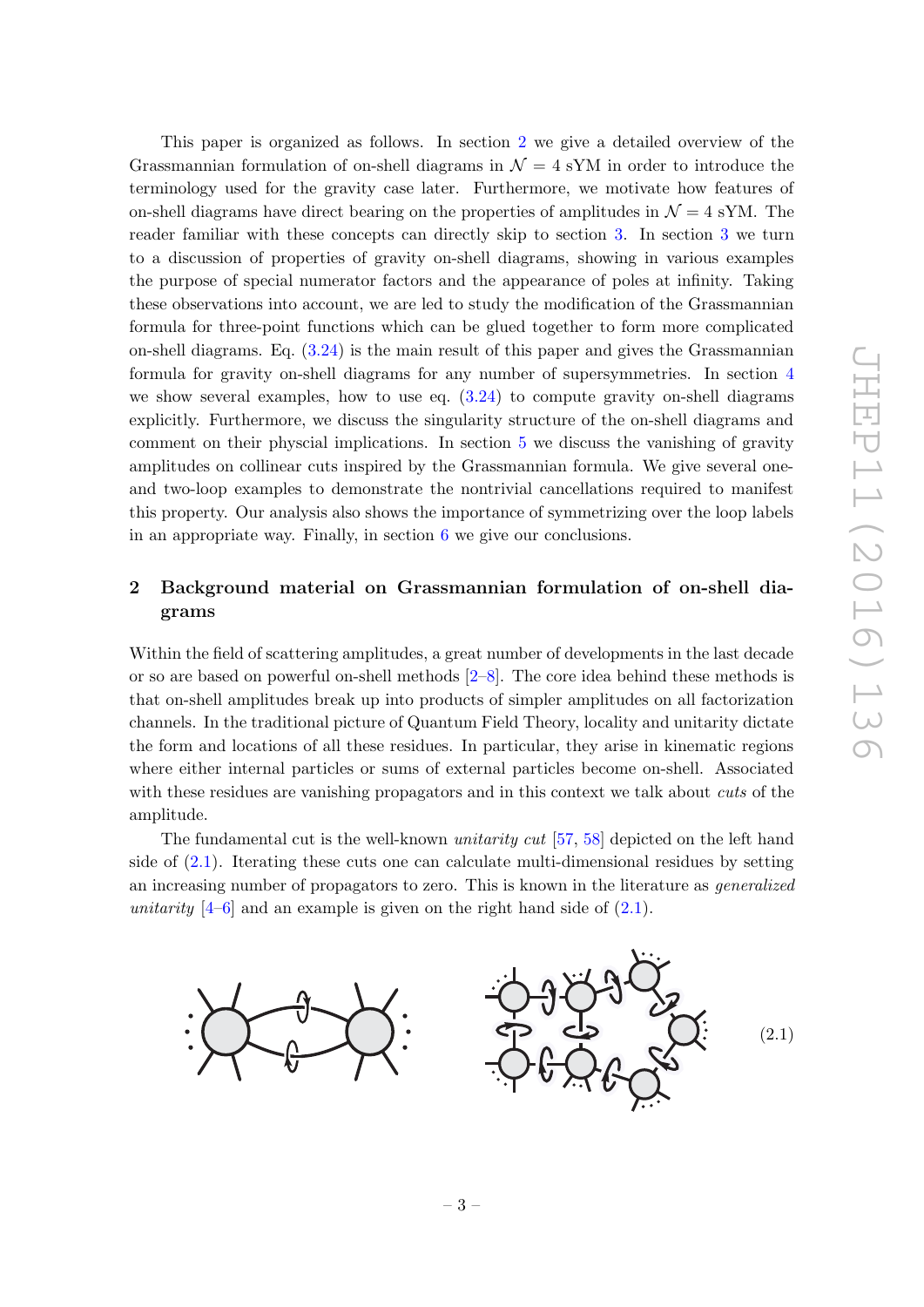This paper is organized as follows. In section 2 we give a detailed overview of the Grassmannian formulation of on-shell diagrams in $\mathcal{N}=4$ sYM in order to introduce the terminology used for the gravity case later. Furthermore, we motivate how features of on-shell diagrams have direct bearing on the properties of amplitudes in $\mathcal{N}=4$ sYM. The reader familiar with these concepts can directly skip to section 3. In section 3 we turn to a discussion of properties of gravity on-shell diagrams, showing in various examples the purpose of special numerator factors and the appearance of poles at infinity. Taking these observations into account, we are led to study the modification of the Grassmannian formula for three-point functions which can be glued together to form more complicated on-shell diagrams. Eq. (3.24) is the main result of this paper and gives the Grassmannian formula for gravity on-shell diagrams for any number of supersymmetries. In section 4 we show several examples, how to use eq. (3.24) to compute gravity on-shell diagrams explicitly. Furthermore, we discuss the singularity structure of the on-shell diagrams and comment on their physcial implications. In section 5 we discuss the vanishing of gravity amplitudes on collinear cuts inspired by the Grassmannian formula. We give several one- and two-loop examples to demonstrate the nontrivial cancellations required to manifest this property. Our analysis also shows the importance of symmetrizing over the loop labels in an appropriate way. Finally, in section 6 we give our conclusions.

## 2 Background material on Grassmannian formulation of on-shell diagrams

Within the field of scattering amplitudes, a great number of developments in the last decade or so are based on powerful on-shell methods [2–8]. The core idea behind these methods is that on-shell amplitudes break up into products of simpler amplitudes on all factorization channels. In the traditional picture of Quantum Field Theory, locality and unitarity dictate the form and locations of all these residues. In particular, they arise in kinematic regions where either internal particles or sums of external particles become on-shell. Associated with these residues are vanishing propagators and in this context we talk about *cuts* of the amplitude.

The fundamental cut is the well-known *unitarity cut* [57, 58] depicted on the left hand side of (2.1). Iterating these cuts one can calculate multi-dimensional residues by setting an increasing number of propagators to zero. This is known in the literature as *generalized unitarity* [4–6] and an example is given on the right hand side of (2.1).

(2.1)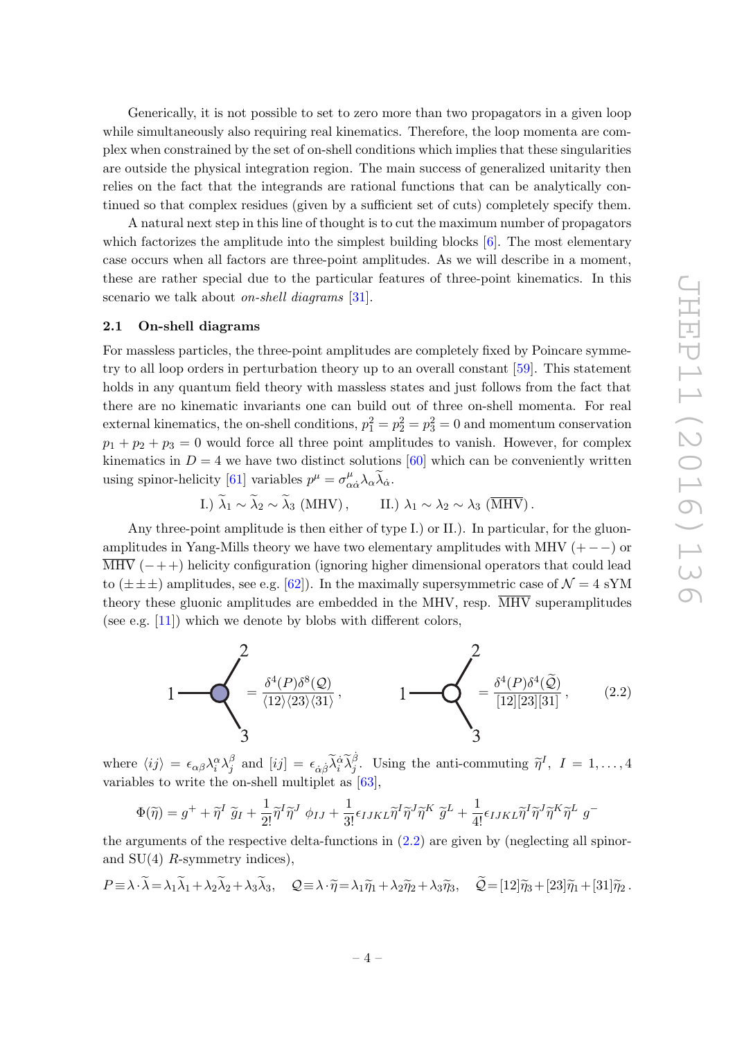Generically, it is not possible to set to zero more than two propagators in a given loop while simultaneously also requiring real kinematics. Therefore, the loop momenta are complex when constrained by the set of on-shell conditions which implies that these singularities are outside the physical integration region. The main success of generalized unitarity then relies on the fact that the integrands are rational functions that can be analytically continued so that complex residues (given by a sufficient set of cuts) completely specify them.

A natural next step in this line of thought is to cut the maximum number of propagators which factorizes the amplitude into the simplest building blocks [6]. The most elementary case occurs when all factors are three-point amplitudes. As we will describe in a moment, these are rather special due to the particular features of three-point kinematics. In this scenario we talk about *on-shell diagrams* [31].

### 2.1 On-shell diagrams

For massless particles, the three-point amplitudes are completely fixed by Poincare symmetry to all loop orders in perturbation theory up to an overall constant [59]. This statement holds in any quantum field theory with massless states and just follows from the fact that there are no kinematic invariants one can build out of three on-shell momenta. For real external kinematics, the on-shell conditions, $p_1^2 = p_2^2 = p_3^2 = 0$ and momentum conservation $p_1 + p_2 + p_3 = 0$ would force all three point amplitudes to vanish. However, for complex kinematics in $D = 4$ we have two distinct solutions [60] which can be conveniently written using spinor-helicity [61] variables $p^\mu = \sigma^\mu_{\alpha\dot\alpha}\lambda_\alpha\widetilde\lambda_{\dot\alpha}$.

$$\text{I.) } \widetilde\lambda_1 \sim \widetilde\lambda_2 \sim \widetilde\lambda_3 \text{ (MHV)}, \qquad \text{II.) } \lambda_1 \sim \lambda_2 \sim \lambda_3 \text{ }(\overline{\text{MHV}}).$$

Any three-point amplitude is then either of type I.) or II.). In particular, for the gluon-amplitudes in Yang-Mills theory we have two elementary amplitudes with MHV $(+--)$ or $\overline{\text{MHV}}$ $(-++)$ helicity configuration (ignoring higher dimensional operators that could lead to $(\pm\pm\pm)$ amplitudes, see e.g. [62]). In the maximally supersymmetric case of $\mathcal{N} = 4$ sYM theory these gluonic amplitudes are embedded in the MHV, resp. $\overline{\text{MHV}}$ superamplitudes (see e.g. [11]) which we denote by blobs with different colors,

$$\text{(shaded vertex with legs 1, 2, 3)} = \frac{\delta^4(P)\delta^8(\mathcal{Q})}{\langle 12\rangle\langle 23\rangle\langle 31\rangle}, \qquad \text{(white vertex with legs 1, 2, 3)} = \frac{\delta^4(P)\delta^4(\widetilde{\mathcal{Q}})}{[12][23][31]}, \tag{2.2}$$

where $\langle ij\rangle = \epsilon_{\alpha\beta}\lambda_i^\alpha\lambda_j^\beta$ and $[ij] = \epsilon_{\dot\alpha\dot\beta}\widetilde\lambda_i^{\dot\alpha}\widetilde\lambda_j^{\dot\beta}$. Using the anti-commuting $\widetilde\eta^I$, $I = 1,\ldots,4$ variables to write the on-shell multiplet as [63],

$$\Phi(\widetilde\eta) = g^+ + \widetilde\eta^I\,\widetilde g_I + \frac{1}{2!}\widetilde\eta^I\widetilde\eta^J\,\phi_{IJ} + \frac{1}{3!}\epsilon_{IJKL}\widetilde\eta^I\widetilde\eta^J\widetilde\eta^K\,\widetilde g^L + \frac{1}{4!}\epsilon_{IJKL}\widetilde\eta^I\widetilde\eta^J\widetilde\eta^K\widetilde\eta^L\,g^-$$

the arguments of the respective delta-functions in (2.2) are given by (neglecting all spinor- and SU(4) $R$-symmetry indices),

$$P \equiv \lambda\cdot\widetilde\lambda = \lambda_1\widetilde\lambda_1 + \lambda_2\widetilde\lambda_2 + \lambda_3\widetilde\lambda_3, \quad \mathcal{Q} \equiv \lambda\cdot\widetilde\eta = \lambda_1\widetilde\eta_1 + \lambda_2\widetilde\eta_2 + \lambda_3\widetilde\eta_3, \quad \widetilde{\mathcal{Q}} = [12]\widetilde\eta_3 + [23]\widetilde\eta_1 + [31]\widetilde\eta_2\,.$$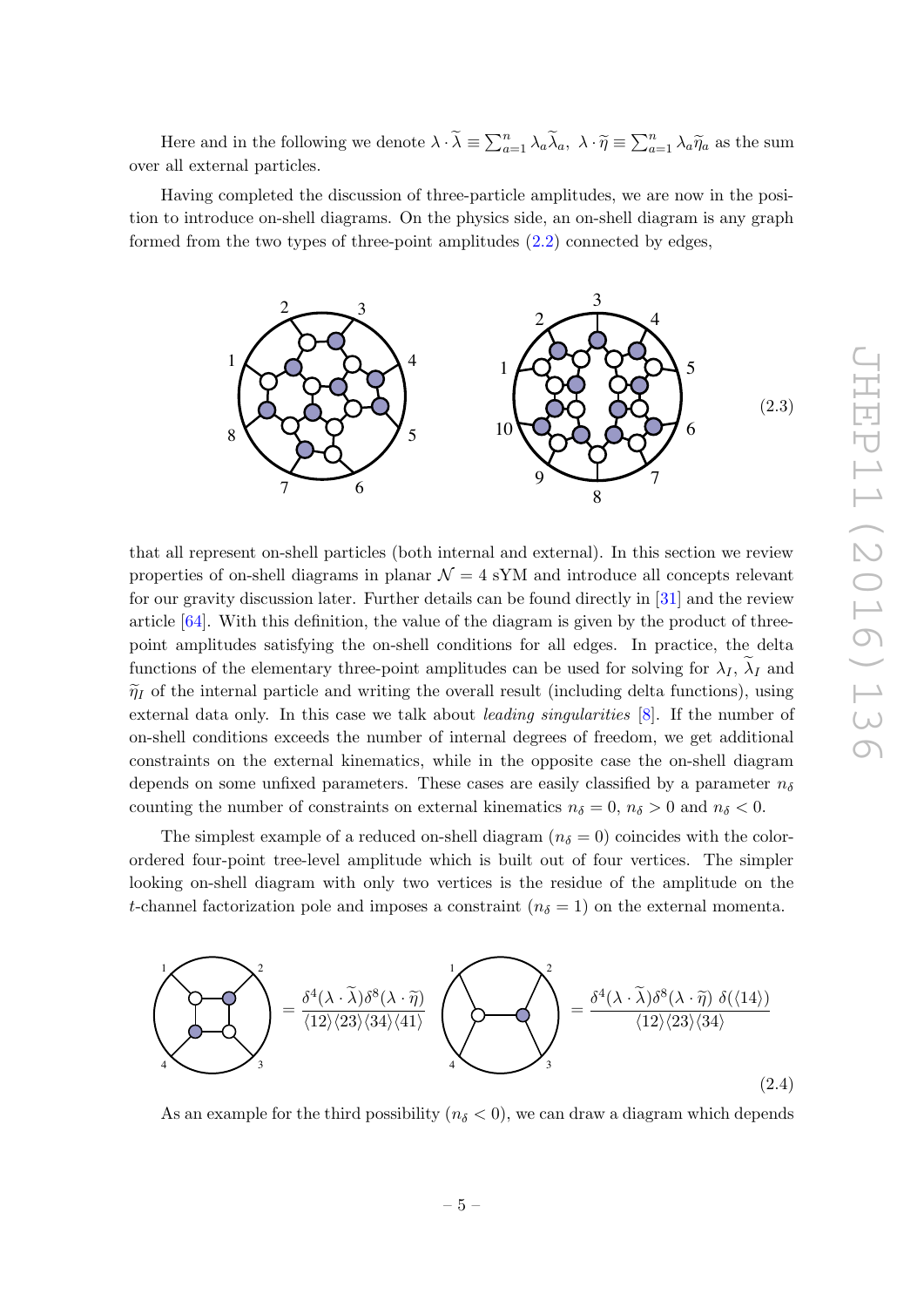Here and in the following we denote $\lambda\cdot\widetilde{\lambda}\equiv\sum_{a=1}^n\lambda_a\widetilde{\lambda}_a,\ \lambda\cdot\widetilde{\eta}\equiv\sum_{a=1}^n\lambda_a\widetilde{\eta}_a$ as the sum over all external particles.

Having completed the discussion of three-particle amplitudes, we are now in the position to introduce on-shell diagrams. On the physics side, an on-shell diagram is any graph formed from the two types of three-point amplitudes (2.2) connected by edges,

(2.3)

that all represent on-shell particles (both internal and external). In this section we review properties of on-shell diagrams in planar $\mathcal{N}=4$ sYM and introduce all concepts relevant for our gravity discussion later. Further details can be found directly in [31] and the review article [64]. With this definition, the value of the diagram is given by the product of three-point amplitudes satisfying the on-shell conditions for all edges. In practice, the delta functions of the elementary three-point amplitudes can be used for solving for $\lambda_I$, $\widetilde{\lambda}_I$ and $\widetilde{\eta}_I$ of the internal particle and writing the overall result (including delta functions), using external data only. In this case we talk about *leading singularities* [8]. If the number of on-shell conditions exceeds the number of internal degrees of freedom, we get additional constraints on the external kinematics, while in the opposite case the on-shell diagram depends on some unfixed parameters. These cases are easily classified by a parameter $n_\delta$ counting the number of constraints on external kinematics $n_\delta=0$, $n_\delta>0$ and $n_\delta<0$.

The simplest example of a reduced on-shell diagram ($n_\delta=0$) coincides with the color-ordered four-point tree-level amplitude which is built out of four vertices. The simpler looking on-shell diagram with only two vertices is the residue of the amplitude on the $t$-channel factorization pole and imposes a constraint ($n_\delta=1$) on the external momenta.

$$= \frac{\delta^4(\lambda\cdot\widetilde{\lambda})\delta^8(\lambda\cdot\widetilde{\eta})}{\langle 12\rangle\langle 23\rangle\langle 34\rangle\langle 41\rangle} \qquad = \frac{\delta^4(\lambda\cdot\widetilde{\lambda})\delta^8(\lambda\cdot\widetilde{\eta})\ \delta(\langle 14\rangle)}{\langle 12\rangle\langle 23\rangle\langle 34\rangle} \tag{2.4}$$

As an example for the third possibility ($n_\delta<0$), we can draw a diagram which depends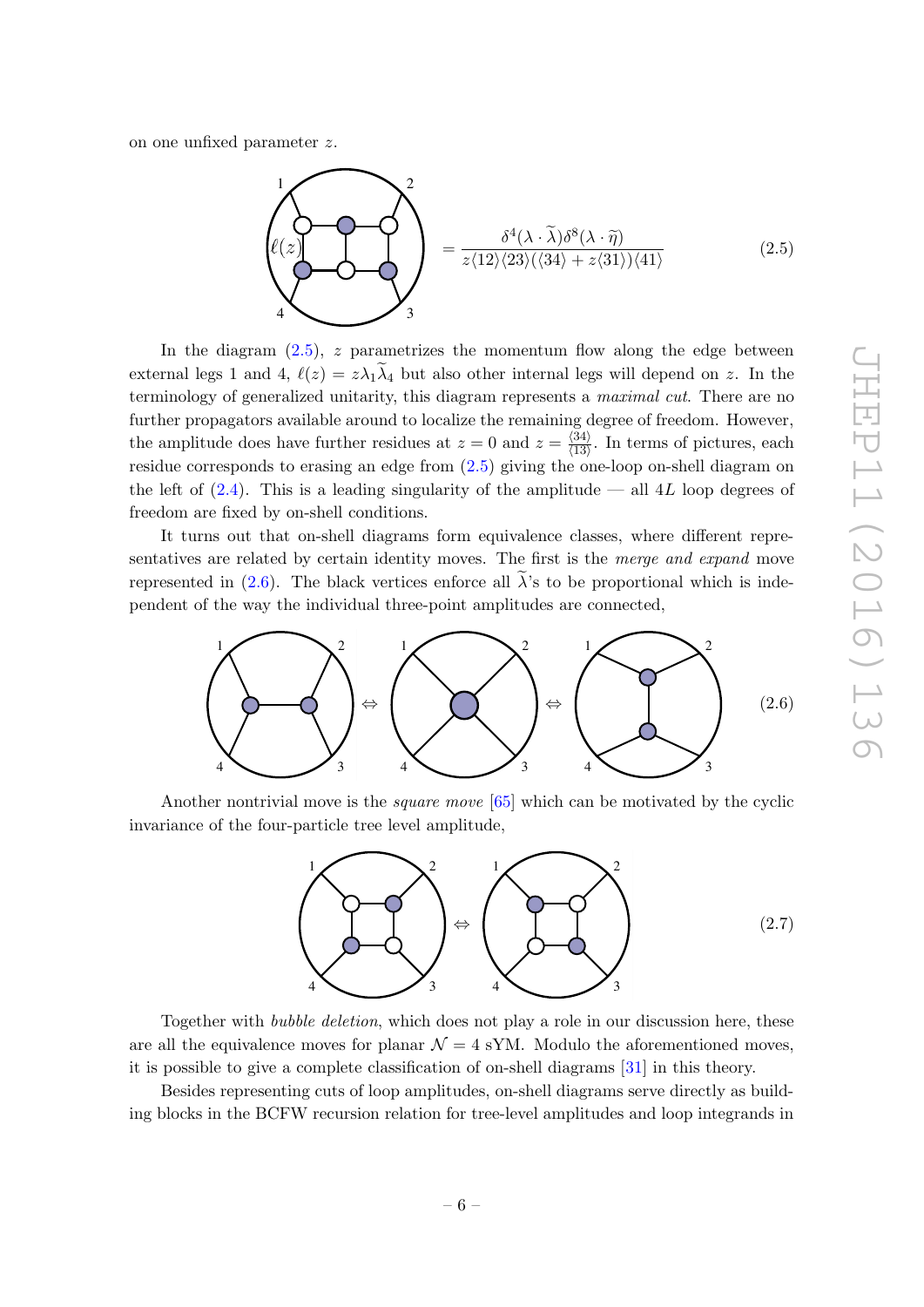on one unfixed parameter $z$.

$$= \frac{\delta^4(\lambda\cdot\widetilde{\lambda})\delta^8(\lambda\cdot\widetilde{\eta})}{z\langle 12\rangle\langle 23\rangle(\langle 34\rangle + z\langle 31\rangle)\langle 41\rangle} \tag{2.5}$$

In the diagram (2.5), $z$ parametrizes the momentum flow along the edge between external legs 1 and 4, $\ell(z) = z\lambda_1\widetilde{\lambda}_4$ but also other internal legs will depend on $z$. In the terminology of generalized unitarity, this diagram represents a *maximal cut*. There are no further propagators available around to localize the remaining degree of freedom. However, the amplitude does have further residues at $z = 0$ and $z = \frac{\langle 34\rangle}{\langle 13\rangle}$. In terms of pictures, each residue corresponds to erasing an edge from (2.5) giving the one-loop on-shell diagram on the left of (2.4). This is a leading singularity of the amplitude — all $4L$ loop degrees of freedom are fixed by on-shell conditions.

It turns out that on-shell diagrams form equivalence classes, where different representatives are related by certain identity moves. The first is the *merge and expand* move represented in (2.6). The black vertices enforce all $\widetilde{\lambda}$'s to be proportional which is independent of the way the individual three-point amplitudes are connected,

$$\tag{2.6}$$

Another nontrivial move is the *square move* [65] which can be motivated by the cyclic invariance of the four-particle tree level amplitude,

$$\tag{2.7}$$

Together with *bubble deletion*, which does not play a role in our discussion here, these are all the equivalence moves for planar $\mathcal{N} = 4$ sYM. Modulo the aforementioned moves, it is possible to give a complete classification of on-shell diagrams [31] in this theory.

Besides representing cuts of loop amplitudes, on-shell diagrams serve directly as building blocks in the BCFW recursion relation for tree-level amplitudes and loop integrands in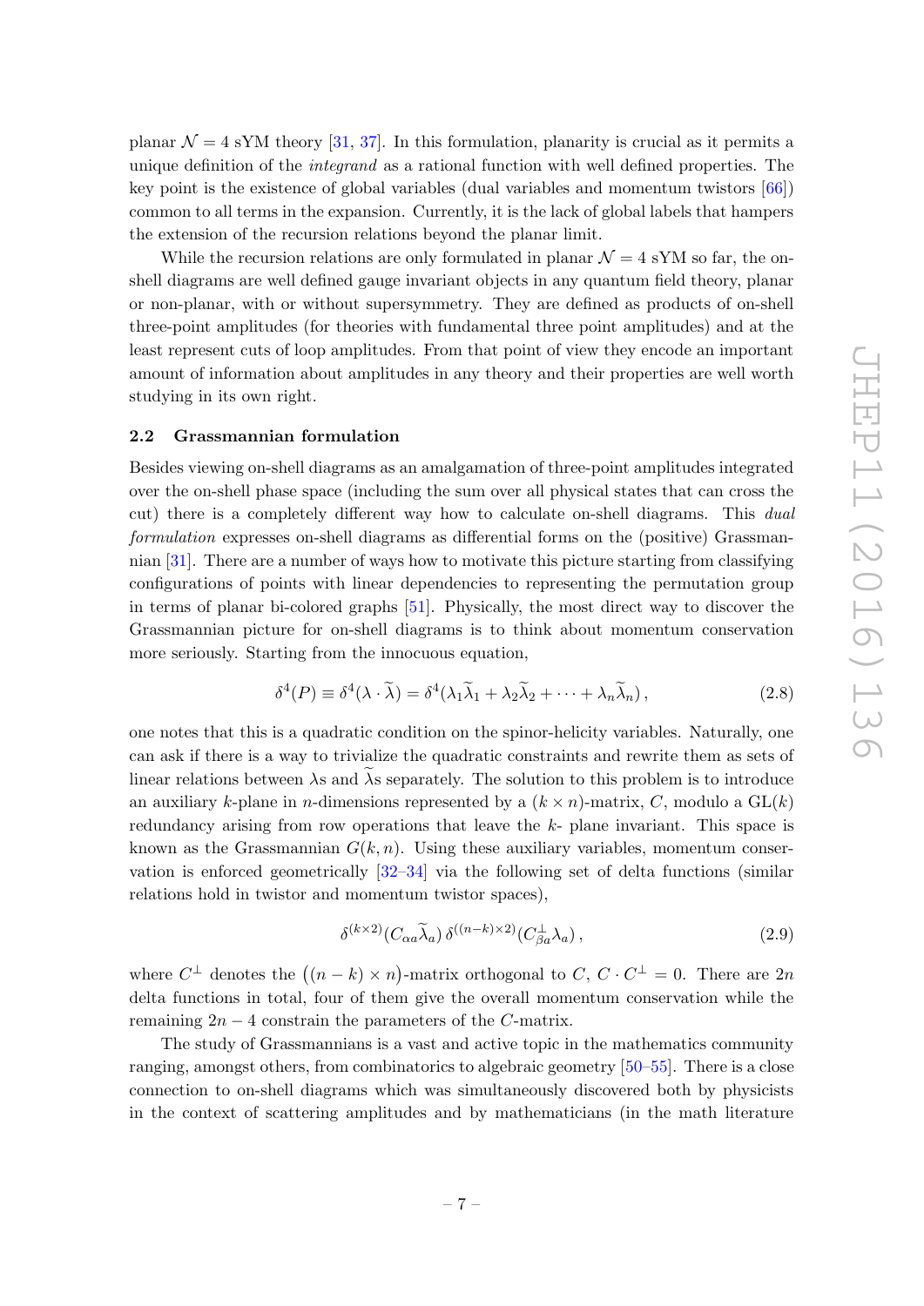planar $\mathcal{N} = 4$ sYM theory [31, 37]. In this formulation, planarity is crucial as it permits a unique definition of the *integrand* as a rational function with well defined properties. The key point is the existence of global variables (dual variables and momentum twistors [66]) common to all terms in the expansion. Currently, it is the lack of global labels that hampers the extension of the recursion relations beyond the planar limit.

While the recursion relations are only formulated in planar $\mathcal{N} = 4$ sYM so far, the on-shell diagrams are well defined gauge invariant objects in any quantum field theory, planar or non-planar, with or without supersymmetry. They are defined as products of on-shell three-point amplitudes (for theories with fundamental three point amplitudes) and at the least represent cuts of loop amplitudes. From that point of view they encode an important amount of information about amplitudes in any theory and their properties are well worth studying in its own right.

### 2.2 Grassmannian formulation

Besides viewing on-shell diagrams as an amalgamation of three-point amplitudes integrated over the on-shell phase space (including the sum over all physical states that can cross the cut) there is a completely different way how to calculate on-shell diagrams. This *dual formulation* expresses on-shell diagrams as differential forms on the (positive) Grassmannian [31]. There are a number of ways how to motivate this picture starting from classifying configurations of points with linear dependencies to representing the permutation group in terms of planar bi-colored graphs [51]. Physically, the most direct way to discover the Grassmannian picture for on-shell diagrams is to think about momentum conservation more seriously. Starting from the innocuous equation,

$$\delta^4(P) \equiv \delta^4(\lambda \cdot \widetilde{\lambda}) = \delta^4(\lambda_1\widetilde{\lambda}_1 + \lambda_2\widetilde{\lambda}_2 + \cdots + \lambda_n\widetilde{\lambda}_n)\,, \tag{2.8}$$

one notes that this is a quadratic condition on the spinor-helicity variables. Naturally, one can ask if there is a way to trivialize the quadratic constraints and rewrite them as sets of linear relations between $\lambda$s and $\widetilde{\lambda}$s separately. The solution to this problem is to introduce an auxiliary $k$-plane in $n$-dimensions represented by a $(k \times n)$-matrix, $C$, modulo a $\mathrm{GL}(k)$ redundancy arising from row operations that leave the $k$- plane invariant. This space is known as the Grassmannian $G(k, n)$. Using these auxiliary variables, momentum conservation is enforced geometrically [32–34] via the following set of delta functions (similar relations hold in twistor and momentum twistor spaces),

$$\delta^{(k\times 2)}(C_{\alpha a}\widetilde{\lambda}_a)\,\delta^{((n-k)\times 2)}(C^{\perp}_{\beta a}\lambda_a)\,, \tag{2.9}$$

where $C^{\perp}$ denotes the $\big((n-k) \times n\big)$-matrix orthogonal to $C$, $C \cdot C^{\perp} = 0$. There are $2n$ delta functions in total, four of them give the overall momentum conservation while the remaining $2n - 4$ constrain the parameters of the $C$-matrix.

The study of Grassmannians is a vast and active topic in the mathematics community ranging, amongst others, from combinatorics to algebraic geometry [50–55]. There is a close connection to on-shell diagrams which was simultaneously discovered both by physicists in the context of scattering amplitudes and by mathematicians (in the math literature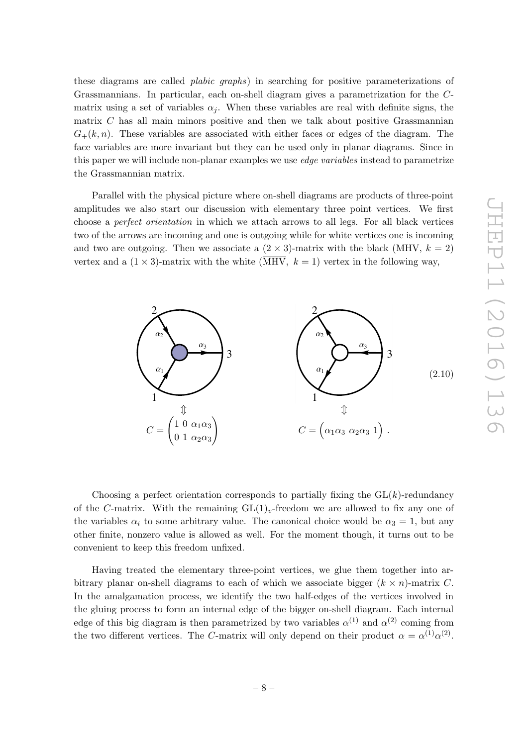these diagrams are called *plabic graphs*) in searching for positive parameterizations of Grassmannians. In particular, each on-shell diagram gives a parametrization for the $C$-matrix using a set of variables $\alpha_j$. When these variables are real with definite signs, the matrix $C$ has all main minors positive and then we talk about positive Grassmannian $G_+(k,n)$. These variables are associated with either faces or edges of the diagram. The face variables are more invariant but they can be used only in planar diagrams. Since in this paper we will include non-planar examples we use *edge variables* instead to parametrize the Grassmannian matrix.

Parallel with the physical picture where on-shell diagrams are products of three-point amplitudes we also start our discussion with elementary three point vertices. We first choose a *perfect orientation* in which we attach arrows to all legs. For all black vertices two of the arrows are incoming and one is outgoing while for white vertices one is incoming and two are outgoing. Then we associate a $(2 \times 3)$-matrix with the black (MHV, $k = 2$) vertex and a $(1 \times 3)$-matrix with the white ($\overline{\text{MHV}}$, $k = 1$) vertex in the following way,

$$C = \begin{pmatrix} 1 & 0 & \alpha_1\alpha_3 \\ 0 & 1 & \alpha_2\alpha_3 \end{pmatrix} \qquad\qquad C = \begin{pmatrix} \alpha_1\alpha_3 & \alpha_2\alpha_3 & 1 \end{pmatrix}. \tag{2.10}$$

Choosing a perfect orientation corresponds to partially fixing the $\text{GL}(k)$-redundancy of the $C$-matrix. With the remaining $\text{GL}(1)_v$-freedom we are allowed to fix any one of the variables $\alpha_i$ to some arbitrary value. The canonical choice would be $\alpha_3 = 1$, but any other finite, nonzero value is allowed as well. For the moment though, it turns out to be convenient to keep this freedom unfixed.

Having treated the elementary three-point vertices, we glue them together into arbitrary planar on-shell diagrams to each of which we associate bigger $(k \times n)$-matrix $C$. In the amalgamation process, we identify the two half-edges of the vertices involved in the gluing process to form an internal edge of the bigger on-shell diagram. Each internal edge of this big diagram is then parametrized by two variables $\alpha^{(1)}$ and $\alpha^{(2)}$ coming from the two different vertices. The $C$-matrix will only depend on their product $\alpha = \alpha^{(1)}\alpha^{(2)}$.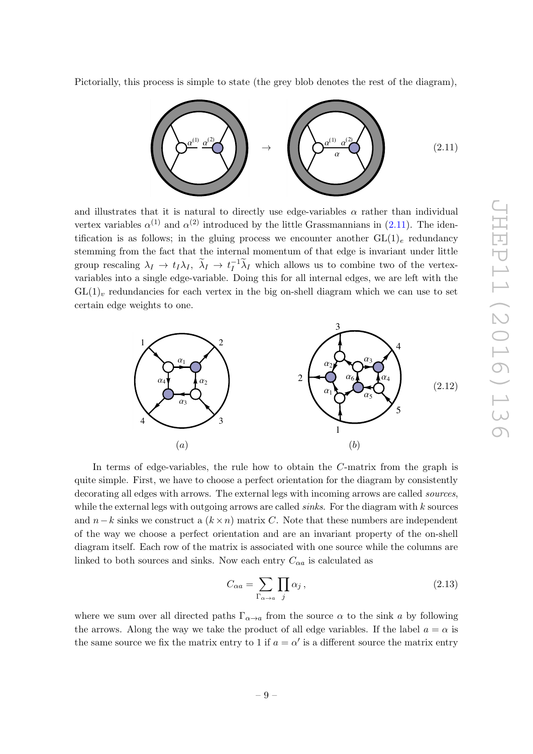Pictorially, this process is simple to state (the grey blob denotes the rest of the diagram),

$$\rightarrow \tag{2.11}$$

and illustrates that it is natural to directly use edge-variables $\alpha$ rather than individual vertex variables $\alpha^{(1)}$ and $\alpha^{(2)}$ introduced by the little Grassmannians in (2.11). The identification is as follows; in the gluing process we encounter another $\mathrm{GL}(1)_e$ redundancy stemming from the fact that the internal momentum of that edge is invariant under little group rescaling $\lambda_I \to t_I \lambda_I$, $\widetilde{\lambda}_I \to t_I^{-1}\widetilde{\lambda}_I$ which allows us to combine two of the vertex-variables into a single edge-variable. Doing this for all internal edges, we are left with the $\mathrm{GL}(1)_v$ redundancies for each vertex in the big on-shell diagram which we can use to set certain edge weights to one.

$$(a) \qquad (b) \tag{2.12}$$

In terms of edge-variables, the rule how to obtain the $C$-matrix from the graph is quite simple. First, we have to choose a perfect orientation for the diagram by consistently decorating all edges with arrows. The external legs with incoming arrows are called *sources*, while the external legs with outgoing arrows are called *sinks*. For the diagram with $k$ sources and $n-k$ sinks we construct a $(k \times n)$ matrix $C$. Note that these numbers are independent of the way we choose a perfect orientation and are an invariant property of the on-shell diagram itself. Each row of the matrix is associated with one source while the columns are linked to both sources and sinks. Now each entry $C_{\alpha a}$ is calculated as

$$C_{\alpha a} = \sum_{\Gamma_{\alpha \to a}} \prod_j \alpha_j \,, \tag{2.13}$$

where we sum over all directed paths $\Gamma_{\alpha \to a}$ from the source $\alpha$ to the sink $a$ by following the arrows. Along the way we take the product of all edge variables. If the label $a = \alpha$ is the same source we fix the matrix entry to 1 if $a = \alpha'$ is a different source the matrix entry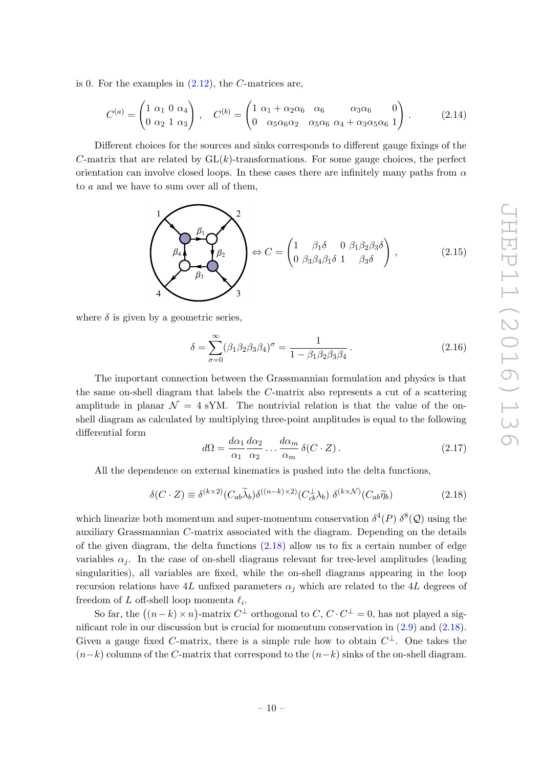is 0. For the examples in (2.12), the $C$-matrices are,

$$C^{(a)} = \begin{pmatrix} 1 & \alpha_1 & 0 & \alpha_4 \\ 0 & \alpha_2 & 1 & \alpha_3 \end{pmatrix}, \quad C^{(b)} = \begin{pmatrix} 1 & \alpha_1 + \alpha_2\alpha_6 & \alpha_6 & \alpha_3\alpha_6 & 0 \\ 0 & \alpha_5\alpha_6\alpha_2 & \alpha_5\alpha_6 & \alpha_4 + \alpha_3\alpha_5\alpha_6 & 1 \end{pmatrix}. \tag{2.14}$$

Different choices for the sources and sinks corresponds to different gauge fixings of the $C$-matrix that are related by $\mathrm{GL}(k)$-transformations. For some gauge choices, the perfect orientation can involve closed loops. In these cases there are infinitely many paths from $\alpha$ to $a$ and we have to sum over all of them,

$$\Leftrightarrow C = \begin{pmatrix} 1 & \beta_1\delta & 0 & \beta_1\beta_2\beta_3\delta \\ 0 & \beta_3\beta_4\beta_1\delta & 1 & \beta_3\delta \end{pmatrix}, \tag{2.15}$$

where $\delta$ is given by a geometric series,

$$\delta = \sum_{\sigma=0}^{\infty} (\beta_1\beta_2\beta_3\beta_4)^\sigma = \frac{1}{1 - \beta_1\beta_2\beta_3\beta_4}. \tag{2.16}$$

The important connection between the Grassmannian formulation and physics is that the same on-shell diagram that labels the $C$-matrix also represents a cut of a scattering amplitude in planar $\mathcal{N} = 4$ sYM. The nontrivial relation is that the value of the on-shell diagram as calculated by multiplying three-point amplitudes is equal to the following differential form

$$d\Omega = \frac{d\alpha_1}{\alpha_1}\frac{d\alpha_2}{\alpha_2}\cdots\frac{d\alpha_m}{\alpha_m}\,\delta(C \cdot Z). \tag{2.17}$$

All the dependence on external kinematics is pushed into the delta functions,

$$\delta(C \cdot Z) \equiv \delta^{(k\times 2)}(C_{ab}\widetilde{\lambda}_b)\delta^{((n-k)\times 2)}(C^{\perp}_{cb}\lambda_b)\;\delta^{(k\times\mathcal{N})}(C_{ab}\widetilde{\eta}_b) \tag{2.18}$$

which linearize both momentum and super-momentum conservation $\delta^4(P)\;\delta^8(\mathcal{Q})$ using the auxiliary Grassmannian $C$-matrix associated with the diagram. Depending on the details of the given diagram, the delta functions (2.18) allow us to fix a certain number of edge variables $\alpha_j$. In the case of on-shell diagrams relevant for tree-level amplitudes (leading singularities), all variables are fixed, while the on-shell diagrams appearing in the loop recursion relations have $4L$ unfixed parameters $\alpha_j$ which are related to the $4L$ degrees of freedom of $L$ off-shell loop momenta $\ell_i$.

So far, the $((n-k)\times n)$-matrix $C^{\perp}$ orthogonal to $C$, $C \cdot C^{\perp} = 0$, has not played a significant role in our discussion but is crucial for momentum conservation in (2.9) and (2.18). Given a gauge fixed $C$-matrix, there is a simple rule how to obtain $C^{\perp}$. One takes the $(n-k)$ columns of the $C$-matrix that correspond to the $(n-k)$ sinks of the on-shell diagram.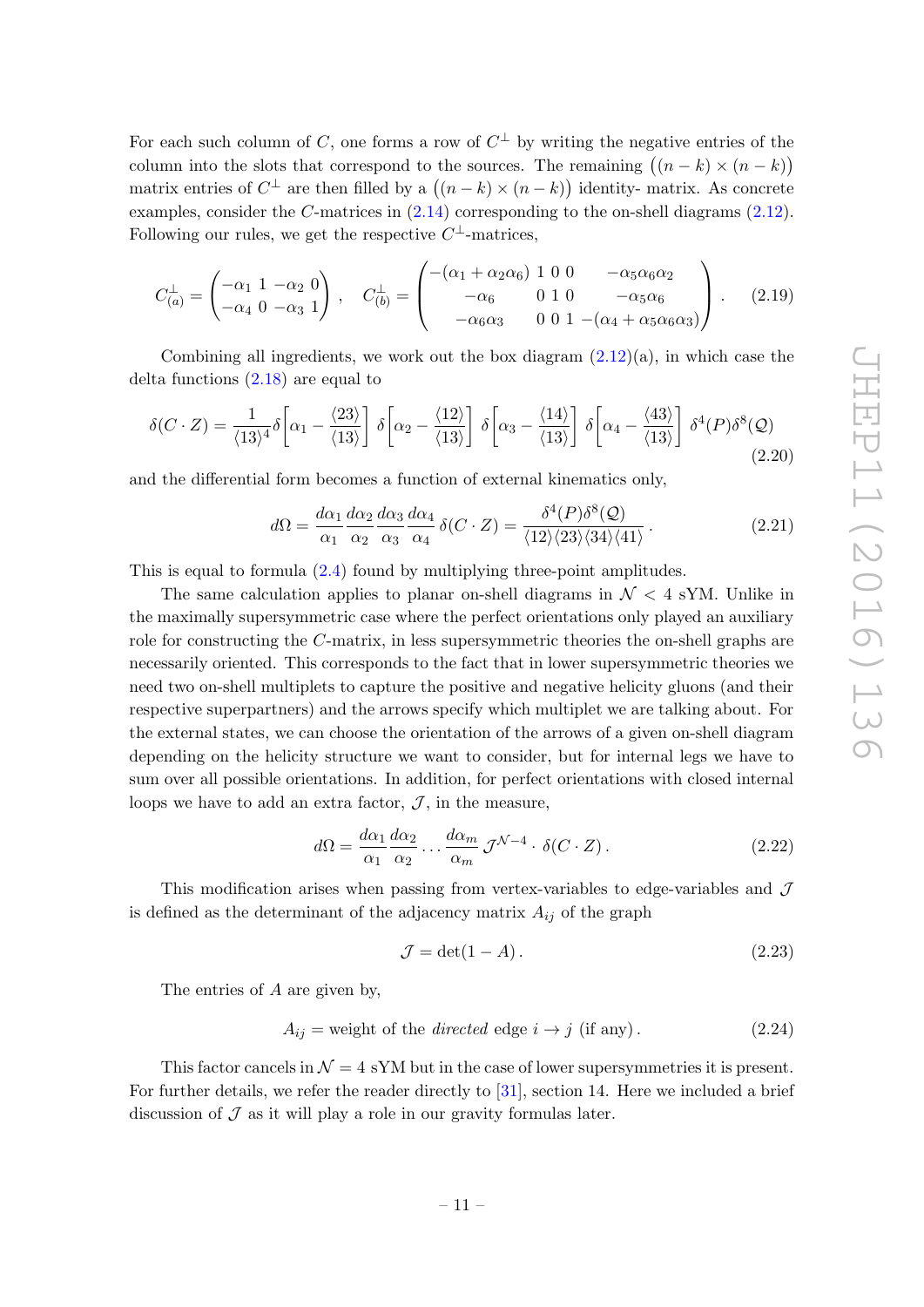For each such column of $C$, one forms a row of $C^\perp$ by writing the negative entries of the column into the slots that correspond to the sources. The remaining $\big((n-k)\times(n-k)\big)$ matrix entries of $C^\perp$ are then filled by a $\big((n-k)\times(n-k)\big)$ identity- matrix. As concrete examples, consider the $C$-matrices in (2.14) corresponding to the on-shell diagrams (2.12). Following our rules, we get the respective $C^\perp$-matrices,

$$
C^\perp_{(a)} = \begin{pmatrix} -\alpha_1 & 1 & -\alpha_2 & 0 \\ -\alpha_4 & 0 & -\alpha_3 & 1 \end{pmatrix}, \quad C^\perp_{(b)} = \begin{pmatrix} -(\alpha_1+\alpha_2\alpha_6) & 1 & 0 & 0 & -\alpha_5\alpha_6\alpha_2 \\ -\alpha_6 & 0 & 1 & 0 & -\alpha_5\alpha_6 \\ -\alpha_6\alpha_3 & 0 & 0 & 1 & -(\alpha_4+\alpha_5\alpha_6\alpha_3) \end{pmatrix}. \tag{2.19}
$$

Combining all ingredients, we work out the box diagram (2.12)(a), in which case the delta functions (2.18) are equal to

$$
\delta(C\cdot Z) = \frac{1}{\langle 13\rangle^4}\delta\!\left[\alpha_1 - \frac{\langle 23\rangle}{\langle 13\rangle}\right]\,\delta\!\left[\alpha_2 - \frac{\langle 12\rangle}{\langle 13\rangle}\right]\,\delta\!\left[\alpha_3 - \frac{\langle 14\rangle}{\langle 13\rangle}\right]\,\delta\!\left[\alpha_4 - \frac{\langle 43\rangle}{\langle 13\rangle}\right]\,\delta^4(P)\delta^8(\mathcal{Q}) \tag{2.20}
$$

and the differential form becomes a function of external kinematics only,

$$
d\Omega = \frac{d\alpha_1}{\alpha_1}\frac{d\alpha_2}{\alpha_2}\frac{d\alpha_3}{\alpha_3}\frac{d\alpha_4}{\alpha_4}\,\delta(C\cdot Z) = \frac{\delta^4(P)\delta^8(\mathcal{Q})}{\langle 12\rangle\langle 23\rangle\langle 34\rangle\langle 41\rangle}. \tag{2.21}
$$

This is equal to formula (2.4) found by multiplying three-point amplitudes.

The same calculation applies to planar on-shell diagrams in $\mathcal{N}<4$ sYM. Unlike in the maximally supersymmetric case where the perfect orientations only played an auxiliary role for constructing the $C$-matrix, in less supersymmetric theories the on-shell graphs are necessarily oriented. This corresponds to the fact that in lower supersymmetric theories we need two on-shell multiplets to capture the positive and negative helicity gluons (and their respective superpartners) and the arrows specify which multiplet we are talking about. For the external states, we can choose the orientation of the arrows of a given on-shell diagram depending on the helicity structure we want to consider, but for internal legs we have to sum over all possible orientations. In addition, for perfect orientations with closed internal loops we have to add an extra factor, $\mathcal{J}$, in the measure,

$$
d\Omega = \frac{d\alpha_1}{\alpha_1}\frac{d\alpha_2}{\alpha_2}\dots\frac{d\alpha_m}{\alpha_m}\,\mathcal{J}^{\mathcal{N}-4}\cdot\delta(C\cdot Z). \tag{2.22}
$$

This modification arises when passing from vertex-variables to edge-variables and $\mathcal{J}$ is defined as the determinant of the adjacency matrix $A_{ij}$ of the graph

$$
\mathcal{J} = \det(1-A). \tag{2.23}
$$

The entries of $A$ are given by,

$$
A_{ij} = \text{weight of the } \textit{directed} \text{ edge } i\to j \text{ (if any)}. \tag{2.24}
$$

This factor cancels in $\mathcal{N}=4$ sYM but in the case of lower supersymmetries it is present. For further details, we refer the reader directly to [31], section 14. Here we included a brief discussion of $\mathcal{J}$ as it will play a role in our gravity formulas later.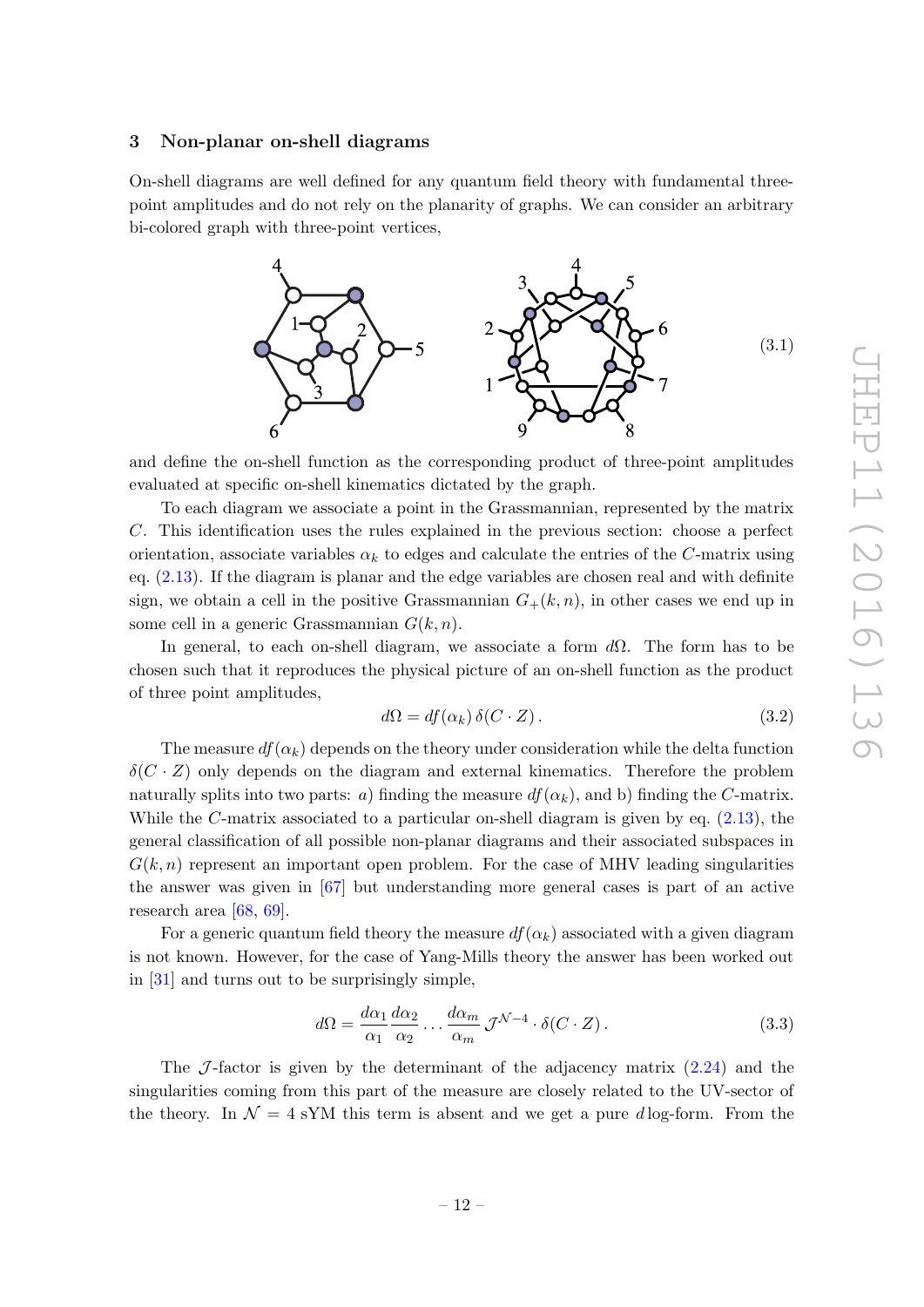## 3 Non-planar on-shell diagrams

On-shell diagrams are well defined for any quantum field theory with fundamental three-point amplitudes and do not rely on the planarity of graphs. We can consider an arbitrary bi-colored graph with three-point vertices,

$$(3.1)$$

and define the on-shell function as the corresponding product of three-point amplitudes evaluated at specific on-shell kinematics dictated by the graph.

To each diagram we associate a point in the Grassmannian, represented by the matrix $C$. This identification uses the rules explained in the previous section: choose a perfect orientation, associate variables $\alpha_k$ to edges and calculate the entries of the $C$-matrix using eq. (2.13). If the diagram is planar and the edge variables are chosen real and with definite sign, we obtain a cell in the positive Grassmannian $G_+(k,n)$, in other cases we end up in some cell in a generic Grassmannian $G(k,n)$.

In general, to each on-shell diagram, we associate a form $d\Omega$. The form has to be chosen such that it reproduces the physical picture of an on-shell function as the product of three point amplitudes,

$$d\Omega = df(\alpha_k)\,\delta(C\cdot Z)\,. \tag{3.2}$$

The measure $df(\alpha_k)$ depends on the theory under consideration while the delta function $\delta(C\cdot Z)$ only depends on the diagram and external kinematics. Therefore the problem naturally splits into two parts: *a*) finding the measure $df(\alpha_k)$, and b) finding the $C$-matrix. While the $C$-matrix associated to a particular on-shell diagram is given by eq. (2.13), the general classification of all possible non-planar diagrams and their associated subspaces in $G(k,n)$ represent an important open problem. For the case of MHV leading singularities the answer was given in [67] but understanding more general cases is part of an active research area [68, 69].

For a generic quantum field theory the measure $df(\alpha_k)$ associated with a given diagram is not known. However, for the case of Yang-Mills theory the answer has been worked out in [31] and turns out to be surprisingly simple,

$$d\Omega = \frac{d\alpha_1}{\alpha_1}\frac{d\alpha_2}{\alpha_2}\dots\frac{d\alpha_m}{\alpha_m}\,\mathcal{J}^{\mathcal{N}-4}\cdot\delta(C\cdot Z)\,. \tag{3.3}$$

The $\mathcal{J}$-factor is given by the determinant of the adjacency matrix (2.24) and the singularities coming from this part of the measure are closely related to the UV-sector of the theory. In $\mathcal{N}=4$ sYM this term is absent and we get a pure $d\log$-form. From the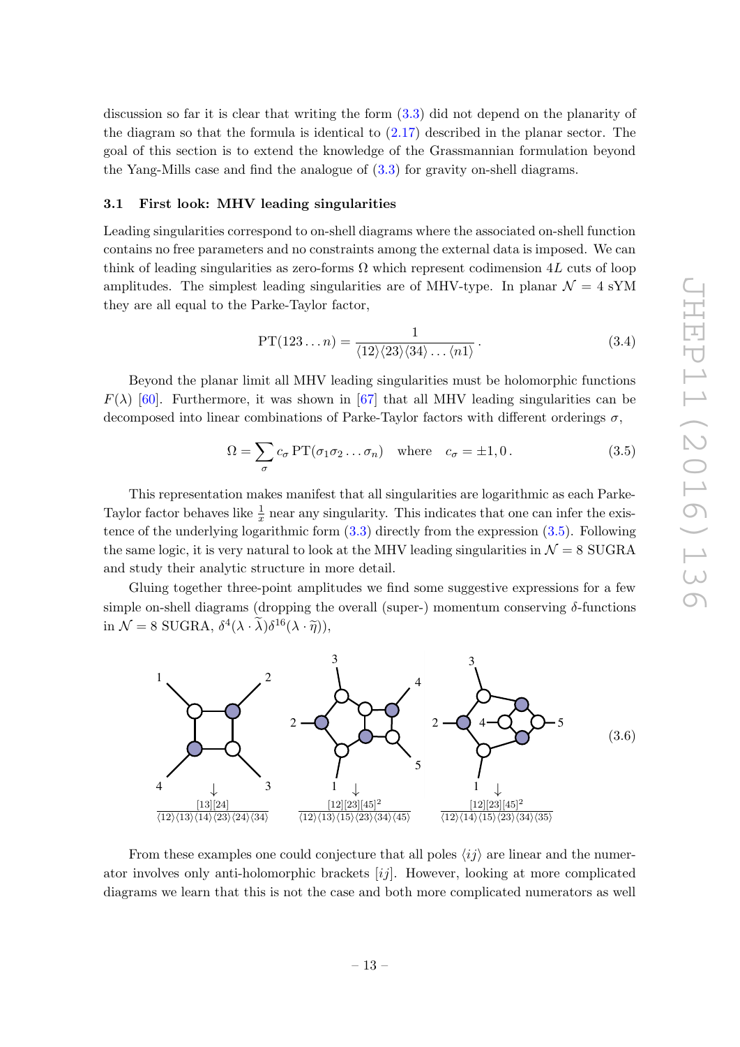discussion so far it is clear that writing the form (3.3) did not depend on the planarity of the diagram so that the formula is identical to (2.17) described in the planar sector. The goal of this section is to extend the knowledge of the Grassmannian formulation beyond the Yang-Mills case and find the analogue of (3.3) for gravity on-shell diagrams.

### 3.1 First look: MHV leading singularities

Leading singularities correspond to on-shell diagrams where the associated on-shell function contains no free parameters and no constraints among the external data is imposed. We can think of leading singularities as zero-forms $\Omega$ which represent codimension $4L$ cuts of loop amplitudes. The simplest leading singularities are of MHV-type. In planar $\mathcal{N}=4$ sYM they are all equal to the Parke-Taylor factor,

$$\text{PT}(123\dots n) = \frac{1}{\langle 12\rangle\langle 23\rangle\langle 34\rangle\dots\langle n1\rangle}\,. \tag{3.4}$$

Beyond the planar limit all MHV leading singularities must be holomorphic functions $F(\lambda)$ [60]. Furthermore, it was shown in [67] that all MHV leading singularities can be decomposed into linear combinations of Parke-Taylor factors with different orderings $\sigma$,

$$\Omega = \sum_\sigma c_\sigma\, \text{PT}(\sigma_1\sigma_2\dots\sigma_n) \quad \text{where} \quad c_\sigma = \pm 1, 0\,. \tag{3.5}$$

This representation makes manifest that all singularities are logarithmic as each Parke-Taylor factor behaves like $\frac{1}{x}$ near any singularity. This indicates that one can infer the existence of the underlying logarithmic form (3.3) directly from the expression (3.5). Following the same logic, it is very natural to look at the MHV leading singularities in $\mathcal{N}=8$ SUGRA and study their analytic structure in more detail.

Gluing together three-point amplitudes we find some suggestive expressions for a few simple on-shell diagrams (dropping the overall (super-) momentum conserving $\delta$-functions in $\mathcal{N}=8$ SUGRA, $\delta^4(\lambda\cdot\widetilde{\lambda})\delta^{16}(\lambda\cdot\widetilde{\eta})$),

$$\frac{[13][24]}{\langle 12\rangle\langle 13\rangle\langle 14\rangle\langle 23\rangle\langle 24\rangle\langle 34\rangle} \qquad \frac{[12][23][45]^2}{\langle 12\rangle\langle 13\rangle\langle 15\rangle\langle 23\rangle\langle 34\rangle\langle 45\rangle} \qquad \frac{[12][23][45]^2}{\langle 12\rangle\langle 14\rangle\langle 15\rangle\langle 23\rangle\langle 34\rangle\langle 35\rangle} \tag{3.6}$$

From these examples one could conjecture that all poles $\langle ij\rangle$ are linear and the numerator involves only anti-holomorphic brackets $[ij]$. However, looking at more complicated diagrams we learn that this is not the case and both more complicated numerators as well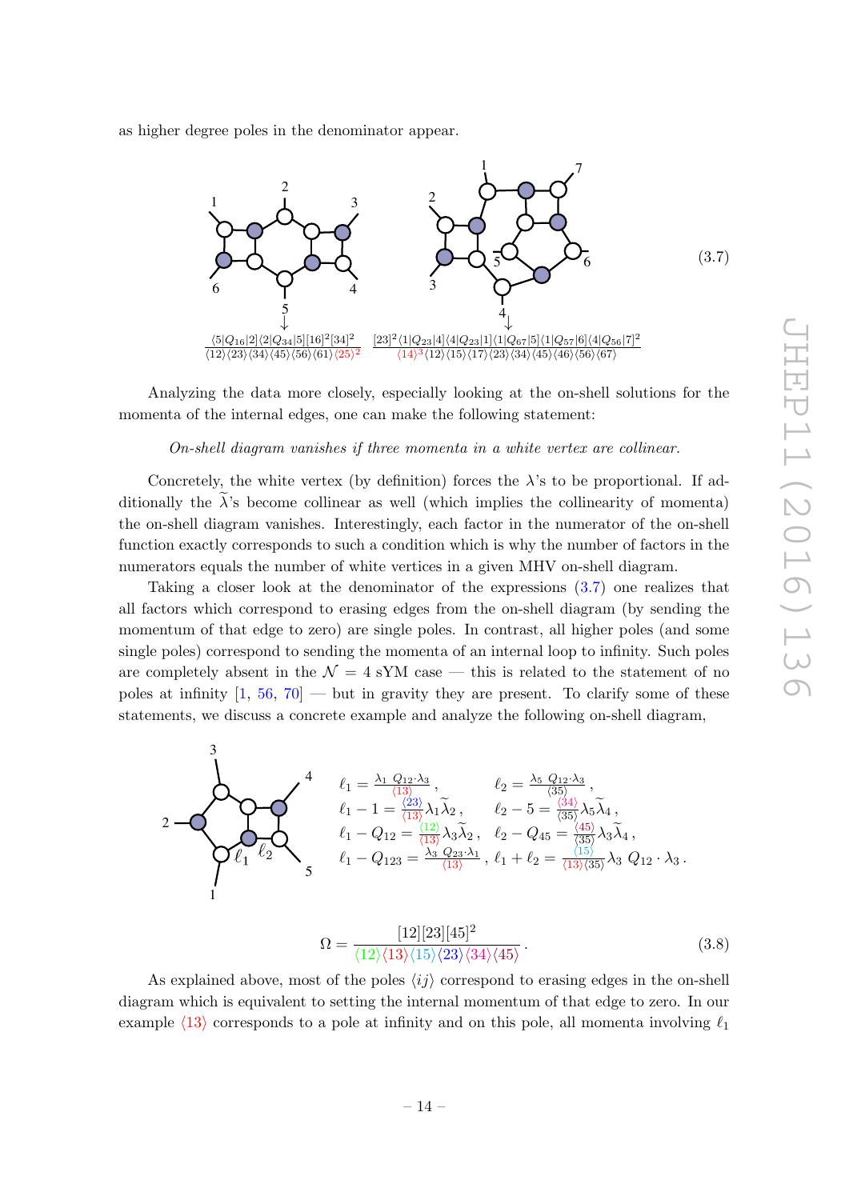as higher degree poles in the denominator appear.

$$\frac{\langle 5|Q_{16}|2]\langle 2|Q_{34}|5][16]^2[34]^2}{\langle 12\rangle\langle 23\rangle\langle 34\rangle\langle 45\rangle\langle 56\rangle\langle 61\rangle\langle 25\rangle^2} \qquad \frac{[23]^2\langle 1|Q_{23}|4]\langle 4|Q_{23}|1]\langle 1|Q_{67}|5]\langle 1|Q_{57}|6]\langle 4|Q_{56}|7]^2}{\langle 14\rangle^3\langle 12\rangle\langle 15\rangle\langle 17\rangle\langle 23\rangle\langle 34\rangle\langle 45\rangle\langle 46\rangle\langle 56\rangle\langle 67\rangle} \tag{3.7}$$

Analyzing the data more closely, especially looking at the on-shell solutions for the momenta of the internal edges, one can make the following statement:

*On-shell diagram vanishes if three momenta in a white vertex are collinear.*

Concretely, the white vertex (by definition) forces the $\lambda$'s to be proportional. If additionally the $\widetilde{\lambda}$'s become collinear as well (which implies the collinearity of momenta) the on-shell diagram vanishes. Interestingly, each factor in the numerator of the on-shell function exactly corresponds to such a condition which is why the number of factors in the numerators equals the number of white vertices in a given MHV on-shell diagram.

Taking a closer look at the denominator of the expressions (3.7) one realizes that all factors which correspond to erasing edges from the on-shell diagram (by sending the momentum of that edge to zero) are single poles. In contrast, all higher poles (and some single poles) correspond to sending the momenta of an internal loop to infinity. Such poles are completely absent in the $\mathcal{N}=4$ sYM case — this is related to the statement of no poles at infinity [1, 56, 70] — but in gravity they are present. To clarify some of these statements, we discuss a concrete example and analyze the following on-shell diagram,

$$\ell_1 = \frac{\lambda_1\ Q_{12}\cdot\lambda_3}{\langle 13\rangle}\,, \qquad \ell_2 = \frac{\lambda_5\ Q_{12}\cdot\lambda_3}{\langle 35\rangle}\,,$$
$$\ell_1 - 1 = \frac{\langle 23\rangle}{\langle 13\rangle}\lambda_1\widetilde{\lambda}_2\,, \qquad \ell_2 - 5 = \frac{\langle 34\rangle}{\langle 35\rangle}\lambda_5\widetilde{\lambda}_4\,,$$
$$\ell_1 - Q_{12} = \frac{\langle 12\rangle}{\langle 13\rangle}\lambda_3\widetilde{\lambda}_2\,, \quad \ell_2 - Q_{45} = \frac{\langle 45\rangle}{\langle 35\rangle}\lambda_3\widetilde{\lambda}_4\,,$$
$$\ell_1 - Q_{123} = \frac{\lambda_3\ Q_{23}\cdot\lambda_1}{\langle 13\rangle}\,, \ \ell_1 + \ell_2 = \frac{\langle 15\rangle}{\langle 13\rangle\langle 35\rangle}\lambda_3\ Q_{12}\cdot\lambda_3\,.$$

$$\Omega = \frac{[12][23][45]^2}{\langle 12\rangle\langle 13\rangle\langle 15\rangle\langle 23\rangle\langle 34\rangle\langle 45\rangle}\,. \tag{3.8}$$

As explained above, most of the poles $\langle ij\rangle$ correspond to erasing edges in the on-shell diagram which is equivalent to setting the internal momentum of that edge to zero. In our example $\langle 13\rangle$ corresponds to a pole at infinity and on this pole, all momenta involving $\ell_1$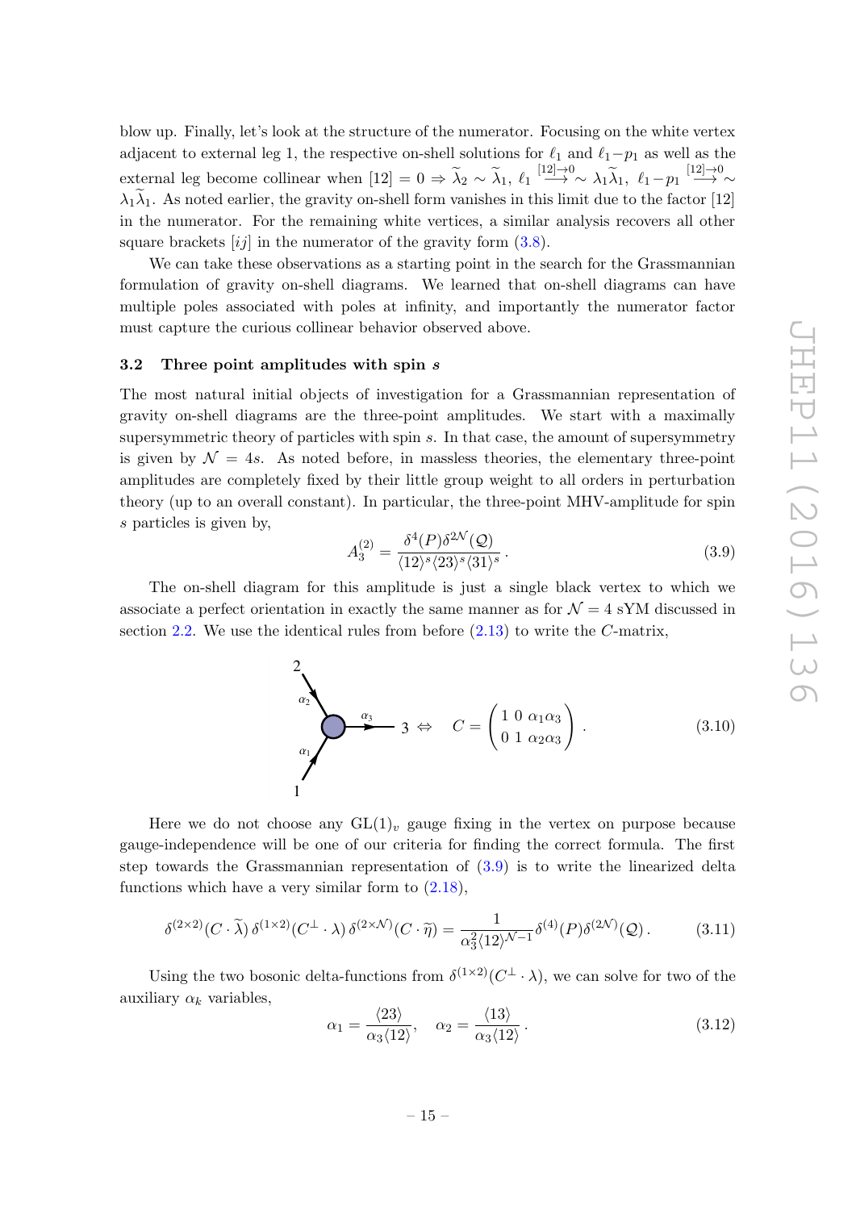blow up. Finally, let's look at the structure of the numerator. Focusing on the white vertex adjacent to external leg 1, the respective on-shell solutions for $\ell_1$ and $\ell_1 - p_1$ as well as the external leg become collinear when $[12] = 0 \Rightarrow \widetilde{\lambda}_2 \sim \widetilde{\lambda}_1$, $\ell_1 \overset{[12]\to 0}{\longrightarrow} \sim \lambda_1\widetilde{\lambda}_1$, $\ell_1 - p_1 \overset{[12]\to 0}{\longrightarrow} \sim \lambda_1\widetilde{\lambda}_1$. As noted earlier, the gravity on-shell form vanishes in this limit due to the factor $[12]$ in the numerator. For the remaining white vertices, a similar analysis recovers all other square brackets $[ij]$ in the numerator of the gravity form (3.8).

We can take these observations as a starting point in the search for the Grassmannian formulation of gravity on-shell diagrams. We learned that on-shell diagrams can have multiple poles associated with poles at infinity, and importantly the numerator factor must capture the curious collinear behavior observed above.

### 3.2 Three point amplitudes with spin $s$

The most natural initial objects of investigation for a Grassmannian representation of gravity on-shell diagrams are the three-point amplitudes. We start with a maximally supersymmetric theory of particles with spin $s$. In that case, the amount of supersymmetry is given by $\mathcal{N} = 4s$. As noted before, in massless theories, the elementary three-point amplitudes are completely fixed by their little group weight to all orders in perturbation theory (up to an overall constant). In particular, the three-point MHV-amplitude for spin $s$ particles is given by,

$$A_3^{(2)} = \frac{\delta^4(P)\delta^{2\mathcal{N}}(\mathcal{Q})}{\langle 12\rangle^s\langle 23\rangle^s\langle 31\rangle^s}\,. \tag{3.9}$$

The on-shell diagram for this amplitude is just a single black vertex to which we associate a perfect orientation in exactly the same manner as for $\mathcal{N}=4$ sYM discussed in section 2.2. We use the identical rules from before (2.13) to write the $C$-matrix,

$$\Leftrightarrow \quad C = \begin{pmatrix} 1 & 0 & \alpha_1\alpha_3 \\ 0 & 1 & \alpha_2\alpha_3 \end{pmatrix}. \tag{3.10}$$

Here we do not choose any $\mathrm{GL}(1)_v$ gauge fixing in the vertex on purpose because gauge-independence will be one of our criteria for finding the correct formula. The first step towards the Grassmannian representation of (3.9) is to write the linearized delta functions which have a very similar form to (2.18),

$$\delta^{(2\times 2)}(C\cdot\widetilde{\lambda})\,\delta^{(1\times 2)}(C^\perp\cdot\lambda)\,\delta^{(2\times\mathcal{N})}(C\cdot\widetilde{\eta}) = \frac{1}{\alpha_3^2\langle 12\rangle^{\mathcal{N}-1}}\delta^{(4)}(P)\delta^{(2\mathcal{N})}(\mathcal{Q})\,. \tag{3.11}$$

Using the two bosonic delta-functions from $\delta^{(1\times 2)}(C^\perp\cdot\lambda)$, we can solve for two of the auxiliary $\alpha_k$ variables,

$$\alpha_1 = \frac{\langle 23\rangle}{\alpha_3\langle 12\rangle}, \quad \alpha_2 = \frac{\langle 13\rangle}{\alpha_3\langle 12\rangle}\,. \tag{3.12}$$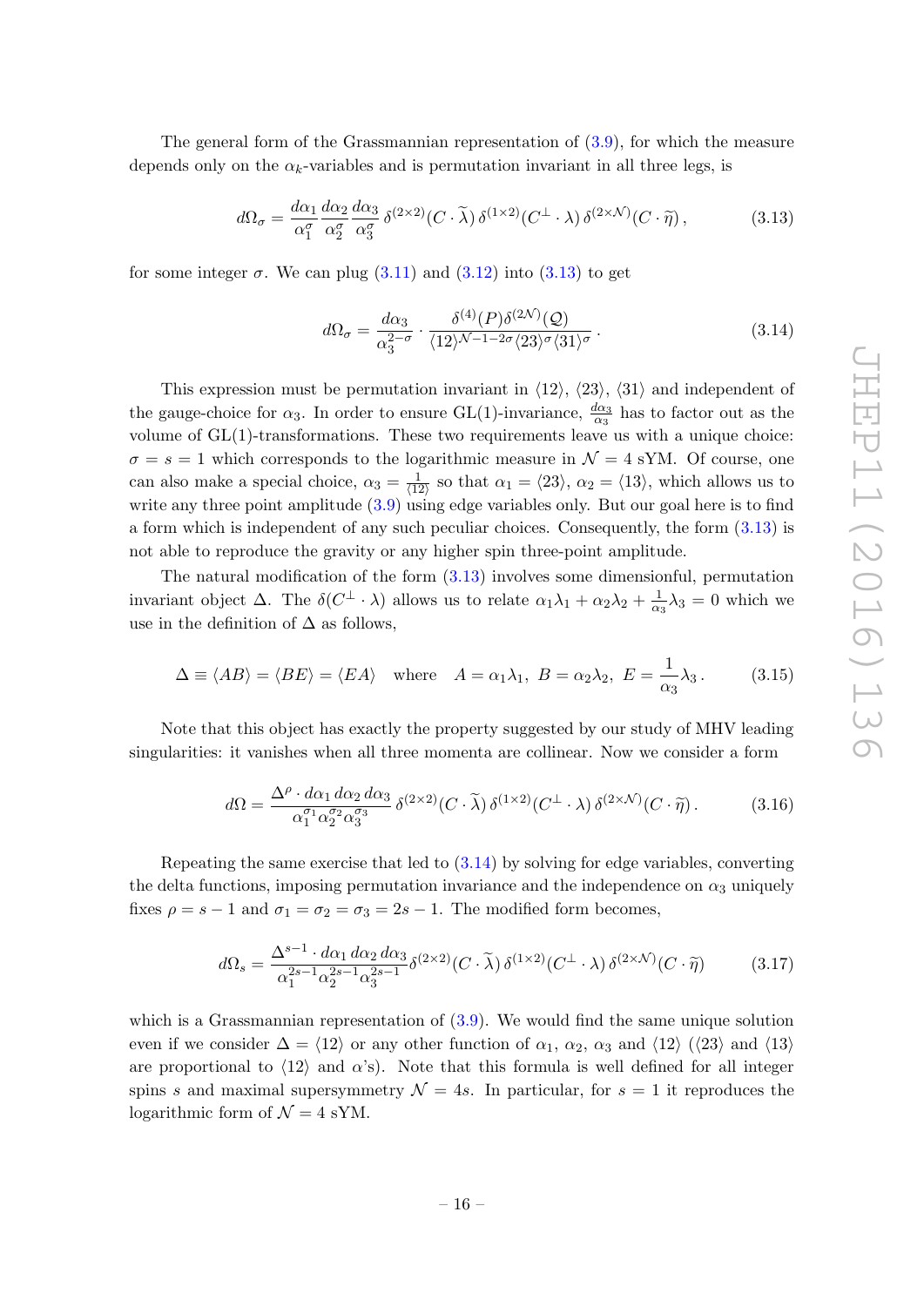The general form of the Grassmannian representation of (3.9), for which the measure depends only on the $\alpha_k$-variables and is permutation invariant in all three legs, is

$$d\Omega_\sigma = \frac{d\alpha_1}{\alpha_1^\sigma}\frac{d\alpha_2}{\alpha_2^\sigma}\frac{d\alpha_3}{\alpha_3^\sigma}\,\delta^{(2\times 2)}(C\cdot\widetilde{\lambda})\,\delta^{(1\times 2)}(C^\perp\cdot\lambda)\,\delta^{(2\times\mathcal{N})}(C\cdot\widetilde{\eta})\,, \tag{3.13}$$

for some integer $\sigma$. We can plug (3.11) and (3.12) into (3.13) to get

$$d\Omega_\sigma = \frac{d\alpha_3}{\alpha_3^{2-\sigma}}\cdot\frac{\delta^{(4)}(P)\delta^{(2\mathcal{N})}(\mathcal{Q})}{\langle 12\rangle^{\mathcal{N}-1-2\sigma}\langle 23\rangle^\sigma\langle 31\rangle^\sigma}\,. \tag{3.14}$$

This expression must be permutation invariant in $\langle 12\rangle$, $\langle 23\rangle$, $\langle 31\rangle$ and independent of the gauge-choice for $\alpha_3$. In order to ensure GL(1)-invariance, $\frac{d\alpha_3}{\alpha_3}$ has to factor out as the volume of GL(1)-transformations. These two requirements leave us with a unique choice: $\sigma = s = 1$ which corresponds to the logarithmic measure in $\mathcal{N}=4$ sYM. Of course, one can also make a special choice, $\alpha_3 = \frac{1}{\langle 12\rangle}$ so that $\alpha_1 = \langle 23\rangle$, $\alpha_2 = \langle 13\rangle$, which allows us to write any three point amplitude (3.9) using edge variables only. But our goal here is to find a form which is independent of any such peculiar choices. Consequently, the form (3.13) is not able to reproduce the gravity or any higher spin three-point amplitude.

The natural modification of the form (3.13) involves some dimensionful, permutation invariant object $\Delta$. The $\delta(C^\perp\cdot\lambda)$ allows us to relate $\alpha_1\lambda_1 + \alpha_2\lambda_2 + \frac{1}{\alpha_3}\lambda_3 = 0$ which we use in the definition of $\Delta$ as follows,

$$\Delta \equiv \langle AB\rangle = \langle BE\rangle = \langle EA\rangle \quad \text{where} \quad A = \alpha_1\lambda_1,\; B = \alpha_2\lambda_2,\; E = \frac{1}{\alpha_3}\lambda_3\,. \tag{3.15}$$

Note that this object has exactly the property suggested by our study of MHV leading singularities: it vanishes when all three momenta are collinear. Now we consider a form

$$d\Omega = \frac{\Delta^\rho\cdot d\alpha_1\,d\alpha_2\,d\alpha_3}{\alpha_1^{\sigma_1}\alpha_2^{\sigma_2}\alpha_3^{\sigma_3}}\,\delta^{(2\times 2)}(C\cdot\widetilde{\lambda})\,\delta^{(1\times 2)}(C^\perp\cdot\lambda)\,\delta^{(2\times\mathcal{N})}(C\cdot\widetilde{\eta})\,. \tag{3.16}$$

Repeating the same exercise that led to (3.14) by solving for edge variables, converting the delta functions, imposing permutation invariance and the independence on $\alpha_3$ uniquely fixes $\rho = s-1$ and $\sigma_1 = \sigma_2 = \sigma_3 = 2s-1$. The modified form becomes,

$$d\Omega_s = \frac{\Delta^{s-1}\cdot d\alpha_1\,d\alpha_2\,d\alpha_3}{\alpha_1^{2s-1}\alpha_2^{2s-1}\alpha_3^{2s-1}}\delta^{(2\times 2)}(C\cdot\widetilde{\lambda})\,\delta^{(1\times 2)}(C^\perp\cdot\lambda)\,\delta^{(2\times\mathcal{N})}(C\cdot\widetilde{\eta}) \tag{3.17}$$

which is a Grassmannian representation of (3.9). We would find the same unique solution even if we consider $\Delta = \langle 12\rangle$ or any other function of $\alpha_1$, $\alpha_2$, $\alpha_3$ and $\langle 12\rangle$ ($\langle 23\rangle$ and $\langle 13\rangle$ are proportional to $\langle 12\rangle$ and $\alpha$'s). Note that this formula is well defined for all integer spins $s$ and maximal supersymmetry $\mathcal{N} = 4s$. In particular, for $s = 1$ it reproduces the logarithmic form of $\mathcal{N}=4$ sYM.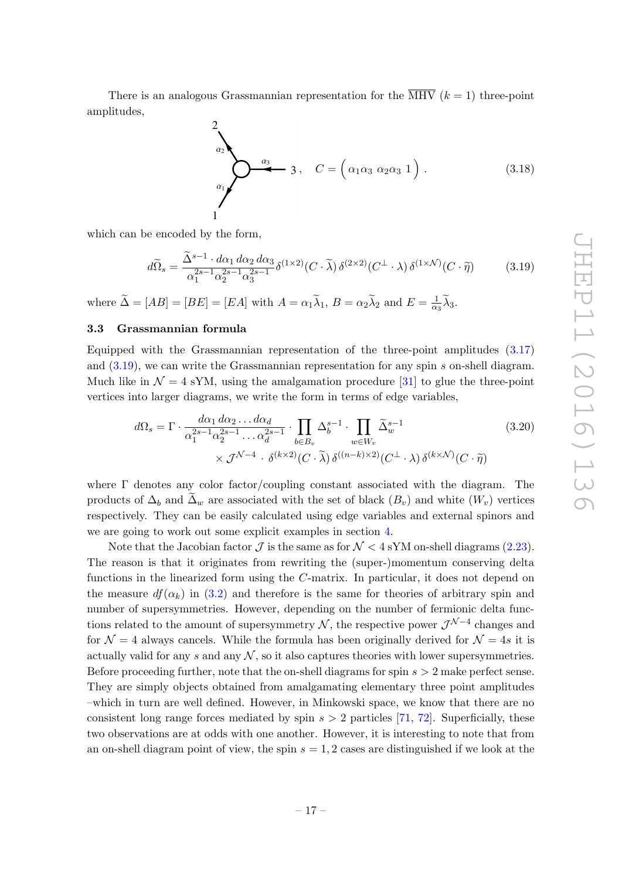There is an analogous Grassmannian representation for the $\overline{\text{MHV}}$ ($k = 1$) three-point amplitudes,

$$C = \begin{pmatrix} \alpha_1\alpha_3 & \alpha_2\alpha_3 & 1 \end{pmatrix}. \tag{3.18}$$

which can be encoded by the form,

$$d\widetilde{\Omega}_s = \frac{\widetilde{\Delta}^{s-1} \cdot d\alpha_1\, d\alpha_2\, d\alpha_3}{\alpha_1^{2s-1}\alpha_2^{2s-1}\alpha_3^{2s-1}} \delta^{(1\times 2)}(C\cdot\widetilde{\lambda})\, \delta^{(2\times 2)}(C^{\perp}\cdot\lambda)\, \delta^{(1\times\mathcal{N})}(C\cdot\widetilde{\eta}) \tag{3.19}$$

where $\widetilde{\Delta} = [AB] = [BE] = [EA]$ with $A = \alpha_1\widetilde{\lambda}_1$, $B = \alpha_2\widetilde{\lambda}_2$ and $E = \frac{1}{\alpha_3}\widetilde{\lambda}_3$.

### 3.3 Grassmannian formula

Equipped with the Grassmannian representation of the three-point amplitudes (3.17) and (3.19), we can write the Grassmannian representation for any spin $s$ on-shell diagram. Much like in $\mathcal{N} = 4$ sYM, using the amalgamation procedure [31] to glue the three-point vertices into larger diagrams, we write the form in terms of edge variables,

$$\begin{aligned} d\Omega_s = \Gamma \cdot \frac{d\alpha_1\, d\alpha_2 \ldots d\alpha_d}{\alpha_1^{2s-1}\alpha_2^{2s-1}\ldots\alpha_d^{2s-1}} \cdot \prod_{b\in B_v} \Delta_b^{s-1} \cdot \prod_{w\in W_v} \widetilde{\Delta}_w^{s-1} \\ \times \mathcal{J}^{\mathcal{N}-4} \cdot \delta^{(k\times 2)}(C\cdot\widetilde{\lambda})\, \delta^{((n-k)\times 2)}(C^{\perp}\cdot\lambda)\, \delta^{(k\times\mathcal{N})}(C\cdot\widetilde{\eta}) \end{aligned} \tag{3.20}$$

where $\Gamma$ denotes any color factor/coupling constant associated with the diagram. The products of $\Delta_b$ and $\widetilde{\Delta}_w$ are associated with the set of black ($B_v$) and white ($W_v$) vertices respectively. They can be easily calculated using edge variables and external spinors and we are going to work out some explicit examples in section 4.

Note that the Jacobian factor $\mathcal{J}$ is the same as for $\mathcal{N} < 4$ sYM on-shell diagrams (2.23). The reason is that it originates from rewriting the (super-)momentum conserving delta functions in the linearized form using the $C$-matrix. In particular, it does not depend on the measure $df(\alpha_k)$ in (3.2) and therefore is the same for theories of arbitrary spin and number of supersymmetries. However, depending on the number of fermionic delta functions related to the amount of supersymmetry $\mathcal{N}$, the respective power $\mathcal{J}^{\mathcal{N}-4}$ changes and for $\mathcal{N} = 4$ always cancels. While the formula has been originally derived for $\mathcal{N} = 4s$ it is actually valid for any $s$ and any $\mathcal{N}$, so it also captures theories with lower supersymmetries. Before proceeding further, note that the on-shell diagrams for spin $s > 2$ make perfect sense. They are simply objects obtained from amalgamating elementary three point amplitudes –which in turn are well defined. However, in Minkowski space, we know that there are no consistent long range forces mediated by spin $s > 2$ particles [71, 72]. Superficially, these two observations are at odds with one another. However, it is interesting to note that from an on-shell diagram point of view, the spin $s = 1, 2$ cases are distinguished if we look at the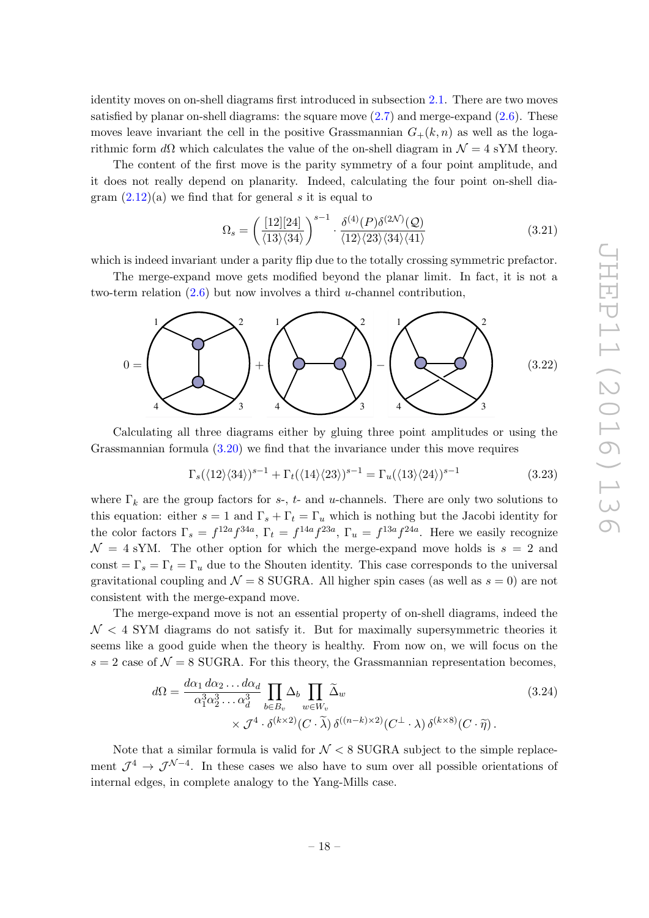identity moves on on-shell diagrams first introduced in subsection 2.1. There are two moves satisfied by planar on-shell diagrams: the square move (2.7) and merge-expand (2.6). These moves leave invariant the cell in the positive Grassmannian $G_+(k,n)$ as well as the logarithmic form $d\Omega$ which calculates the value of the on-shell diagram in $\mathcal{N}=4$ sYM theory.

The content of the first move is the parity symmetry of a four point amplitude, and it does not really depend on planarity. Indeed, calculating the four point on-shell diagram (2.12)(a) we find that for general $s$ it is equal to

$$\Omega_s = \left(\frac{[12][24]}{\langle 13\rangle\langle 34\rangle}\right)^{s-1}\cdot\frac{\delta^{(4)}(P)\delta^{(2\mathcal{N})}(\mathcal{Q})}{\langle 12\rangle\langle 23\rangle\langle 34\rangle\langle 41\rangle} \tag{3.21}$$

which is indeed invariant under a parity flip due to the totally crossing symmetric prefactor.

The merge-expand move gets modified beyond the planar limit. In fact, it is not a two-term relation (2.6) but now involves a third $u$-channel contribution,

$$0 = [\text{s-channel diagram}] + [\text{t-channel diagram}] - [\text{u-channel diagram}] \tag{3.22}$$

Calculating all three diagrams either by gluing three point amplitudes or using the Grassmannian formula (3.20) we find that the invariance under this move requires

$$\Gamma_s(\langle 12\rangle\langle 34\rangle)^{s-1} + \Gamma_t(\langle 14\rangle\langle 23\rangle)^{s-1} = \Gamma_u(\langle 13\rangle\langle 24\rangle)^{s-1} \tag{3.23}$$

where $\Gamma_k$ are the group factors for $s$-, $t$- and $u$-channels. There are only two solutions to this equation: either $s=1$ and $\Gamma_s+\Gamma_t=\Gamma_u$ which is nothing but the Jacobi identity for the color factors $\Gamma_s = f^{12a}f^{34a}$, $\Gamma_t = f^{14a}f^{23a}$, $\Gamma_u = f^{13a}f^{24a}$. Here we easily recognize $\mathcal{N}=4$ sYM. The other option for which the merge-expand move holds is $s=2$ and $\text{const} = \Gamma_s = \Gamma_t = \Gamma_u$ due to the Shouten identity. This case corresponds to the universal gravitational coupling and $\mathcal{N}=8$ SUGRA. All higher spin cases (as well as $s=0$) are not consistent with the merge-expand move.

The merge-expand move is not an essential property of on-shell diagrams, indeed the $\mathcal{N}<4$ SYM diagrams do not satisfy it. But for maximally supersymmetric theories it seems like a good guide when the theory is healthy. From now on, we will focus on the $s=2$ case of $\mathcal{N}=8$ SUGRA. For this theory, the Grassmannian representation becomes,

$$\begin{aligned} d\Omega = \frac{d\alpha_1\, d\alpha_2 \dots d\alpha_d}{\alpha_1^3\alpha_2^3\dots\alpha_d^3}&\prod_{b\in B_v}\Delta_b\prod_{w\in W_v}\widetilde{\Delta}_w \\ &\times \mathcal{J}^4\cdot\delta^{(k\times 2)}(C\cdot\widetilde{\lambda})\,\delta^{((n-k)\times 2)}(C^\perp\cdot\lambda)\,\delta^{(k\times 8)}(C\cdot\widetilde{\eta})\,. \end{aligned} \tag{3.24}$$

Note that a similar formula is valid for $\mathcal{N}<8$ SUGRA subject to the simple replacement $\mathcal{J}^4\to\mathcal{J}^{\mathcal{N}-4}$. In these cases we also have to sum over all possible orientations of internal edges, in complete analogy to the Yang-Mills case.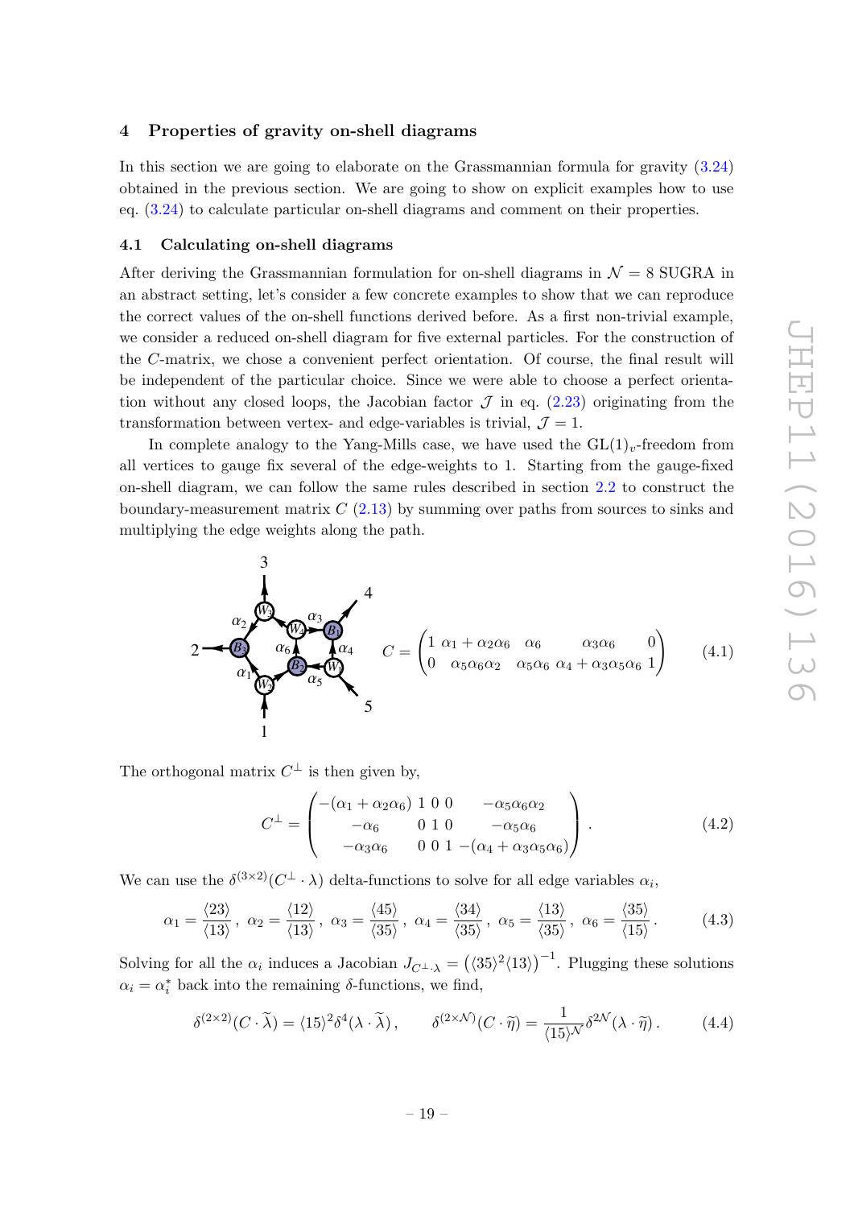## 4 Properties of gravity on-shell diagrams

In this section we are going to elaborate on the Grassmannian formula for gravity (3.24) obtained in the previous section. We are going to show on explicit examples how to use eq. (3.24) to calculate particular on-shell diagrams and comment on their properties.

### 4.1 Calculating on-shell diagrams

After deriving the Grassmannian formulation for on-shell diagrams in $\mathcal{N}=8$ SUGRA in an abstract setting, let's consider a few concrete examples to show that we can reproduce the correct values of the on-shell functions derived before. As a first non-trivial example, we consider a reduced on-shell diagram for five external particles. For the construction of the $C$-matrix, we chose a convenient perfect orientation. Of course, the final result will be independent of the particular choice. Since we were able to choose a perfect orientation without any closed loops, the Jacobian factor $\mathcal{J}$ in eq. (2.23) originating from the transformation between vertex- and edge-variables is trivial, $\mathcal{J}=1$.

In complete analogy to the Yang-Mills case, we have used the $\mathrm{GL}(1)_v$-freedom from all vertices to gauge fix several of the edge-weights to 1. Starting from the gauge-fixed on-shell diagram, we can follow the same rules described in section 2.2 to construct the boundary-measurement matrix $C$ (2.13) by summing over paths from sources to sinks and multiplying the edge weights along the path.

$$C = \begin{pmatrix} 1 & \alpha_1+\alpha_2\alpha_6 & \alpha_6 & \alpha_3\alpha_6 & 0 \\ 0 & \alpha_5\alpha_6\alpha_2 & \alpha_5\alpha_6 & \alpha_4+\alpha_3\alpha_5\alpha_6 & 1 \end{pmatrix} \tag{4.1}$$

The orthogonal matrix $C^\perp$ is then given by,

$$C^\perp = \begin{pmatrix} -(\alpha_1+\alpha_2\alpha_6) & 1 & 0 & 0 & -\alpha_5\alpha_6\alpha_2 \\ -\alpha_6 & 0 & 1 & 0 & -\alpha_5\alpha_6 \\ -\alpha_3\alpha_6 & 0 & 0 & 1 & -(\alpha_4+\alpha_3\alpha_5\alpha_6) \end{pmatrix}. \tag{4.2}$$

We can use the $\delta^{(3\times 2)}(C^\perp\cdot\lambda)$ delta-functions to solve for all edge variables $\alpha_i$,

$$\alpha_1 = \frac{\langle 23\rangle}{\langle 13\rangle},\ \alpha_2 = \frac{\langle 12\rangle}{\langle 13\rangle},\ \alpha_3 = \frac{\langle 45\rangle}{\langle 35\rangle},\ \alpha_4 = \frac{\langle 34\rangle}{\langle 35\rangle},\ \alpha_5 = \frac{\langle 13\rangle}{\langle 35\rangle},\ \alpha_6 = \frac{\langle 35\rangle}{\langle 15\rangle}. \tag{4.3}$$

Solving for all the $\alpha_i$ induces a Jacobian $J_{C^\perp\cdot\lambda} = \left(\langle 35\rangle^2\langle 13\rangle\right)^{-1}$. Plugging these solutions $\alpha_i = \alpha_i^*$ back into the remaining $\delta$-functions, we find,

$$\delta^{(2\times 2)}(C\cdot\widetilde{\lambda}) = \langle 15\rangle^2\delta^4(\lambda\cdot\widetilde{\lambda}),\qquad \delta^{(2\times\mathcal{N})}(C\cdot\widetilde{\eta}) = \frac{1}{\langle 15\rangle^{\mathcal{N}}}\delta^{2\mathcal{N}}(\lambda\cdot\widetilde{\eta}). \tag{4.4}$$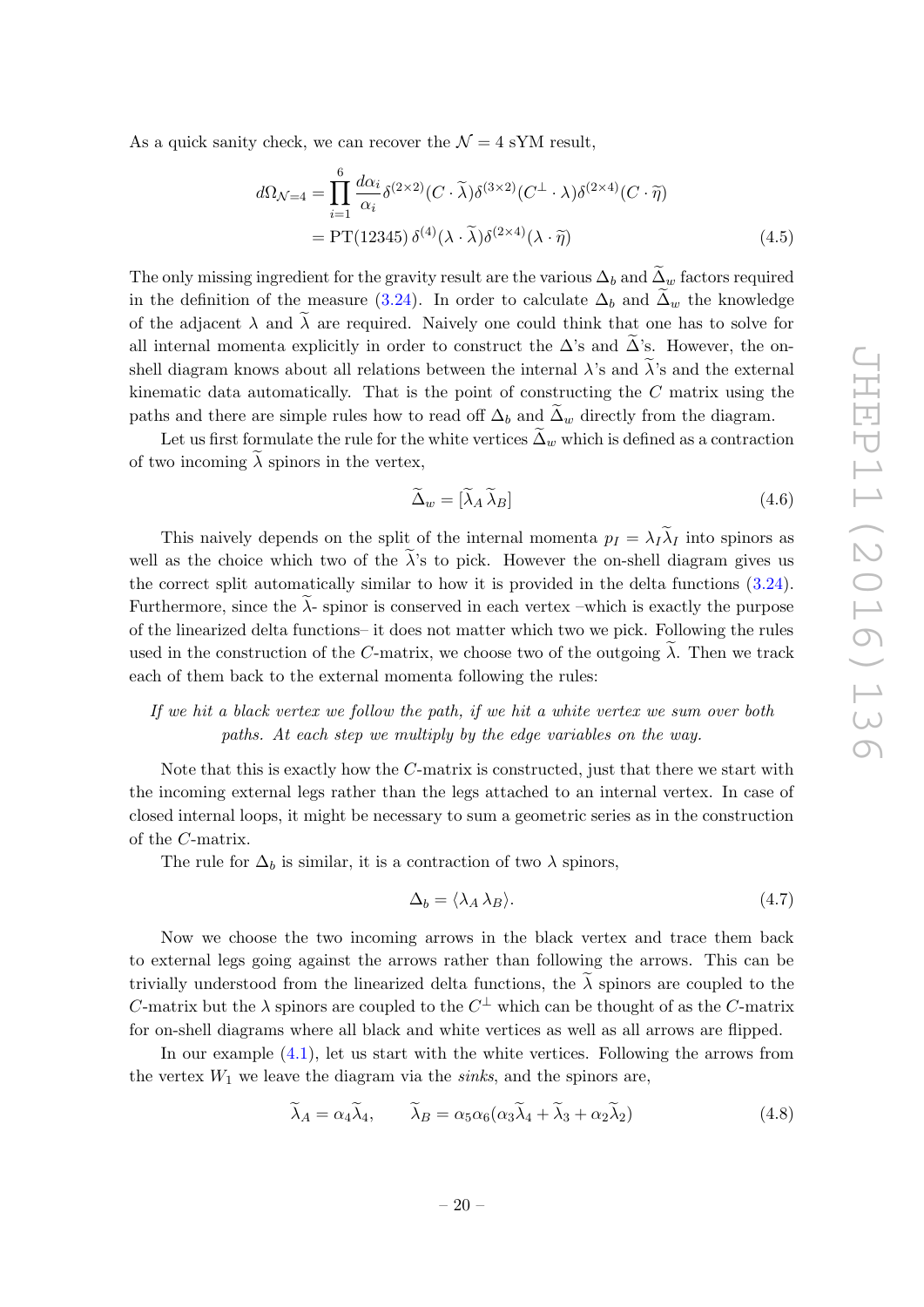As a quick sanity check, we can recover the $\mathcal{N}=4$ sYM result,

$$
\begin{aligned}
d\Omega_{\mathcal{N}=4} &= \prod_{i=1}^{6} \frac{d\alpha_i}{\alpha_i} \delta^{(2\times 2)}(C\cdot\widetilde{\lambda})\delta^{(3\times 2)}(C^{\perp}\cdot\lambda)\delta^{(2\times 4)}(C\cdot\widetilde{\eta}) \\
&= \mathrm{PT}(12345)\,\delta^{(4)}(\lambda\cdot\widetilde{\lambda})\delta^{(2\times 4)}(\lambda\cdot\widetilde{\eta})
\end{aligned} \tag{4.5}
$$

The only missing ingredient for the gravity result are the various $\Delta_b$ and $\widetilde{\Delta}_w$ factors required in the definition of the measure (3.24). In order to calculate $\Delta_b$ and $\widetilde{\Delta}_w$ the knowledge of the adjacent $\lambda$ and $\widetilde{\lambda}$ are required. Naively one could think that one has to solve for all internal momenta explicitly in order to construct the $\Delta$'s and $\widetilde{\Delta}$'s. However, the on-shell diagram knows about all relations between the internal $\lambda$'s and $\widetilde{\lambda}$'s and the external kinematic data automatically. That is the point of constructing the $C$ matrix using the paths and there are simple rules how to read off $\Delta_b$ and $\widetilde{\Delta}_w$ directly from the diagram.

Let us first formulate the rule for the white vertices $\widetilde{\Delta}_w$ which is defined as a contraction of two incoming $\widetilde{\lambda}$ spinors in the vertex,

$$
\widetilde{\Delta}_w = [\widetilde{\lambda}_A\,\widetilde{\lambda}_B] \tag{4.6}
$$

This naively depends on the split of the internal momenta $p_I = \lambda_I\widetilde{\lambda}_I$ into spinors as well as the choice which two of the $\widetilde{\lambda}$'s to pick. However the on-shell diagram gives us the correct split automatically similar to how it is provided in the delta functions (3.24). Furthermore, since the $\widetilde{\lambda}$- spinor is conserved in each vertex –which is exactly the purpose of the linearized delta functions– it does not matter which two we pick. Following the rules used in the construction of the $C$-matrix, we choose two of the outgoing $\widetilde{\lambda}$. Then we track each of them back to the external momenta following the rules:

*If we hit a black vertex we follow the path, if we hit a white vertex we sum over both paths. At each step we multiply by the edge variables on the way.*

Note that this is exactly how the $C$-matrix is constructed, just that there we start with the incoming external legs rather than the legs attached to an internal vertex. In case of closed internal loops, it might be necessary to sum a geometric series as in the construction of the $C$-matrix.

The rule for $\Delta_b$ is similar, it is a contraction of two $\lambda$ spinors,

$$
\Delta_b = \langle\lambda_A\,\lambda_B\rangle. \tag{4.7}
$$

Now we choose the two incoming arrows in the black vertex and trace them back to external legs going against the arrows rather than following the arrows. This can be trivially understood from the linearized delta functions, the $\widetilde{\lambda}$ spinors are coupled to the $C$-matrix but the $\lambda$ spinors are coupled to the $C^{\perp}$ which can be thought of as the $C$-matrix for on-shell diagrams where all black and white vertices as well as all arrows are flipped.

In our example (4.1), let us start with the white vertices. Following the arrows from the vertex $W_1$ we leave the diagram via the *sinks*, and the spinors are,

$$
\widetilde{\lambda}_A = \alpha_4\widetilde{\lambda}_4, \qquad \widetilde{\lambda}_B = \alpha_5\alpha_6(\alpha_3\widetilde{\lambda}_4 + \widetilde{\lambda}_3 + \alpha_2\widetilde{\lambda}_2) \tag{4.8}
$$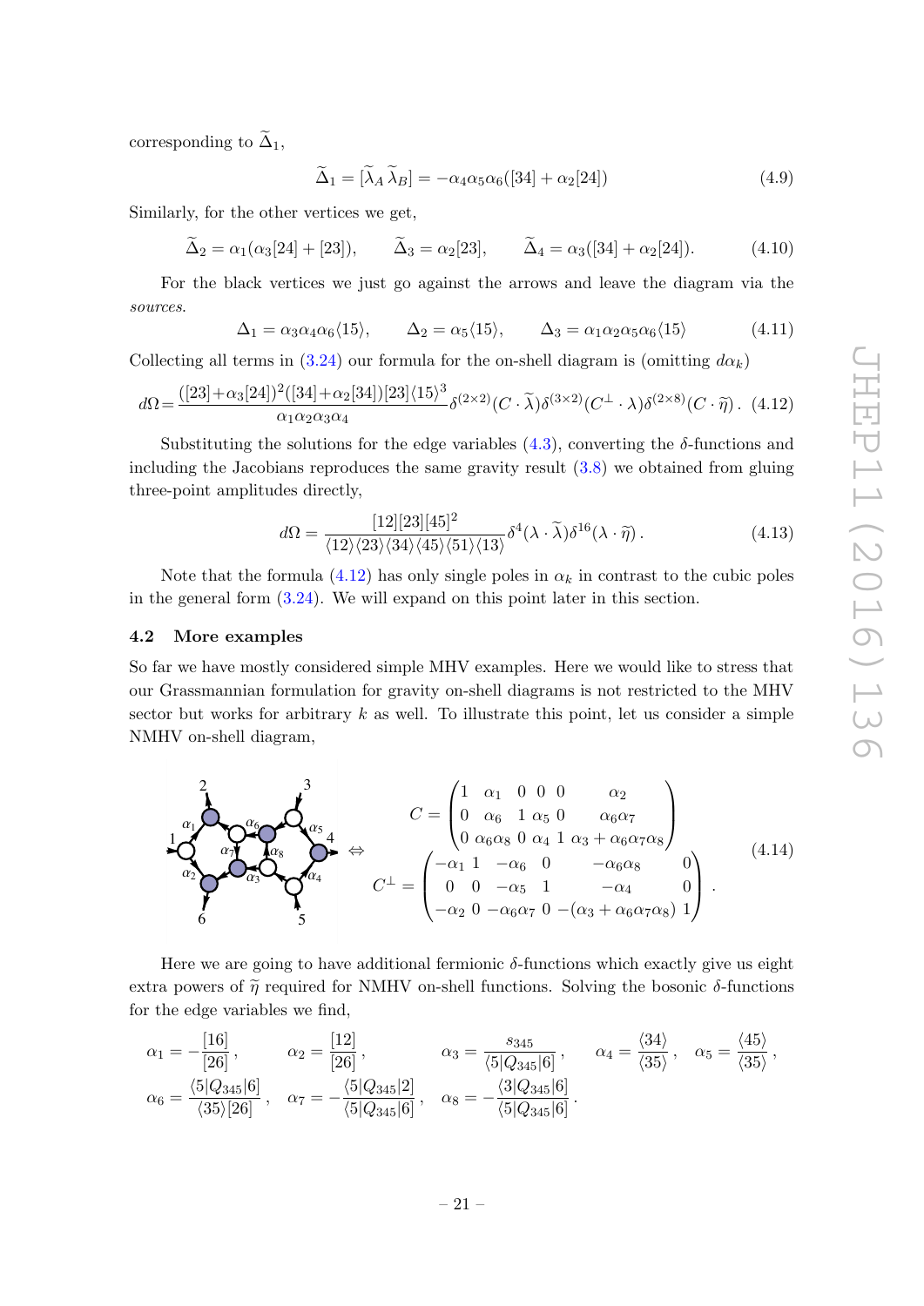corresponding to $\widetilde{\Delta}_1$,

$$\widetilde{\Delta}_1 = [\widetilde{\lambda}_A\,\widetilde{\lambda}_B] = -\alpha_4\alpha_5\alpha_6([34]+\alpha_2[24]) \tag{4.9}$$

Similarly, for the other vertices we get,

$$\widetilde{\Delta}_2 = \alpha_1(\alpha_3[24]+[23]), \qquad \widetilde{\Delta}_3 = \alpha_2[23], \qquad \widetilde{\Delta}_4 = \alpha_3([34]+\alpha_2[24]). \tag{4.10}$$

For the black vertices we just go against the arrows and leave the diagram via the *sources*.

$$\Delta_1 = \alpha_3\alpha_4\alpha_6\langle 15\rangle, \qquad \Delta_2 = \alpha_5\langle 15\rangle, \qquad \Delta_3 = \alpha_1\alpha_2\alpha_5\alpha_6\langle 15\rangle \tag{4.11}$$

Collecting all terms in (3.24) our formula for the on-shell diagram is (omitting $d\alpha_k$)

$$d\Omega = \frac{([23]+\alpha_3[24])^2([34]+\alpha_2[34])[23]\langle 15\rangle^3}{\alpha_1\alpha_2\alpha_3\alpha_4}\delta^{(2\times 2)}(C\cdot\widetilde{\lambda})\delta^{(3\times 2)}(C^\perp\cdot\lambda)\delta^{(2\times 8)}(C\cdot\widetilde{\eta}). \tag{4.12}$$

Substituting the solutions for the edge variables (4.3), converting the $\delta$-functions and including the Jacobians reproduces the same gravity result (3.8) we obtained from gluing three-point amplitudes directly,

$$d\Omega = \frac{[12][23][45]^2}{\langle 12\rangle\langle 23\rangle\langle 34\rangle\langle 45\rangle\langle 51\rangle\langle 13\rangle}\delta^4(\lambda\cdot\widetilde{\lambda})\delta^{16}(\lambda\cdot\widetilde{\eta}). \tag{4.13}$$

Note that the formula (4.12) has only single poles in $\alpha_k$ in contrast to the cubic poles in the general form (3.24). We will expand on this point later in this section.

### 4.2 More examples

So far we have mostly considered simple MHV examples. Here we would like to stress that our Grassmannian formulation for gravity on-shell diagrams is not restricted to the MHV sector but works for arbitrary $k$ as well. To illustrate this point, let us consider a simple NMHV on-shell diagram,

$$\Leftrightarrow \quad C = \begin{pmatrix} 1 & \alpha_1 & 0 & 0 & 0 & \alpha_2 \\ 0 & \alpha_6 & 1 & \alpha_5 & 0 & \alpha_6\alpha_7 \\ 0 & \alpha_6\alpha_8 & 0 & \alpha_4 & 1 & \alpha_3+\alpha_6\alpha_7\alpha_8 \end{pmatrix}$$
$$C^\perp = \begin{pmatrix} -\alpha_1 & 1 & -\alpha_6 & 0 & -\alpha_6\alpha_8 & 0 \\ 0 & 0 & -\alpha_5 & 1 & -\alpha_4 & 0 \\ -\alpha_2 & 0 & -\alpha_6\alpha_7 & 0 & -(\alpha_3+\alpha_6\alpha_7\alpha_8) & 1 \end{pmatrix}. \tag{4.14}$$

Here we are going to have additional fermionic $\delta$-functions which exactly give us eight extra powers of $\widetilde{\eta}$ required for NMHV on-shell functions. Solving the bosonic $\delta$-functions for the edge variables we find,

$$\alpha_1 = -\frac{[16]}{[26]}, \qquad \alpha_2 = \frac{[12]}{[26]}, \qquad \alpha_3 = \frac{s_{345}}{\langle 5|Q_{345}|6]}, \qquad \alpha_4 = \frac{\langle 34\rangle}{\langle 35\rangle}, \quad \alpha_5 = \frac{\langle 45\rangle}{\langle 35\rangle},$$
$$\alpha_6 = \frac{\langle 5|Q_{345}|6]}{\langle 35\rangle[26]}, \quad \alpha_7 = -\frac{\langle 5|Q_{345}|2]}{\langle 5|Q_{345}|6]}, \quad \alpha_8 = -\frac{\langle 3|Q_{345}|6]}{\langle 5|Q_{345}|6]}.$$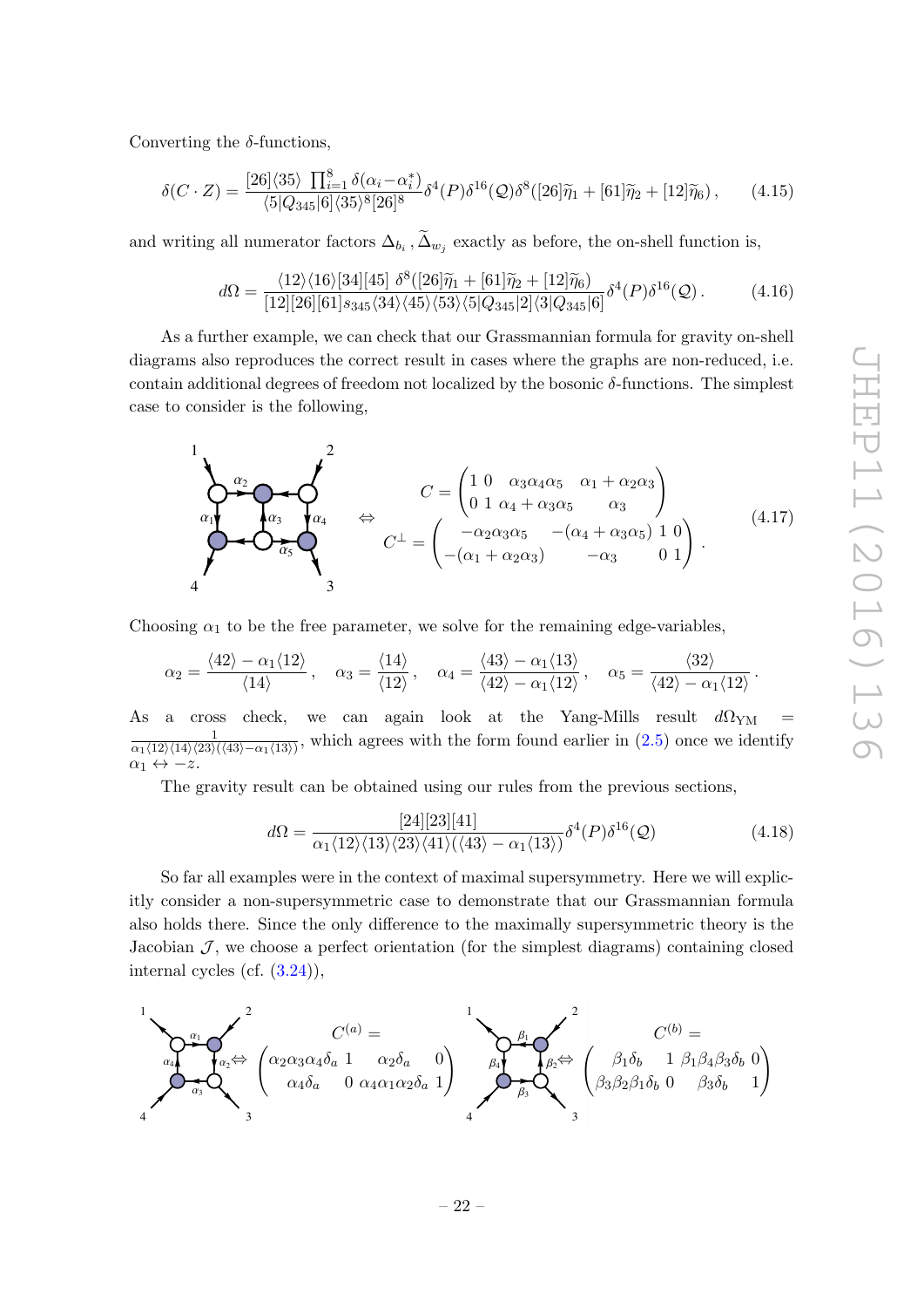Converting the $\delta$-functions,

$$\delta(C\cdot Z)=\frac{[26]\langle 35\rangle\ \prod_{i=1}^{8}\delta(\alpha_i-\alpha_i^*)}{\langle 5|Q_{345}|6]\langle 35\rangle^8[26]^8}\delta^4(P)\delta^{16}(\mathcal{Q})\delta^8([26]\widetilde{\eta}_1+[61]\widetilde{\eta}_2+[12]\widetilde{\eta}_6)\,, \tag{4.15}$$

and writing all numerator factors $\Delta_{b_i}, \widetilde{\Delta}_{w_j}$ exactly as before, the on-shell function is,

$$d\Omega=\frac{\langle 12\rangle\langle 16\rangle[34][45]\ \delta^8([26]\widetilde{\eta}_1+[61]\widetilde{\eta}_2+[12]\widetilde{\eta}_6)}{[12][26][61]s_{345}\langle 34\rangle\langle 45\rangle\langle 53\rangle\langle 5|Q_{345}|2]\langle 3|Q_{345}|6]}\delta^4(P)\delta^{16}(\mathcal{Q})\,. \tag{4.16}$$

As a further example, we can check that our Grassmannian formula for gravity on-shell diagrams also reproduces the correct result in cases where the graphs are non-reduced, i.e. contain additional degrees of freedom not localized by the bosonic $\delta$-functions. The simplest case to consider is the following,

$$\Leftrightarrow\quad C=\begin{pmatrix}1&0&\alpha_3\alpha_4\alpha_5&\alpha_1+\alpha_2\alpha_3\\0&1&\alpha_4+\alpha_3\alpha_5&\alpha_3\end{pmatrix},\quad C^\perp=\begin{pmatrix}-\alpha_2\alpha_3\alpha_5&-(\alpha_4+\alpha_3\alpha_5)&1&0\\-(\alpha_1+\alpha_2\alpha_3)&-\alpha_3&0&1\end{pmatrix}. \tag{4.17}$$

Choosing $\alpha_1$ to be the free parameter, we solve for the remaining edge-variables,

$$\alpha_2=\frac{\langle 42\rangle-\alpha_1\langle 12\rangle}{\langle 14\rangle},\quad \alpha_3=\frac{\langle 14\rangle}{\langle 12\rangle},\quad \alpha_4=\frac{\langle 43\rangle-\alpha_1\langle 13\rangle}{\langle 42\rangle-\alpha_1\langle 12\rangle},\quad \alpha_5=\frac{\langle 32\rangle}{\langle 42\rangle-\alpha_1\langle 12\rangle}\,.$$

As a cross check, we can again look at the Yang-Mills result $d\Omega_{\rm YM}=\frac{1}{\alpha_1\langle 12\rangle\langle 14\rangle\langle 23\rangle(\langle 43\rangle-\alpha_1\langle 13\rangle)}$, which agrees with the form found earlier in (2.5) once we identify $\alpha_1\leftrightarrow -z$.

The gravity result can be obtained using our rules from the previous sections,

$$d\Omega=\frac{[24][23][41]}{\alpha_1\langle 12\rangle\langle 13\rangle\langle 23\rangle\langle 41\rangle(\langle 43\rangle-\alpha_1\langle 13\rangle)}\delta^4(P)\delta^{16}(\mathcal{Q}) \tag{4.18}$$

So far all examples were in the context of maximal supersymmetry. Here we will explicitly consider a non-supersymmetric case to demonstrate that our Grassmannian formula also holds there. Since the only difference to the maximally supersymmetric theory is the Jacobian $\mathcal{J}$, we choose a perfect orientation (for the simplest diagrams) containing closed internal cycles (cf. (3.24)),

$$\Leftrightarrow\quad C^{(a)}=\begin{pmatrix}\alpha_2\alpha_3\alpha_4\delta_a&1&\alpha_2\delta_a&0\\\alpha_4\delta_a&0&\alpha_4\alpha_1\alpha_2\delta_a&1\end{pmatrix}\qquad\Leftrightarrow\quad C^{(b)}=\begin{pmatrix}\beta_1\delta_b&1&\beta_1\beta_4\beta_3\delta_b&0\\\beta_3\beta_2\beta_1\delta_b&0&\beta_3\delta_b&1\end{pmatrix}$$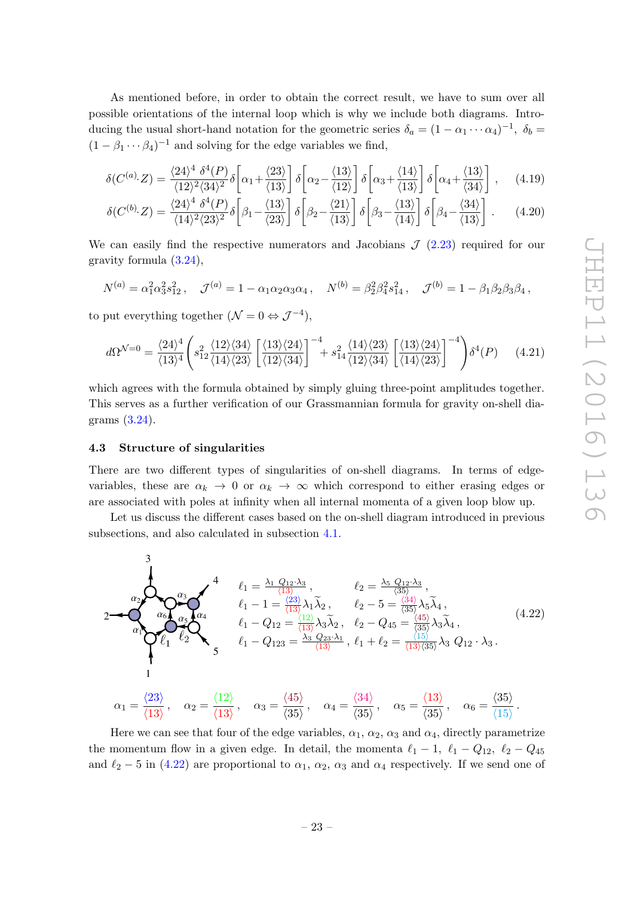As mentioned before, in order to obtain the correct result, we have to sum over all possible orientations of the internal loop which is why we include both diagrams. Introducing the usual short-hand notation for the geometric series $\delta_a = (1-\alpha_1\cdots\alpha_4)^{-1}$, $\delta_b = (1-\beta_1\cdots\beta_4)^{-1}$ and solving for the edge variables we find,

$$\delta(C^{(a)}\!\cdot Z) = \frac{\langle 24\rangle^4\,\delta^4(P)}{\langle 12\rangle^2\langle 34\rangle^2}\delta\!\left[\alpha_1+\frac{\langle 23\rangle}{\langle 13\rangle}\right]\delta\!\left[\alpha_2-\frac{\langle 13\rangle}{\langle 12\rangle}\right]\delta\!\left[\alpha_3+\frac{\langle 14\rangle}{\langle 13\rangle}\right]\delta\!\left[\alpha_4+\frac{\langle 13\rangle}{\langle 34\rangle}\right], \tag{4.19}$$

$$\delta(C^{(b)}\!\cdot Z) = \frac{\langle 24\rangle^4\,\delta^4(P)}{\langle 14\rangle^2\langle 23\rangle^2}\delta\!\left[\beta_1-\frac{\langle 13\rangle}{\langle 23\rangle}\right]\delta\!\left[\beta_2-\frac{\langle 21\rangle}{\langle 13\rangle}\right]\delta\!\left[\beta_3-\frac{\langle 13\rangle}{\langle 14\rangle}\right]\delta\!\left[\beta_4-\frac{\langle 34\rangle}{\langle 13\rangle}\right]. \tag{4.20}$$

We can easily find the respective numerators and Jacobians $\mathcal{J}$ (2.23) required for our gravity formula (3.24),

$$N^{(a)} = \alpha_1^2\alpha_3^2 s_{12}^2\,,\quad \mathcal{J}^{(a)} = 1-\alpha_1\alpha_2\alpha_3\alpha_4\,,\quad N^{(b)} = \beta_2^2\beta_4^2 s_{14}^2\,,\quad \mathcal{J}^{(b)} = 1-\beta_1\beta_2\beta_3\beta_4\,,$$

to put everything together ($\mathcal{N}=0 \Leftrightarrow \mathcal{J}^{-4}$),

$$d\Omega^{\mathcal{N}=0} = \frac{\langle 24\rangle^4}{\langle 13\rangle^4}\left(s_{12}^2\frac{\langle 12\rangle\langle 34\rangle}{\langle 14\rangle\langle 23\rangle}\left[\frac{\langle 13\rangle\langle 24\rangle}{\langle 12\rangle\langle 34\rangle}\right]^{-4} + s_{14}^2\frac{\langle 14\rangle\langle 23\rangle}{\langle 12\rangle\langle 34\rangle}\left[\frac{\langle 13\rangle\langle 24\rangle}{\langle 14\rangle\langle 23\rangle}\right]^{-4}\right)\delta^4(P) \tag{4.21}$$

which agrees with the formula obtained by simply gluing three-point amplitudes together. This serves as a further verification of our Grassmannian formula for gravity on-shell diagrams (3.24).

### 4.3 Structure of singularities

There are two different types of singularities of on-shell diagrams. In terms of edge-variables, these are $\alpha_k \to 0$ or $\alpha_k \to \infty$ which correspond to either erasing edges or are associated with poles at infinity when all internal momenta of a given loop blow up.

Let us discuss the different cases based on the on-shell diagram introduced in previous subsections, and also calculated in subsection 4.1.

$$\begin{aligned}
&\ell_1 = \frac{\lambda_1\, Q_{12}\cdot\lambda_3}{\langle 13\rangle}\,, && \ell_2 = \frac{\lambda_5\, Q_{12}\cdot\lambda_3}{\langle 35\rangle}\,,\\
&\ell_1 - 1 = \frac{\langle 23\rangle}{\langle 13\rangle}\lambda_1\widetilde{\lambda}_2\,, && \ell_2 - 5 = \frac{\langle 34\rangle}{\langle 35\rangle}\lambda_5\widetilde{\lambda}_4\,,\\
&\ell_1 - Q_{12} = \frac{\langle 12\rangle}{\langle 13\rangle}\lambda_3\widetilde{\lambda}_2\,, && \ell_2 - Q_{45} = \frac{\langle 45\rangle}{\langle 35\rangle}\lambda_3\widetilde{\lambda}_4\,,\\
&\ell_1 - Q_{123} = \frac{\lambda_3\, Q_{23}\cdot\lambda_1}{\langle 13\rangle}\,, && \ell_1 + \ell_2 = \frac{\langle 15\rangle}{\langle 13\rangle\langle 35\rangle}\lambda_3\, Q_{12}\cdot\lambda_3\,.
\end{aligned} \tag{4.22}$$

$$\alpha_1 = \frac{\langle 23\rangle}{\langle 13\rangle}\,,\quad \alpha_2 = \frac{\langle 12\rangle}{\langle 13\rangle}\,,\quad \alpha_3 = \frac{\langle 45\rangle}{\langle 35\rangle}\,,\quad \alpha_4 = \frac{\langle 34\rangle}{\langle 35\rangle}\,,\quad \alpha_5 = \frac{\langle 13\rangle}{\langle 35\rangle}\,,\quad \alpha_6 = \frac{\langle 35\rangle}{\langle 15\rangle}\,.$$

Here we can see that four of the edge variables, $\alpha_1$, $\alpha_2$, $\alpha_3$ and $\alpha_4$, directly parametrize the momentum flow in a given edge. In detail, the momenta $\ell_1 - 1$, $\ell_1 - Q_{12}$, $\ell_2 - Q_{45}$ and $\ell_2 - 5$ in (4.22) are proportional to $\alpha_1$, $\alpha_2$, $\alpha_3$ and $\alpha_4$ respectively. If we send one of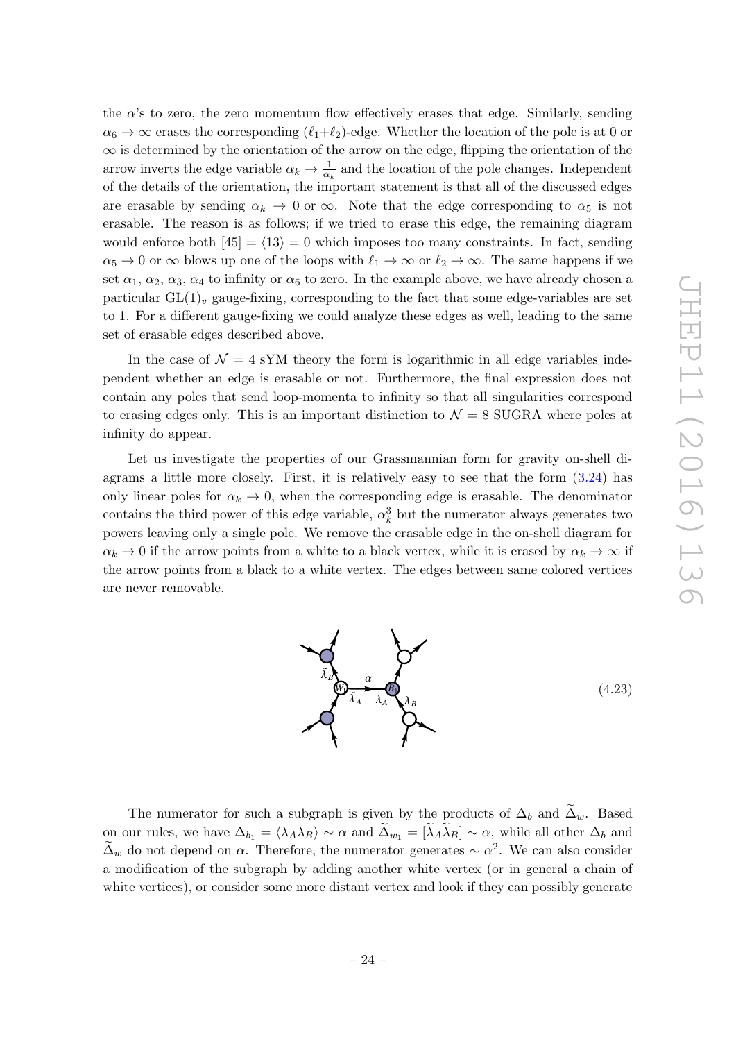the $\alpha$'s to zero, the zero momentum flow effectively erases that edge. Similarly, sending $\alpha_6 \to \infty$ erases the corresponding $(\ell_1+\ell_2)$-edge. Whether the location of the pole is at 0 or $\infty$ is determined by the orientation of the arrow on the edge, flipping the orientation of the arrow inverts the edge variable $\alpha_k \to \frac{1}{\alpha_k}$ and the location of the pole changes. Independent of the details of the orientation, the important statement is that all of the discussed edges are erasable by sending $\alpha_k \to 0$ or $\infty$. Note that the edge corresponding to $\alpha_5$ is not erasable. The reason is as follows; if we tried to erase this edge, the remaining diagram would enforce both $[45] = \langle 13 \rangle = 0$ which imposes too many constraints. In fact, sending $\alpha_5 \to 0$ or $\infty$ blows up one of the loops with $\ell_1 \to \infty$ or $\ell_2 \to \infty$. The same happens if we set $\alpha_1$, $\alpha_2$, $\alpha_3$, $\alpha_4$ to infinity or $\alpha_6$ to zero. In the example above, we have already chosen a particular $\mathrm{GL}(1)_v$ gauge-fixing, corresponding to the fact that some edge-variables are set to 1. For a different gauge-fixing we could analyze these edges as well, leading to the same set of erasable edges described above.

In the case of $\mathcal{N}=4$ sYM theory the form is logarithmic in all edge variables independent whether an edge is erasable or not. Furthermore, the final expression does not contain any poles that send loop-momenta to infinity so that all singularities correspond to erasing edges only. This is an important distinction to $\mathcal{N}=8$ SUGRA where poles at infinity do appear.

Let us investigate the properties of our Grassmannian form for gravity on-shell diagrams a little more closely. First, it is relatively easy to see that the form (3.24) has only linear poles for $\alpha_k \to 0$, when the corresponding edge is erasable. The denominator contains the third power of this edge variable, $\alpha_k^3$ but the numerator always generates two powers leaving only a single pole. We remove the erasable edge in the on-shell diagram for $\alpha_k \to 0$ if the arrow points from a white to a black vertex, while it is erased by $\alpha_k \to \infty$ if the arrow points from a black to a white vertex. The edges between same colored vertices are never removable.

$$(4.23)$$

The numerator for such a subgraph is given by the products of $\Delta_b$ and $\widetilde{\Delta}_w$. Based on our rules, we have $\Delta_{b_1} = \langle \lambda_A \lambda_B \rangle \sim \alpha$ and $\widetilde{\Delta}_{w_1} = [\widetilde{\lambda}_A \widetilde{\lambda}_B] \sim \alpha$, while all other $\Delta_b$ and $\widetilde{\Delta}_w$ do not depend on $\alpha$. Therefore, the numerator generates $\sim \alpha^2$. We can also consider a modification of the subgraph by adding another white vertex (or in general a chain of white vertices), or consider some more distant vertex and look if they can possibly generate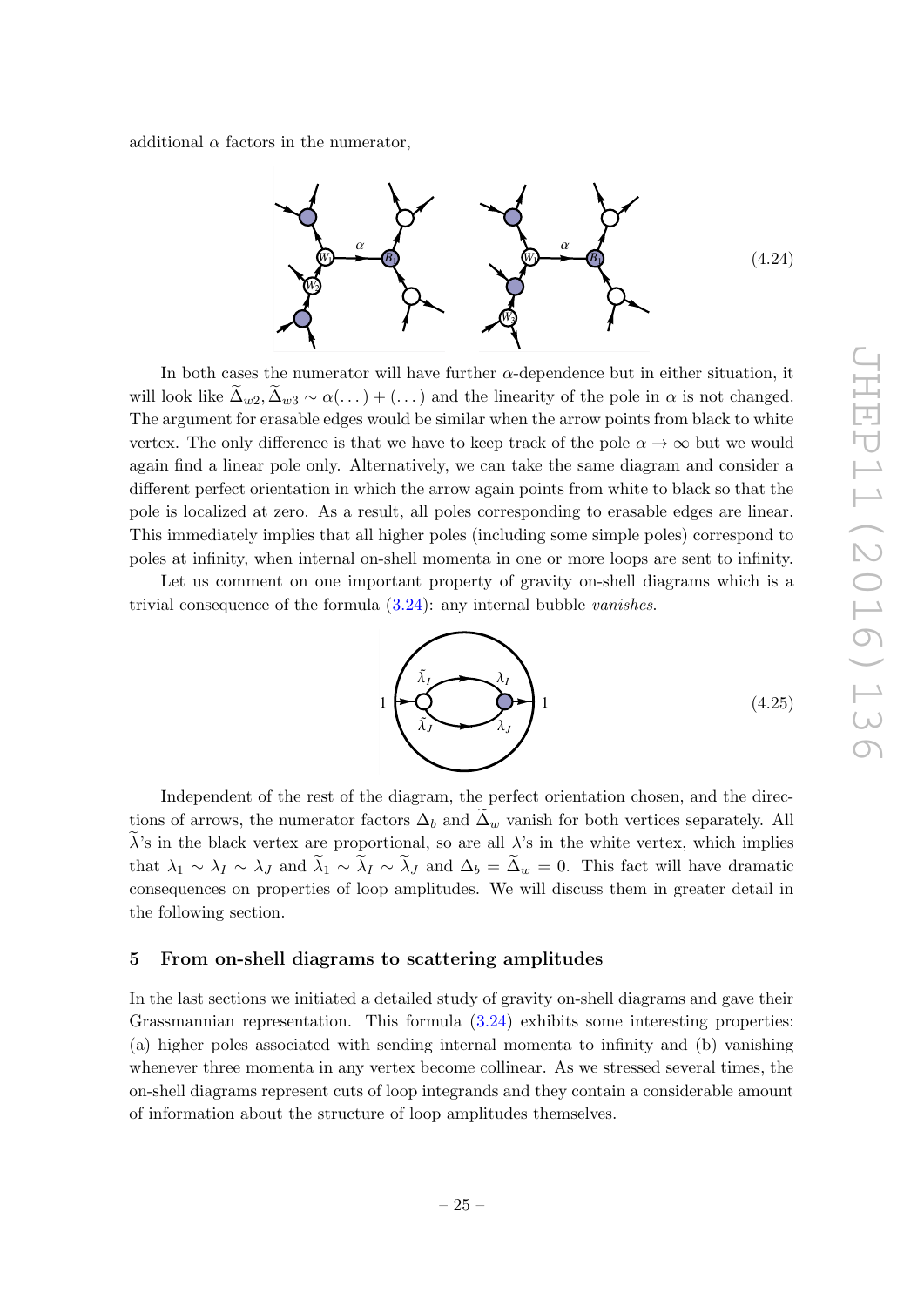additional $\alpha$ factors in the numerator,

$$(4.24)$$

In both cases the numerator will have further $\alpha$-dependence but in either situation, it will look like $\widetilde{\Delta}_{w2}, \widetilde{\Delta}_{w3} \sim \alpha(\dots) + (\dots)$ and the linearity of the pole in $\alpha$ is not changed. The argument for erasable edges would be similar when the arrow points from black to white vertex. The only difference is that we have to keep track of the pole $\alpha \to \infty$ but we would again find a linear pole only. Alternatively, we can take the same diagram and consider a different perfect orientation in which the arrow again points from white to black so that the pole is localized at zero. As a result, all poles corresponding to erasable edges are linear. This immediately implies that all higher poles (including some simple poles) correspond to poles at infinity, when internal on-shell momenta in one or more loops are sent to infinity.

Let us comment on one important property of gravity on-shell diagrams which is a trivial consequence of the formula (3.24): any internal bubble *vanishes*.

$$(4.25)$$

Independent of the rest of the diagram, the perfect orientation chosen, and the directions of arrows, the numerator factors $\Delta_b$ and $\widetilde{\Delta}_w$ vanish for both vertices separately. All $\widetilde{\lambda}$'s in the black vertex are proportional, so are all $\lambda$'s in the white vertex, which implies that $\lambda_1 \sim \lambda_I \sim \lambda_J$ and $\widetilde{\lambda}_1 \sim \widetilde{\lambda}_I \sim \widetilde{\lambda}_J$ and $\Delta_b = \widetilde{\Delta}_w = 0$. This fact will have dramatic consequences on properties of loop amplitudes. We will discuss them in greater detail in the following section.

## 5 From on-shell diagrams to scattering amplitudes

In the last sections we initiated a detailed study of gravity on-shell diagrams and gave their Grassmannian representation. This formula (3.24) exhibits some interesting properties: (a) higher poles associated with sending internal momenta to infinity and (b) vanishing whenever three momenta in any vertex become collinear. As we stressed several times, the on-shell diagrams represent cuts of loop integrands and they contain a considerable amount of information about the structure of loop amplitudes themselves.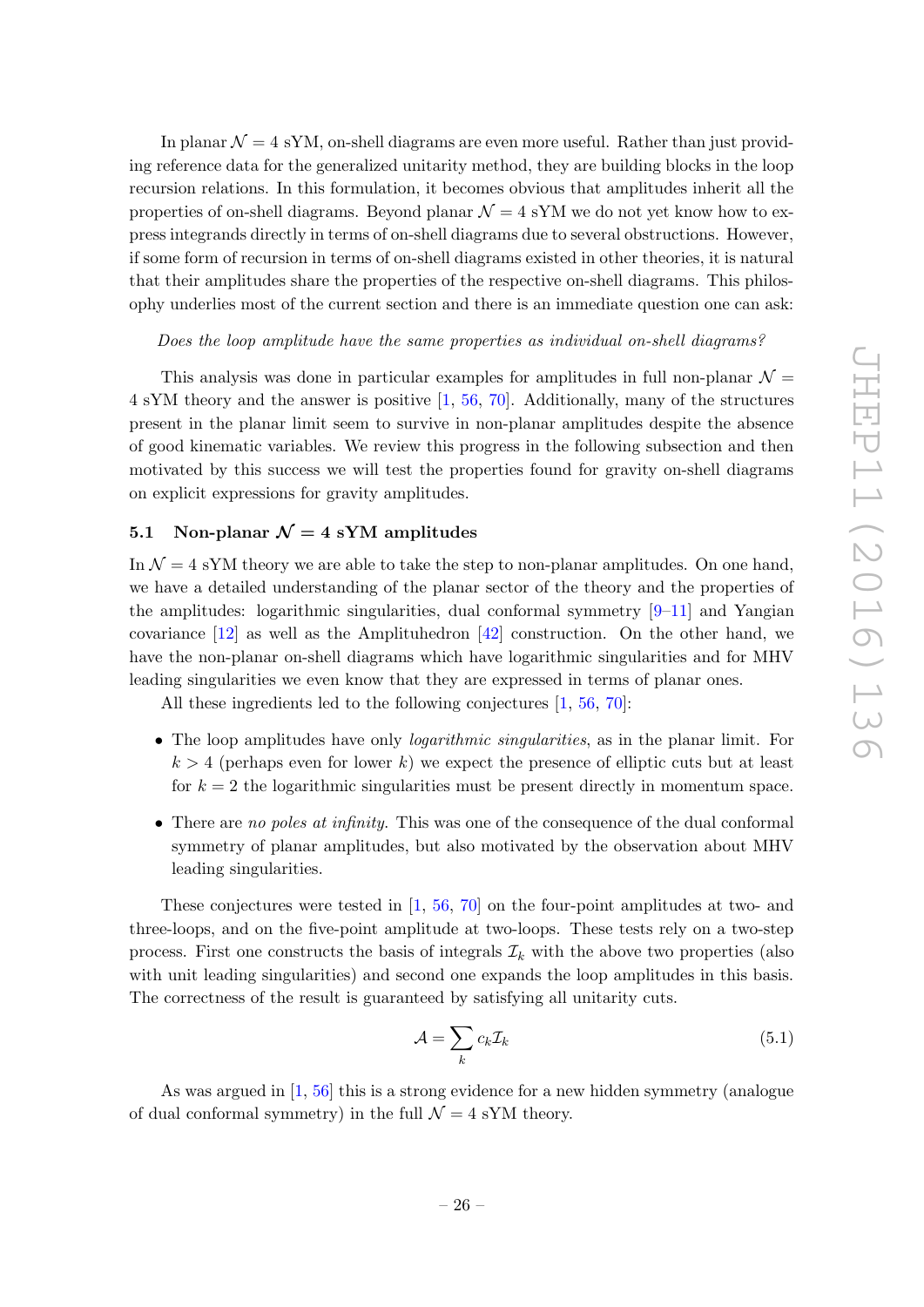In planar $\mathcal{N}=4$ sYM, on-shell diagrams are even more useful. Rather than just providing reference data for the generalized unitarity method, they are building blocks in the loop recursion relations. In this formulation, it becomes obvious that amplitudes inherit all the properties of on-shell diagrams. Beyond planar $\mathcal{N}=4$ sYM we do not yet know how to express integrands directly in terms of on-shell diagrams due to several obstructions. However, if some form of recursion in terms of on-shell diagrams existed in other theories, it is natural that their amplitudes share the properties of the respective on-shell diagrams. This philosophy underlies most of the current section and there is an immediate question one can ask:

*Does the loop amplitude have the same properties as individual on-shell diagrams?*

This analysis was done in particular examples for amplitudes in full non-planar $\mathcal{N}=4$ sYM theory and the answer is positive [1, 56, 70]. Additionally, many of the structures present in the planar limit seem to survive in non-planar amplitudes despite the absence of good kinematic variables. We review this progress in the following subsection and then motivated by this success we will test the properties found for gravity on-shell diagrams on explicit expressions for gravity amplitudes.

### 5.1 Non-planar $\mathcal{N}=4$ sYM amplitudes

In $\mathcal{N}=4$ sYM theory we are able to take the step to non-planar amplitudes. On one hand, we have a detailed understanding of the planar sector of the theory and the properties of the amplitudes: logarithmic singularities, dual conformal symmetry [9–11] and Yangian covariance [12] as well as the Amplituhedron [42] construction. On the other hand, we have the non-planar on-shell diagrams which have logarithmic singularities and for MHV leading singularities we even know that they are expressed in terms of planar ones.

All these ingredients led to the following conjectures [1, 56, 70]:

- The loop amplitudes have only *logarithmic singularities*, as in the planar limit. For $k>4$ (perhaps even for lower $k$) we expect the presence of elliptic cuts but at least for $k=2$ the logarithmic singularities must be present directly in momentum space.
- There are *no poles at infinity*. This was one of the consequence of the dual conformal symmetry of planar amplitudes, but also motivated by the observation about MHV leading singularities.

These conjectures were tested in [1, 56, 70] on the four-point amplitudes at two- and three-loops, and on the five-point amplitude at two-loops. These tests rely on a two-step process. First one constructs the basis of integrals $\mathcal{I}_k$ with the above two properties (also with unit leading singularities) and second one expands the loop amplitudes in this basis. The correctness of the result is guaranteed by satisfying all unitarity cuts.

$$\mathcal{A}=\sum_k c_k\mathcal{I}_k \tag{5.1}$$

As was argued in [1, 56] this is a strong evidence for a new hidden symmetry (analogue of dual conformal symmetry) in the full $\mathcal{N}=4$ sYM theory.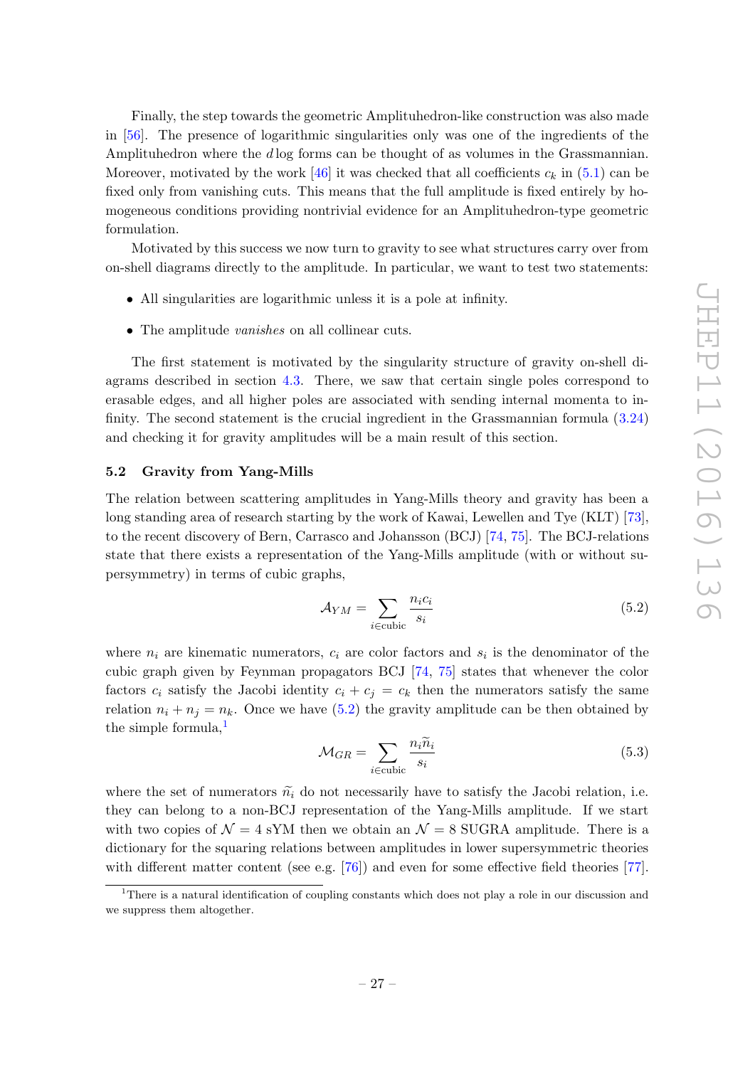Finally, the step towards the geometric Amplituhedron-like construction was also made in [56]. The presence of logarithmic singularities only was one of the ingredients of the Amplituhedron where the $d\log$ forms can be thought of as volumes in the Grassmannian. Moreover, motivated by the work [46] it was checked that all coefficients $c_k$ in (5.1) can be fixed only from vanishing cuts. This means that the full amplitude is fixed entirely by homogeneous conditions providing nontrivial evidence for an Amplituhedron-type geometric formulation.

Motivated by this success we now turn to gravity to see what structures carry over from on-shell diagrams directly to the amplitude. In particular, we want to test two statements:

- All singularities are logarithmic unless it is a pole at infinity.
- The amplitude *vanishes* on all collinear cuts.

The first statement is motivated by the singularity structure of gravity on-shell diagrams described in section 4.3. There, we saw that certain single poles correspond to erasable edges, and all higher poles are associated with sending internal momenta to infinity. The second statement is the crucial ingredient in the Grassmannian formula (3.24) and checking it for gravity amplitudes will be a main result of this section.

### 5.2 Gravity from Yang-Mills

The relation between scattering amplitudes in Yang-Mills theory and gravity has been a long standing area of research starting by the work of Kawai, Lewellen and Tye (KLT) [73], to the recent discovery of Bern, Carrasco and Johansson (BCJ) [74, 75]. The BCJ-relations state that there exists a representation of the Yang-Mills amplitude (with or without supersymmetry) in terms of cubic graphs,

$$\mathcal{A}_{YM} = \sum_{i\in\text{cubic}} \frac{n_i c_i}{s_i} \tag{5.2}$$

where $n_i$ are kinematic numerators, $c_i$ are color factors and $s_i$ is the denominator of the cubic graph given by Feynman propagators BCJ [74, 75] states that whenever the color factors $c_i$ satisfy the Jacobi identity $c_i + c_j = c_k$ then the numerators satisfy the same relation $n_i + n_j = n_k$. Once we have (5.2) the gravity amplitude can be then obtained by the simple formula,[1]

$$\mathcal{M}_{GR} = \sum_{i\in\text{cubic}} \frac{n_i \widetilde{n}_i}{s_i} \tag{5.3}$$

where the set of numerators $\widetilde{n}_i$ do not necessarily have to satisfy the Jacobi relation, i.e. they can belong to a non-BCJ representation of the Yang-Mills amplitude. If we start with two copies of $\mathcal{N}=4$ sYM then we obtain an $\mathcal{N}=8$ SUGRA amplitude. There is a dictionary for the squaring relations between amplitudes in lower supersymmetric theories with different matter content (see e.g. [76]) and even for some effective field theories [77].

[1] There is a natural identification of coupling constants which does not play a role in our discussion and we suppress them altogether.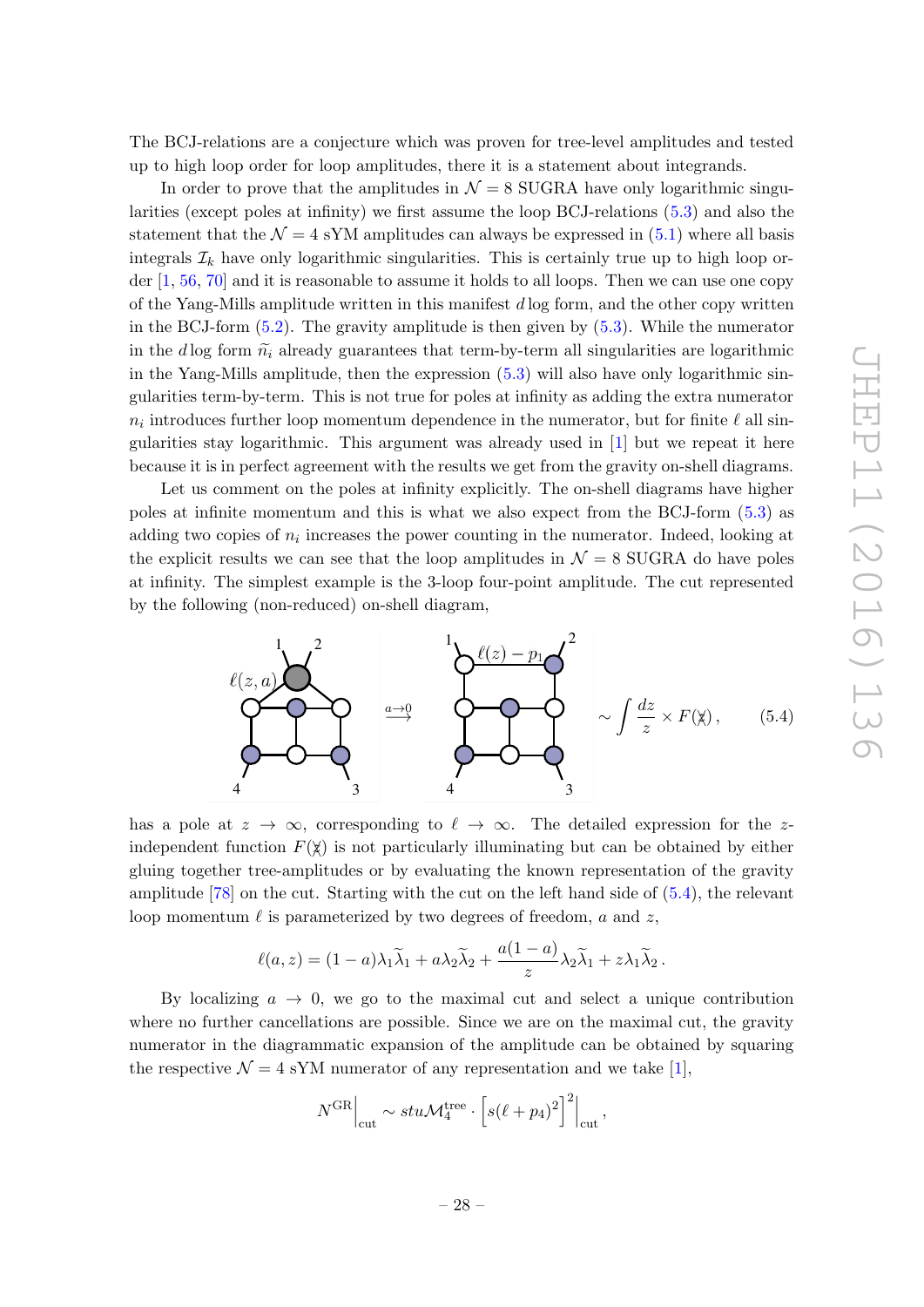The BCJ-relations are a conjecture which was proven for tree-level amplitudes and tested up to high loop order for loop amplitudes, there it is a statement about integrands.

In order to prove that the amplitudes in $\mathcal{N}=8$ SUGRA have only logarithmic singularities (except poles at infinity) we first assume the loop BCJ-relations (5.3) and also the statement that the $\mathcal{N}=4$ sYM amplitudes can always be expressed in (5.1) where all basis integrals $\mathcal{I}_k$ have only logarithmic singularities. This is certainly true up to high loop order [1, 56, 70] and it is reasonable to assume it holds to all loops. Then we can use one copy of the Yang-Mills amplitude written in this manifest $d\log$ form, and the other copy written in the BCJ-form (5.2). The gravity amplitude is then given by (5.3). While the numerator in the $d\log$ form $\widetilde{n}_i$ already guarantees that term-by-term all singularities are logarithmic in the Yang-Mills amplitude, then the expression (5.3) will also have only logarithmic singularities term-by-term. This is not true for poles at infinity as adding the extra numerator $n_i$ introduces further loop momentum dependence in the numerator, but for finite $\ell$ all singularities stay logarithmic. This argument was already used in [1] but we repeat it here because it is in perfect agreement with the results we get from the gravity on-shell diagrams.

Let us comment on the poles at infinity explicitly. The on-shell diagrams have higher poles at infinite momentum and this is what we also expect from the BCJ-form (5.3) as adding two copies of $n_i$ increases the power counting in the numerator. Indeed, looking at the explicit results we can see that the loop amplitudes in $\mathcal{N}=8$ SUGRA do have poles at infinity. The simplest example is the 3-loop four-point amplitude. The cut represented by the following (non-reduced) on-shell diagram,

$$\xrightarrow{a\to 0} \qquad \sim \int \frac{dz}{z} \times F(\not{z})\,, \tag{5.4}$$

has a pole at $z\to\infty$, corresponding to $\ell\to\infty$. The detailed expression for the $z$-independent function $F(\not{z})$ is not particularly illuminating but can be obtained by either gluing together tree-amplitudes or by evaluating the known representation of the gravity amplitude [78] on the cut. Starting with the cut on the left hand side of (5.4), the relevant loop momentum $\ell$ is parameterized by two degrees of freedom, $a$ and $z$,

$$\ell(a,z) = (1-a)\lambda_1\widetilde{\lambda}_1 + a\lambda_2\widetilde{\lambda}_2 + \frac{a(1-a)}{z}\lambda_2\widetilde{\lambda}_1 + z\lambda_1\widetilde{\lambda}_2\,.$$

By localizing $a\to 0$, we go to the maximal cut and select a unique contribution where no further cancellations are possible. Since we are on the maximal cut, the gravity numerator in the diagrammatic expansion of the amplitude can be obtained by squaring the respective $\mathcal{N}=4$ sYM numerator of any representation and we take [1],

$$N^{\text{GR}}\Big|_{\text{cut}} \sim stu\mathcal{M}_4^{\text{tree}} \cdot \Big[s(\ell+p_4)^2\Big]^2\Big|_{\text{cut}}\,,$$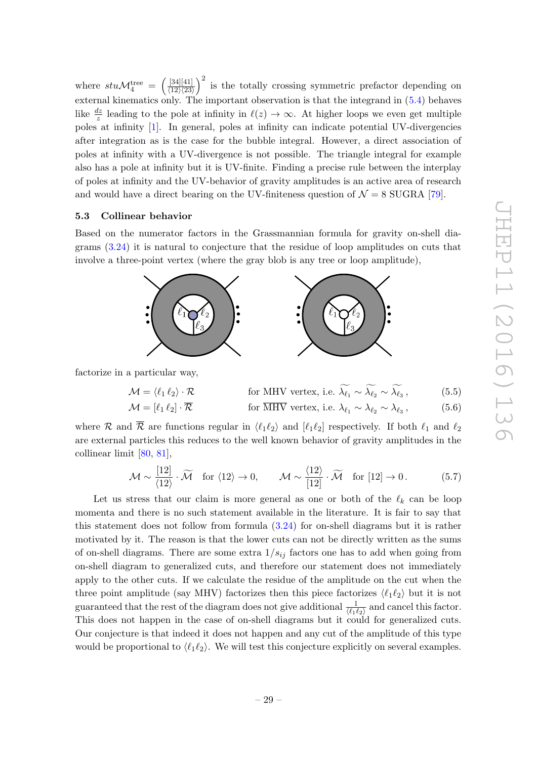where $stu\mathcal{M}_4^{\text{tree}} = \left(\frac{[34][41]}{\langle 12\rangle\langle 23\rangle}\right)^2$ is the totally crossing symmetric prefactor depending on external kinematics only. The important observation is that the integrand in (5.4) behaves like $\frac{dz}{z}$ leading to the pole at infinity in $\ell(z) \to \infty$. At higher loops we even get multiple poles at infinity [1]. In general, poles at infinity can indicate potential UV-divergencies after integration as is the case for the bubble integral. However, a direct association of poles at infinity with a UV-divergence is not possible. The triangle integral for example also has a pole at infinity but it is UV-finite. Finding a precise rule between the interplay of poles at infinity and the UV-behavior of gravity amplitudes is an active area of research and would have a direct bearing on the UV-finiteness question of $\mathcal{N} = 8$ SUGRA [79].

### 5.3 Collinear behavior

Based on the numerator factors in the Grassmannian formula for gravity on-shell diagrams (3.24) it is natural to conjecture that the residue of loop amplitudes on cuts that involve a three-point vertex (where the gray blob is any tree or loop amplitude),

factorize in a particular way,

$$\mathcal{M} = \langle \ell_1\, \ell_2\rangle \cdot \mathcal{R} \qquad \text{for MHV vertex, i.e. } \widetilde{\lambda_{\ell_1}} \sim \widetilde{\lambda_{\ell_2}} \sim \widetilde{\lambda_{\ell_3}}\,, \tag{5.5}$$

$$\mathcal{M} = [\ell_1\, \ell_2] \cdot \overline{\mathcal{R}} \qquad \text{for } \overline{\text{MHV}} \text{ vertex, i.e. } \lambda_{\ell_1} \sim \lambda_{\ell_2} \sim \lambda_{\ell_3}\,, \tag{5.6}$$

where $\mathcal{R}$ and $\overline{\mathcal{R}}$ are functions regular in $\langle \ell_1 \ell_2\rangle$ and $[\ell_1 \ell_2]$ respectively. If both $\ell_1$ and $\ell_2$ are external particles this reduces to the well known behavior of gravity amplitudes in the collinear limit [80, 81],

$$\mathcal{M} \sim \frac{[12]}{\langle 12\rangle} \cdot \widetilde{\mathcal{M}} \quad \text{for } \langle 12\rangle \to 0, \qquad \mathcal{M} \sim \frac{\langle 12\rangle}{[12]} \cdot \widetilde{\mathcal{M}} \quad \text{for } [12] \to 0\,. \tag{5.7}$$

Let us stress that our claim is more general as one or both of the $\ell_k$ can be loop momenta and there is no such statement available in the literature. It is fair to say that this statement does not follow from formula (3.24) for on-shell diagrams but it is rather motivated by it. The reason is that the lower cuts can not be directly written as the sums of on-shell diagrams. There are some extra $1/s_{ij}$ factors one has to add when going from on-shell diagram to generalized cuts, and therefore our statement does not immediately apply to the other cuts. If we calculate the residue of the amplitude on the cut when the three point amplitude (say MHV) factorizes then this piece factorizes $\langle \ell_1 \ell_2\rangle$ but it is not guaranteed that the rest of the diagram does not give additional $\frac{1}{\langle \ell_1 \ell_2\rangle}$ and cancel this factor. This does not happen in the case of on-shell diagrams but it could for generalized cuts. Our conjecture is that indeed it does not happen and any cut of the amplitude of this type would be proportional to $\langle \ell_1 \ell_2\rangle$. We will test this conjecture explicitly on several examples.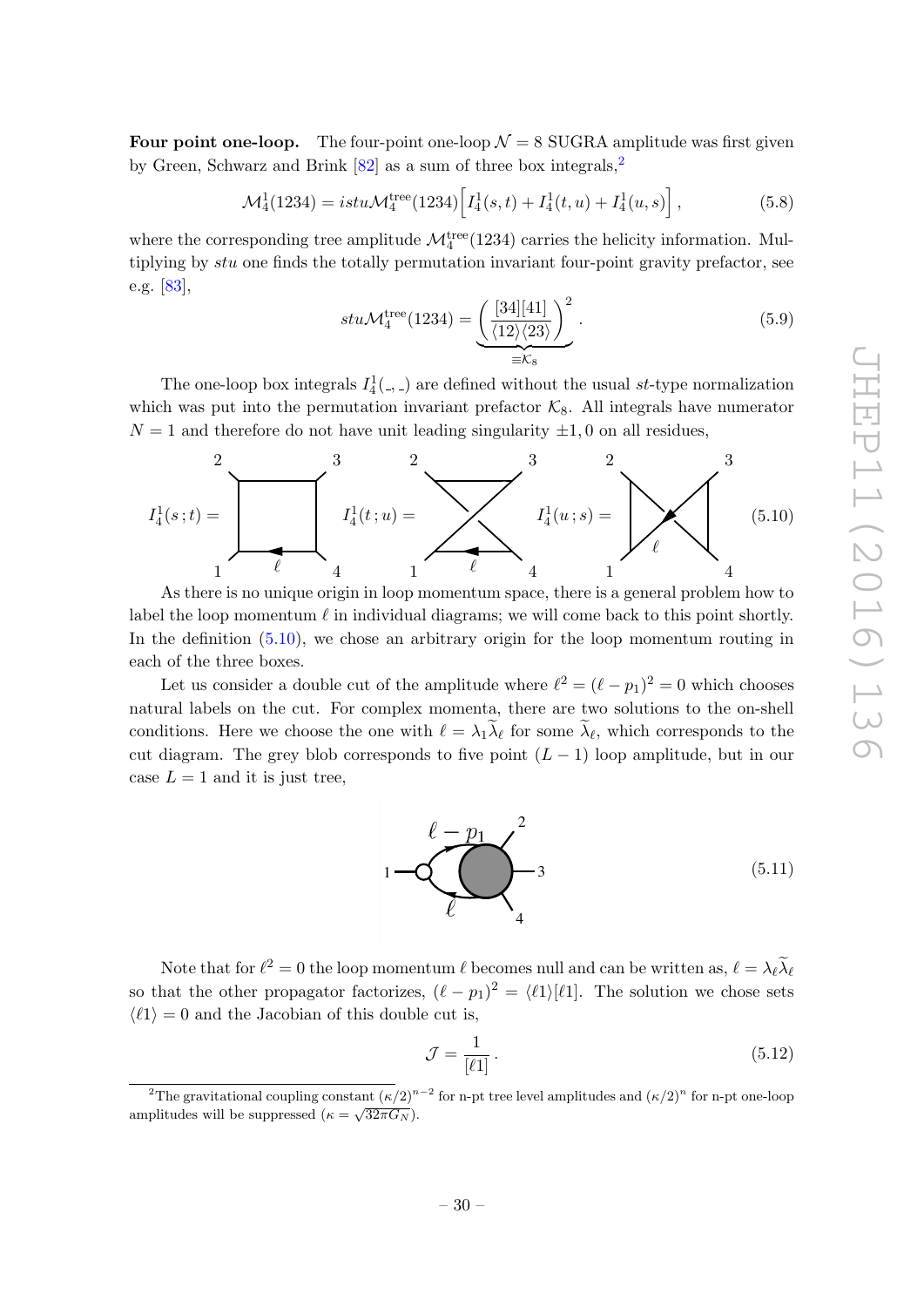**Four point one-loop.** The four-point one-loop $\mathcal{N}=8$ SUGRA amplitude was first given by Green, Schwarz and Brink [82] as a sum of three box integrals,[2]

$$\mathcal{M}_4^1(1234) = istu\mathcal{M}_4^{\text{tree}}(1234)\Big[I_4^1(s,t) + I_4^1(t,u) + I_4^1(u,s)\Big]\,, \tag{5.8}$$

where the corresponding tree amplitude $\mathcal{M}_4^{\text{tree}}(1234)$ carries the helicity information. Multiplying by $stu$ one finds the totally permutation invariant four-point gravity prefactor, see e.g. [83],

$$stu\mathcal{M}_4^{\text{tree}}(1234) = \underbrace{\left(\frac{[34][41]}{\langle 12\rangle\langle 23\rangle}\right)^2}_{\equiv \mathcal{K}_8}\,. \tag{5.9}$$

The one-loop box integrals $I_4^1(\_,\_)$ are defined without the usual $st$-type normalization which was put into the permutation invariant prefactor $\mathcal{K}_8$. All integrals have numerator $N=1$ and therefore do not have unit leading singularity $\pm1, 0$ on all residues,

$$I_4^1(s\,;t) = [\text{box diagram}] \quad I_4^1(t\,;u) = [\text{box diagram}] \quad I_4^1(u\,;s) = [\text{box diagram}] \tag{5.10}$$

As there is no unique origin in loop momentum space, there is a general problem how to label the loop momentum $\ell$ in individual diagrams; we will come back to this point shortly. In the definition (5.10), we chose an arbitrary origin for the loop momentum routing in each of the three boxes.

Let us consider a double cut of the amplitude where $\ell^2 = (\ell - p_1)^2 = 0$ which chooses natural labels on the cut. For complex momenta, there are two solutions to the on-shell conditions. Here we choose the one with $\ell = \lambda_1\widetilde{\lambda}_\ell$ for some $\widetilde{\lambda}_\ell$, which corresponds to the cut diagram. The grey blob corresponds to five point $(L-1)$ loop amplitude, but in our case $L=1$ and it is just tree,

$$[\text{cut diagram}] \tag{5.11}$$

Note that for $\ell^2=0$ the loop momentum $\ell$ becomes null and can be written as, $\ell = \lambda_\ell\widetilde{\lambda}_\ell$ so that the other propagator factorizes, $(\ell-p_1)^2 = \langle \ell 1\rangle[\ell 1]$. The solution we chose sets $\langle \ell 1\rangle = 0$ and the Jacobian of this double cut is,

$$\mathcal{J} = \frac{1}{[\ell 1]}\,. \tag{5.12}$$

[2] The gravitational coupling constant $(\kappa/2)^{n-2}$ for n-pt tree level amplitudes and $(\kappa/2)^n$ for n-pt one-loop amplitudes will be suppressed ($\kappa = \sqrt{32\pi G_N}$).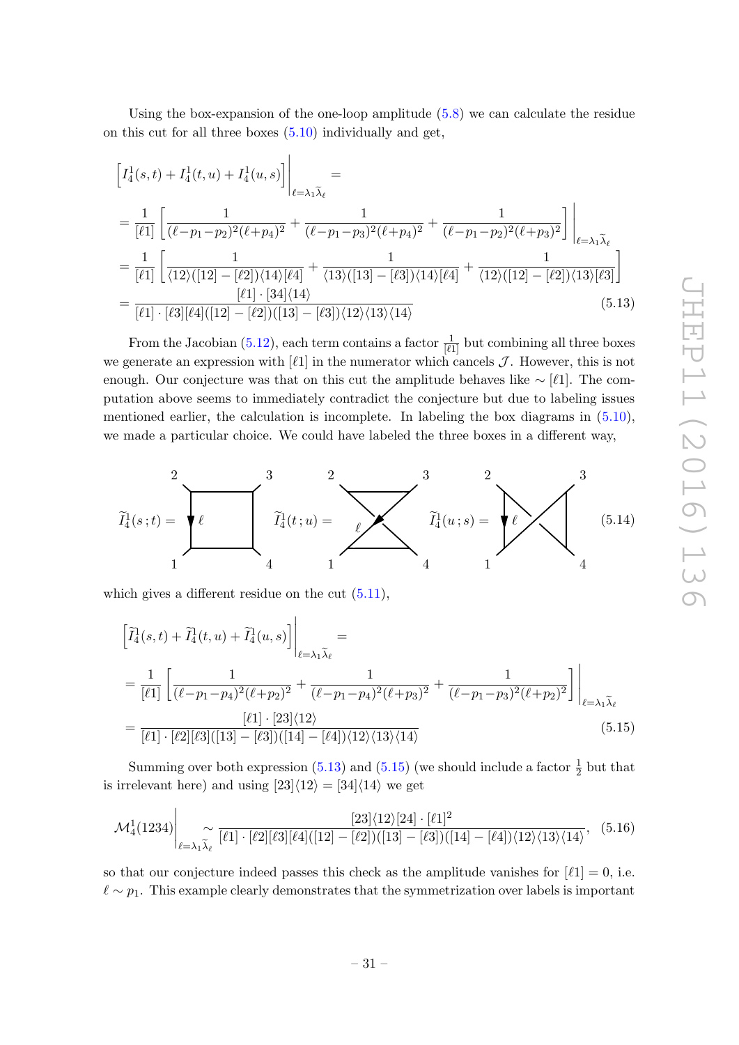Using the box-expansion of the one-loop amplitude (5.8) we can calculate the residue on this cut for all three boxes (5.10) individually and get,

$$
\begin{aligned}
&\Big[I_4^1(s,t)+I_4^1(t,u)+I_4^1(u,s)\Big]\Big|_{\ell=\lambda_1\widetilde{\lambda}_\ell} = \\
&= \frac{1}{[\ell 1]}\left[\frac{1}{(\ell{-}p_1{-}p_2)^2(\ell{+}p_4)^2}+\frac{1}{(\ell{-}p_1{-}p_3)^2(\ell{+}p_4)^2}+\frac{1}{(\ell{-}p_1{-}p_2)^2(\ell{+}p_3)^2}\right]\Bigg|_{\ell=\lambda_1\widetilde{\lambda}_\ell} \\
&= \frac{1}{[\ell 1]}\left[\frac{1}{\langle 12\rangle([12]-[\ell 2])\langle 14\rangle[\ell 4]}+\frac{1}{\langle 13\rangle([13]-[\ell 3])\langle 14\rangle[\ell 4]}+\frac{1}{\langle 12\rangle([12]-[\ell 2])\langle 13\rangle[\ell 3]}\right] \\
&= \frac{[\ell 1]\cdot[34]\langle 14\rangle}{[\ell 1]\cdot[\ell 3][\ell 4]([12]-[\ell 2])([13]-[\ell 3])\langle 12\rangle\langle 13\rangle\langle 14\rangle}
\end{aligned}
\tag{5.13}
$$

From the Jacobian (5.12), each term contains a factor $\frac{1}{[\ell 1]}$ but combining all three boxes we generate an expression with $[\ell 1]$ in the numerator which cancels $\mathcal{J}$. However, this is not enough. Our conjecture was that on this cut the amplitude behaves like $\sim[\ell 1]$. The computation above seems to immediately contradict the conjecture but due to labeling issues mentioned earlier, the calculation is incomplete. In labeling the box diagrams in (5.10), we made a particular choice. We could have labeled the three boxes in a different way,

$$\widetilde{I}_4^1(s\,;t)= \quad \widetilde{I}_4^1(t\,;u)= \quad \widetilde{I}_4^1(u\,;s)= \tag{5.14}$$

which gives a different residue on the cut (5.11),

$$
\begin{aligned}
&\Big[\widetilde{I}_4^1(s,t)+\widetilde{I}_4^1(t,u)+\widetilde{I}_4^1(u,s)\Big]\Big|_{\ell=\lambda_1\widetilde{\lambda}_\ell} = \\
&= \frac{1}{[\ell 1]}\left[\frac{1}{(\ell{-}p_1{-}p_4)^2(\ell{+}p_2)^2}+\frac{1}{(\ell{-}p_1{-}p_4)^2(\ell{+}p_3)^2}+\frac{1}{(\ell{-}p_1{-}p_3)^2(\ell{+}p_2)^2}\right]\Bigg|_{\ell=\lambda_1\widetilde{\lambda}_\ell} \\
&= \frac{[\ell 1]\cdot[23]\langle 12\rangle}{[\ell 1]\cdot[\ell 2][\ell 3]([13]-[\ell 3])([14]-[\ell 4])\langle 12\rangle\langle 13\rangle\langle 14\rangle}
\end{aligned}
\tag{5.15}
$$

Summing over both expression (5.13) and (5.15) (we should include a factor $\frac{1}{2}$ but that is irrelevant here) and using $[23]\langle 12\rangle=[34]\langle 14\rangle$ we get

$$
\mathcal{M}_4^1(1234)\Big|_{\ell=\lambda_1\widetilde{\lambda}_\ell}\sim\frac{[23]\langle 12\rangle[24]\cdot[\ell 1]^2}{[\ell 1]\cdot[\ell 2][\ell 3][\ell 4]([12]-[\ell 2])([13]-[\ell 3])([14]-[\ell 4])\langle 12\rangle\langle 13\rangle\langle 14\rangle},
\tag{5.16}
$$

so that our conjecture indeed passes this check as the amplitude vanishes for $[\ell 1]=0$, i.e. $\ell\sim p_1$. This example clearly demonstrates that the symmetrization over labels is important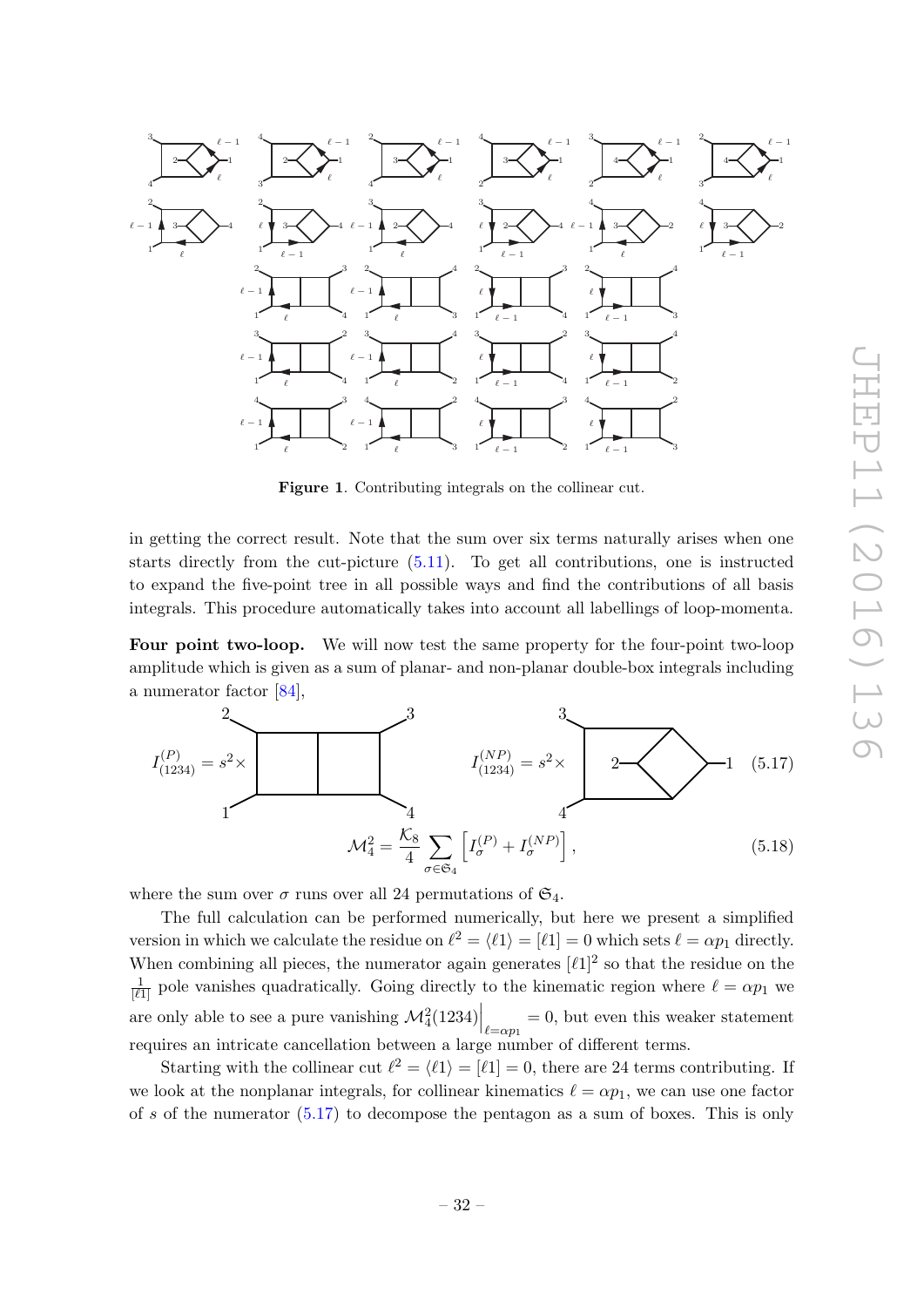**Figure 1**. Contributing integrals on the collinear cut.

in getting the correct result. Note that the sum over six terms naturally arises when one starts directly from the cut-picture (5.11). To get all contributions, one is instructed to expand the five-point tree in all possible ways and find the contributions of all basis integrals. This procedure automatically takes into account all labellings of loop-momenta.

**Four point two-loop.** We will now test the same property for the four-point two-loop amplitude which is given as a sum of planar- and non-planar double-box integrals including a numerator factor [84],

$$I^{(P)}_{(1234)} = s^2 \times \quad \text{[planar double box, legs 1,2,3,4]} \qquad I^{(NP)}_{(1234)} = s^2 \times \quad \text{[non-planar double box, legs 1,2,3,4]} \tag{5.17}$$

$$\mathcal{M}_4^2 = \frac{\mathcal{K}_8}{4} \sum_{\sigma \in \mathfrak{S}_4} \left[ I^{(P)}_\sigma + I^{(NP)}_\sigma \right], \tag{5.18}$$

where the sum over $\sigma$ runs over all 24 permutations of $\mathfrak{S}_4$.

The full calculation can be performed numerically, but here we present a simplified version in which we calculate the residue on $\ell^2 = \langle \ell 1 \rangle = [\ell 1] = 0$ which sets $\ell = \alpha p_1$ directly. When combining all pieces, the numerator again generates $[\ell 1]^2$ so that the residue on the $\frac{1}{[\ell 1]}$ pole vanishes quadratically. Going directly to the kinematic region where $\ell = \alpha p_1$ we are only able to see a pure vanishing $\mathcal{M}_4^2(1234)\Big|_{\ell = \alpha p_1} = 0$, but even this weaker statement requires an intricate cancellation between a large number of different terms.

Starting with the collinear cut $\ell^2 = \langle \ell 1 \rangle = [\ell 1] = 0$, there are 24 terms contributing. If we look at the nonplanar integrals, for collinear kinematics $\ell = \alpha p_1$, we can use one factor of $s$ of the numerator (5.17) to decompose the pentagon as a sum of boxes. This is only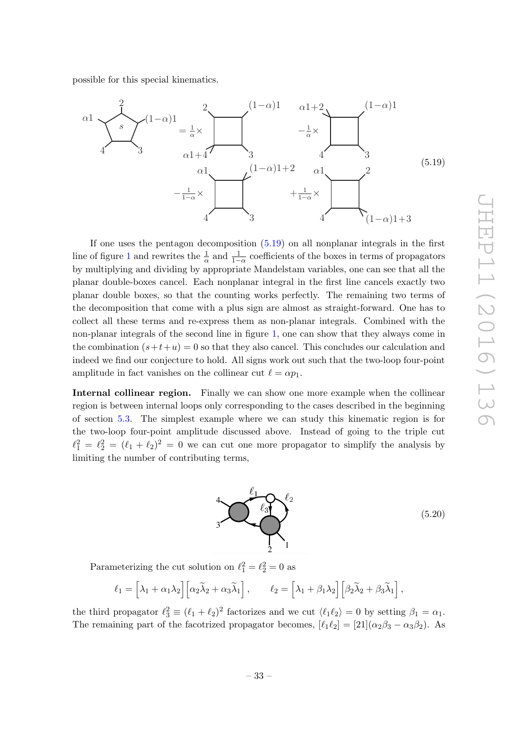possible for this special kinematics.

$$
\text{(pentagon with legs } \alpha 1, 2, (1-\alpha)1, 3, 4\text{; label } s\text{)} = \frac{1}{\alpha}\times \text{(box: } 2, (1-\alpha)1, 3, \alpha 1+4\text{)} - \frac{1}{\alpha}\times \text{(box: } \alpha 1+2, (1-\alpha)1, 3, 4\text{)} - \frac{1}{1-\alpha}\times \text{(box: } \alpha 1, (1-\alpha)1+2, 3, 4\text{)} + \frac{1}{1-\alpha}\times \text{(box: } \alpha 1, 2, (1-\alpha)1+3, 4\text{)} \tag{5.19}
$$

If one uses the pentagon decomposition (5.19) on all nonplanar integrals in the first line of figure 1 and rewrites the $\frac{1}{\alpha}$ and $\frac{1}{1-\alpha}$ coefficients of the boxes in terms of propagators by multiplying and dividing by appropriate Mandelstam variables, one can see that all the planar double-boxes cancel. Each nonplanar integral in the first line cancels exactly two planar double boxes, so that the counting works perfectly. The remaining two terms of the decomposition that come with a plus sign are almost as straight-forward. One has to collect all these terms and re-express them as non-planar integrals. Combined with the non-planar integrals of the second line in figure 1, one can show that they always come in the combination $(s+t+u)=0$ so that they also cancel. This concludes our calculation and indeed we find our conjecture to hold. All signs work out such that the two-loop four-point amplitude in fact vanishes on the collinear cut $\ell=\alpha p_1$.

**Internal collinear region.** Finally we can show one more example when the collinear region is between internal loops only corresponding to the cases described in the beginning of section 5.3. The simplest example where we can study this kinematic region is for the two-loop four-point amplitude discussed above. Instead of going to the triple cut $\ell_1^2=\ell_2^2=(\ell_1+\ell_2)^2=0$ we can cut one more propagator to simplify the analysis by limiting the number of contributing terms,

$$
\text{(cut diagram with external legs } 1,2,3,4 \text{ and internal lines } \ell_1, \ell_2, \ell_3\text{)} \tag{5.20}
$$

Parameterizing the cut solution on $\ell_1^2=\ell_2^2=0$ as

$$
\ell_1=\left[\lambda_1+\alpha_1\lambda_2\right]\left[\alpha_2\widetilde{\lambda}_2+\alpha_3\widetilde{\lambda}_1\right], \qquad \ell_2=\left[\lambda_1+\beta_1\lambda_2\right]\left[\beta_2\widetilde{\lambda}_2+\beta_3\widetilde{\lambda}_1\right],
$$

the third propagator $\ell_3^2\equiv(\ell_1+\ell_2)^2$ factorizes and we cut $\langle\ell_1\ell_2\rangle=0$ by setting $\beta_1=\alpha_1$. The remaining part of the facotrized propagator becomes, $[\ell_1\ell_2]=[21](\alpha_2\beta_3-\alpha_3\beta_2)$. As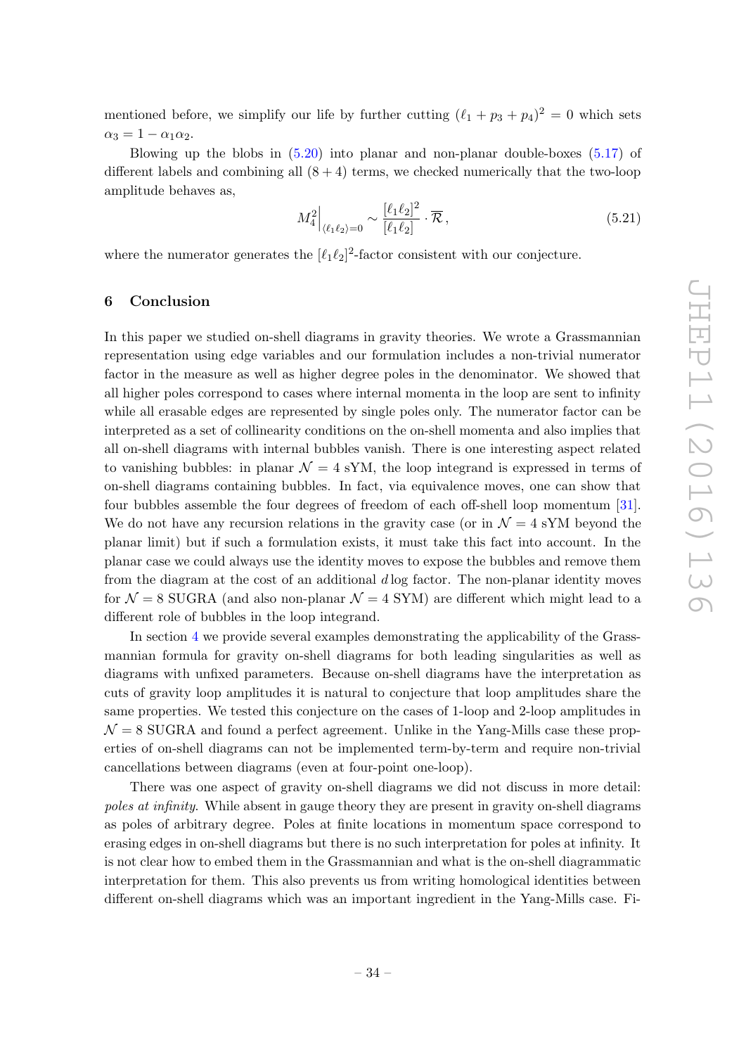mentioned before, we simplify our life by further cutting $(\ell_1 + p_3 + p_4)^2 = 0$ which sets $\alpha_3 = 1 - \alpha_1\alpha_2$.

Blowing up the blobs in (5.20) into planar and non-planar double-boxes (5.17) of different labels and combining all $(8+4)$ terms, we checked numerically that the two-loop amplitude behaves as,

$$M_4^2\Big|_{\langle\ell_1\ell_2\rangle=0} \sim \frac{[\ell_1\ell_2]^2}{[\ell_1\ell_2]} \cdot \overline{\mathcal{R}}\,, \tag{5.21}$$

where the numerator generates the $[\ell_1\ell_2]^2$-factor consistent with our conjecture.

## 6 Conclusion

In this paper we studied on-shell diagrams in gravity theories. We wrote a Grassmannian representation using edge variables and our formulation includes a non-trivial numerator factor in the measure as well as higher degree poles in the denominator. We showed that all higher poles correspond to cases where internal momenta in the loop are sent to infinity while all erasable edges are represented by single poles only. The numerator factor can be interpreted as a set of collinearity conditions on the on-shell momenta and also implies that all on-shell diagrams with internal bubbles vanish. There is one interesting aspect related to vanishing bubbles: in planar $\mathcal{N}=4$ sYM, the loop integrand is expressed in terms of on-shell diagrams containing bubbles. In fact, via equivalence moves, one can show that four bubbles assemble the four degrees of freedom of each off-shell loop momentum [31]. We do not have any recursion relations in the gravity case (or in $\mathcal{N}=4$ sYM beyond the planar limit) but if such a formulation exists, it must take this fact into account. In the planar case we could always use the identity moves to expose the bubbles and remove them from the diagram at the cost of an additional $d\log$ factor. The non-planar identity moves for $\mathcal{N}=8$ SUGRA (and also non-planar $\mathcal{N}=4$ SYM) are different which might lead to a different role of bubbles in the loop integrand.

In section 4 we provide several examples demonstrating the applicability of the Grassmannian formula for gravity on-shell diagrams for both leading singularities as well as diagrams with unfixed parameters. Because on-shell diagrams have the interpretation as cuts of gravity loop amplitudes it is natural to conjecture that loop amplitudes share the same properties. We tested this conjecture on the cases of 1-loop and 2-loop amplitudes in $\mathcal{N}=8$ SUGRA and found a perfect agreement. Unlike in the Yang-Mills case these properties of on-shell diagrams can not be implemented term-by-term and require non-trivial cancellations between diagrams (even at four-point one-loop).

There was one aspect of gravity on-shell diagrams we did not discuss in more detail: *poles at infinity*. While absent in gauge theory they are present in gravity on-shell diagrams as poles of arbitrary degree. Poles at finite locations in momentum space correspond to erasing edges in on-shell diagrams but there is no such interpretation for poles at infinity. It is not clear how to embed them in the Grassmannian and what is the on-shell diagrammatic interpretation for them. This also prevents us from writing homological identities between different on-shell diagrams which was an important ingredient in the Yang-Mills case. Fi-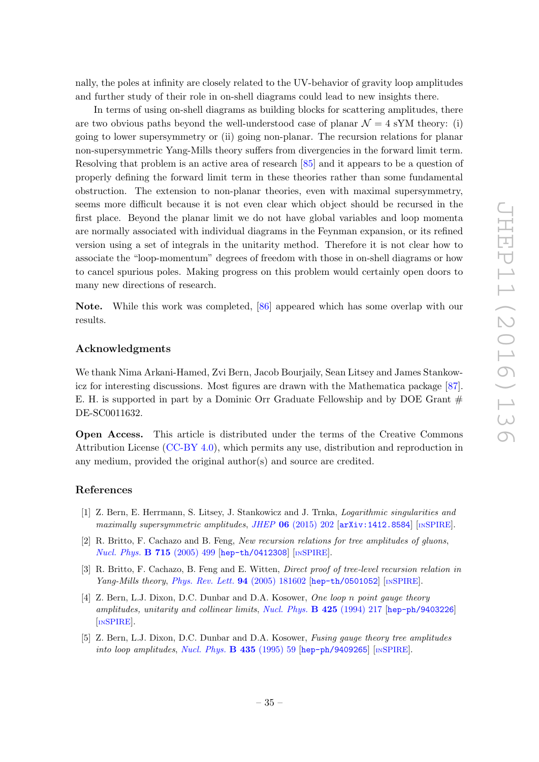nally, the poles at infinity are closely related to the UV-behavior of gravity loop amplitudes and further study of their role in on-shell diagrams could lead to new insights there.

In terms of using on-shell diagrams as building blocks for scattering amplitudes, there are two obvious paths beyond the well-understood case of planar $\mathcal{N}=4$ sYM theory: (i) going to lower supersymmetry or (ii) going non-planar. The recursion relations for planar non-supersymmetric Yang-Mills theory suffers from divergencies in the forward limit term. Resolving that problem is an active area of research [85] and it appears to be a question of properly defining the forward limit term in these theories rather than some fundamental obstruction. The extension to non-planar theories, even with maximal supersymmetry, seems more difficult because it is not even clear which object should be recursed in the first place. Beyond the planar limit we do not have global variables and loop momenta are normally associated with individual diagrams in the Feynman expansion, or its refined version using a set of integrals in the unitarity method. Therefore it is not clear how to associate the "loop-momentum" degrees of freedom with those in on-shell diagrams or how to cancel spurious poles. Making progress on this problem would certainly open doors to many new directions of research.

**Note.** While this work was completed, [86] appeared which has some overlap with our results.

## Acknowledgments

We thank Nima Arkani-Hamed, Zvi Bern, Jacob Bourjaily, Sean Litsey and James Stankowicz for interesting discussions. Most figures are drawn with the Mathematica package [87]. E. H. is supported in part by a Dominic Orr Graduate Fellowship and by DOE Grant # DE-SC0011632.

**Open Access.** This article is distributed under the terms of the Creative Commons Attribution License (CC-BY 4.0), which permits any use, distribution and reproduction in any medium, provided the original author(s) and source are credited.

## References

[1] Z. Bern, E. Herrmann, S. Litsey, J. Stankowicz and J. Trnka, *Logarithmic singularities and maximally supersymmetric amplitudes*, *JHEP* **06** (2015) 202 [arXiv:1412.8584] [INSPIRE].

[2] R. Britto, F. Cachazo and B. Feng, *New recursion relations for tree amplitudes of gluons*, *Nucl. Phys.* **B 715** (2005) 499 [hep-th/0412308] [INSPIRE].

[3] R. Britto, F. Cachazo, B. Feng and E. Witten, *Direct proof of tree-level recursion relation in Yang-Mills theory*, *Phys. Rev. Lett.* **94** (2005) 181602 [hep-th/0501052] [INSPIRE].

[4] Z. Bern, L.J. Dixon, D.C. Dunbar and D.A. Kosower, *One loop n point gauge theory amplitudes, unitarity and collinear limits*, *Nucl. Phys.* **B 425** (1994) 217 [hep-ph/9403226] [INSPIRE].

[5] Z. Bern, L.J. Dixon, D.C. Dunbar and D.A. Kosower, *Fusing gauge theory tree amplitudes into loop amplitudes*, *Nucl. Phys.* **B 435** (1995) 59 [hep-ph/9409265] [INSPIRE].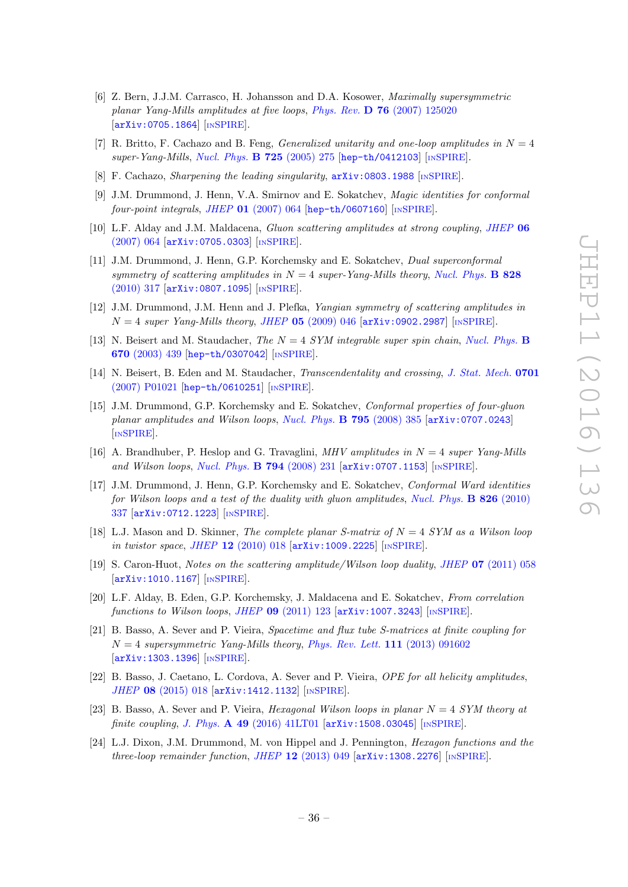[6] Z. Bern, J.J.M. Carrasco, H. Johansson and D.A. Kosower, *Maximally supersymmetric planar Yang-Mills amplitudes at five loops*, Phys. Rev. **D 76** (2007) 125020 [arXiv:0705.1864] [INSPIRE].

[7] R. Britto, F. Cachazo and B. Feng, *Generalized unitarity and one-loop amplitudes in $N = 4$ super-Yang-Mills*, Nucl. Phys. **B 725** (2005) 275 [hep-th/0412103] [INSPIRE].

[8] F. Cachazo, *Sharpening the leading singularity*, arXiv:0803.1988 [INSPIRE].

[9] J.M. Drummond, J. Henn, V.A. Smirnov and E. Sokatchev, *Magic identities for conformal four-point integrals*, JHEP **01** (2007) 064 [hep-th/0607160] [INSPIRE].

[10] L.F. Alday and J.M. Maldacena, *Gluon scattering amplitudes at strong coupling*, JHEP **06** (2007) 064 [arXiv:0705.0303] [INSPIRE].

[11] J.M. Drummond, J. Henn, G.P. Korchemsky and E. Sokatchev, *Dual superconformal symmetry of scattering amplitudes in $N = 4$ super-Yang-Mills theory*, Nucl. Phys. **B 828** (2010) 317 [arXiv:0807.1095] [INSPIRE].

[12] J.M. Drummond, J.M. Henn and J. Plefka, *Yangian symmetry of scattering amplitudes in $N = 4$ super Yang-Mills theory*, JHEP **05** (2009) 046 [arXiv:0902.2987] [INSPIRE].

[13] N. Beisert and M. Staudacher, *The $N = 4$ SYM integrable super spin chain*, Nucl. Phys. **B 670** (2003) 439 [hep-th/0307042] [INSPIRE].

[14] N. Beisert, B. Eden and M. Staudacher, *Transcendentality and crossing*, J. Stat. Mech. **0701** (2007) P01021 [hep-th/0610251] [INSPIRE].

[15] J.M. Drummond, G.P. Korchemsky and E. Sokatchev, *Conformal properties of four-gluon planar amplitudes and Wilson loops*, Nucl. Phys. **B 795** (2008) 385 [arXiv:0707.0243] [INSPIRE].

[16] A. Brandhuber, P. Heslop and G. Travaglini, *MHV amplitudes in $N = 4$ super Yang-Mills and Wilson loops*, Nucl. Phys. **B 794** (2008) 231 [arXiv:0707.1153] [INSPIRE].

[17] J.M. Drummond, J. Henn, G.P. Korchemsky and E. Sokatchev, *Conformal Ward identities for Wilson loops and a test of the duality with gluon amplitudes*, Nucl. Phys. **B 826** (2010) 337 [arXiv:0712.1223] [INSPIRE].

[18] L.J. Mason and D. Skinner, *The complete planar S-matrix of $N = 4$ SYM as a Wilson loop in twistor space*, JHEP **12** (2010) 018 [arXiv:1009.2225] [INSPIRE].

[19] S. Caron-Huot, *Notes on the scattering amplitude/Wilson loop duality*, JHEP **07** (2011) 058 [arXiv:1010.1167] [INSPIRE].

[20] L.F. Alday, B. Eden, G.P. Korchemsky, J. Maldacena and E. Sokatchev, *From correlation functions to Wilson loops*, JHEP **09** (2011) 123 [arXiv:1007.3243] [INSPIRE].

[21] B. Basso, A. Sever and P. Vieira, *Spacetime and flux tube S-matrices at finite coupling for $N = 4$ supersymmetric Yang-Mills theory*, Phys. Rev. Lett. **111** (2013) 091602 [arXiv:1303.1396] [INSPIRE].

[22] B. Basso, J. Caetano, L. Cordova, A. Sever and P. Vieira, *OPE for all helicity amplitudes*, JHEP **08** (2015) 018 [arXiv:1412.1132] [INSPIRE].

[23] B. Basso, A. Sever and P. Vieira, *Hexagonal Wilson loops in planar $N = 4$ SYM theory at finite coupling*, J. Phys. **A 49** (2016) 41LT01 [arXiv:1508.03045] [INSPIRE].

[24] L.J. Dixon, J.M. Drummond, M. von Hippel and J. Pennington, *Hexagon functions and the three-loop remainder function*, JHEP **12** (2013) 049 [arXiv:1308.2276] [INSPIRE].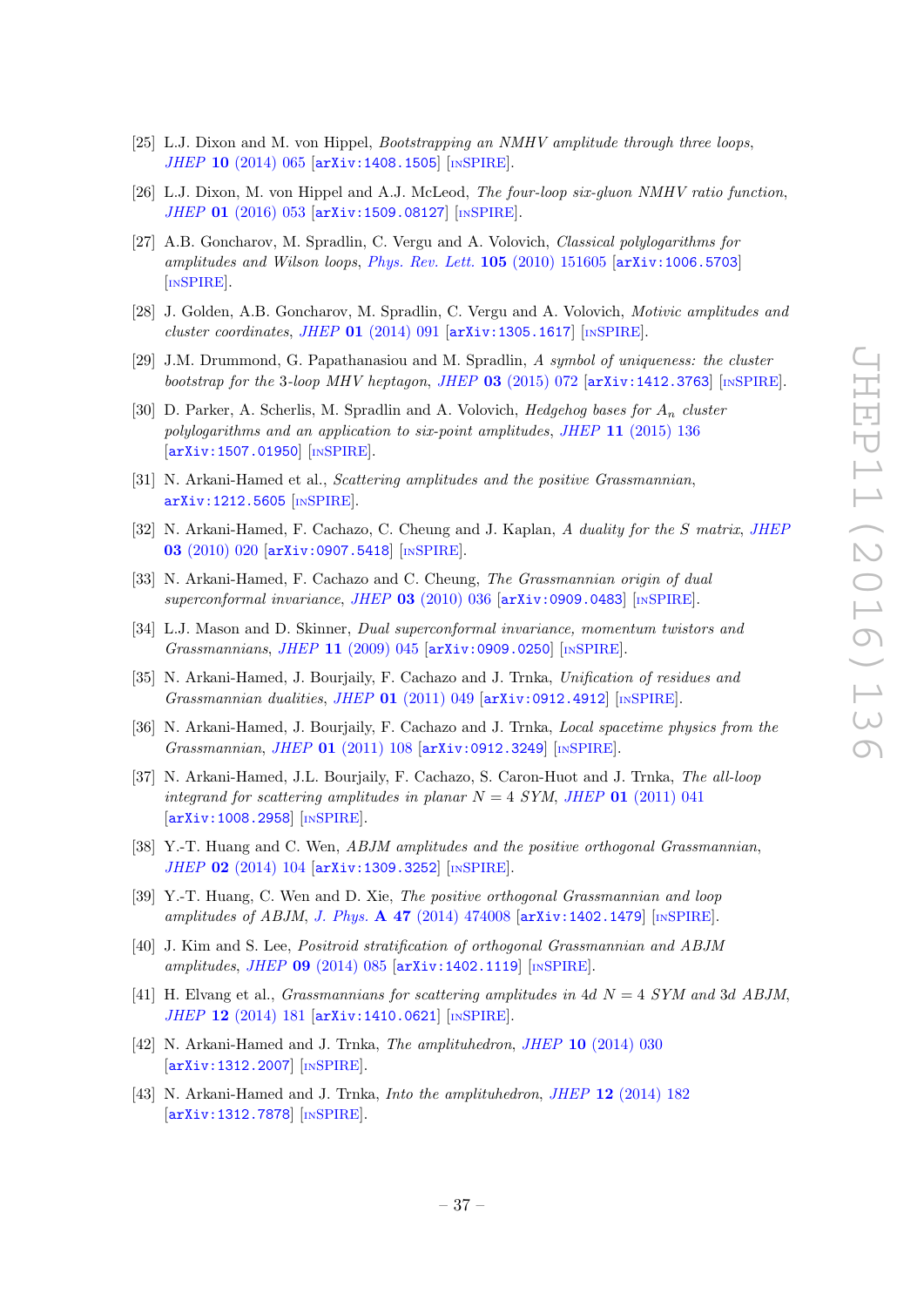[25] L.J. Dixon and M. von Hippel, *Bootstrapping an NMHV amplitude through three loops*, *JHEP* **10** (2014) 065 [arXiv:1408.1505] [INSPIRE].

[26] L.J. Dixon, M. von Hippel and A.J. McLeod, *The four-loop six-gluon NMHV ratio function*, *JHEP* **01** (2016) 053 [arXiv:1509.08127] [INSPIRE].

[27] A.B. Goncharov, M. Spradlin, C. Vergu and A. Volovich, *Classical polylogarithms for amplitudes and Wilson loops*, *Phys. Rev. Lett.* **105** (2010) 151605 [arXiv:1006.5703] [INSPIRE].

[28] J. Golden, A.B. Goncharov, M. Spradlin, C. Vergu and A. Volovich, *Motivic amplitudes and cluster coordinates*, *JHEP* **01** (2014) 091 [arXiv:1305.1617] [INSPIRE].

[29] J.M. Drummond, G. Papathanasiou and M. Spradlin, *A symbol of uniqueness: the cluster bootstrap for the* 3*-loop MHV heptagon*, *JHEP* **03** (2015) 072 [arXiv:1412.3763] [INSPIRE].

[30] D. Parker, A. Scherlis, M. Spradlin and A. Volovich, *Hedgehog bases for $A_n$ cluster polylogarithms and an application to six-point amplitudes*, *JHEP* **11** (2015) 136 [arXiv:1507.01950] [INSPIRE].

[31] N. Arkani-Hamed et al., *Scattering amplitudes and the positive Grassmannian*, arXiv:1212.5605 [INSPIRE].

[32] N. Arkani-Hamed, F. Cachazo, C. Cheung and J. Kaplan, *A duality for the S matrix*, *JHEP* **03** (2010) 020 [arXiv:0907.5418] [INSPIRE].

[33] N. Arkani-Hamed, F. Cachazo and C. Cheung, *The Grassmannian origin of dual superconformal invariance*, *JHEP* **03** (2010) 036 [arXiv:0909.0483] [INSPIRE].

[34] L.J. Mason and D. Skinner, *Dual superconformal invariance, momentum twistors and Grassmannians*, *JHEP* **11** (2009) 045 [arXiv:0909.0250] [INSPIRE].

[35] N. Arkani-Hamed, J. Bourjaily, F. Cachazo and J. Trnka, *Unification of residues and Grassmannian dualities*, *JHEP* **01** (2011) 049 [arXiv:0912.4912] [INSPIRE].

[36] N. Arkani-Hamed, J. Bourjaily, F. Cachazo and J. Trnka, *Local spacetime physics from the Grassmannian*, *JHEP* **01** (2011) 108 [arXiv:0912.3249] [INSPIRE].

[37] N. Arkani-Hamed, J.L. Bourjaily, F. Cachazo, S. Caron-Huot and J. Trnka, *The all-loop integrand for scattering amplitudes in planar $N = 4$ SYM*, *JHEP* **01** (2011) 041 [arXiv:1008.2958] [INSPIRE].

[38] Y.-T. Huang and C. Wen, *ABJM amplitudes and the positive orthogonal Grassmannian*, *JHEP* **02** (2014) 104 [arXiv:1309.3252] [INSPIRE].

[39] Y.-T. Huang, C. Wen and D. Xie, *The positive orthogonal Grassmannian and loop amplitudes of ABJM*, *J. Phys.* **A 47** (2014) 474008 [arXiv:1402.1479] [INSPIRE].

[40] J. Kim and S. Lee, *Positroid stratification of orthogonal Grassmannian and ABJM amplitudes*, *JHEP* **09** (2014) 085 [arXiv:1402.1119] [INSPIRE].

[41] H. Elvang et al., *Grassmannians for scattering amplitudes in 4d $N = 4$ SYM and 3d ABJM*, *JHEP* **12** (2014) 181 [arXiv:1410.0621] [INSPIRE].

[42] N. Arkani-Hamed and J. Trnka, *The amplituhedron*, *JHEP* **10** (2014) 030 [arXiv:1312.2007] [INSPIRE].

[43] N. Arkani-Hamed and J. Trnka, *Into the amplituhedron*, *JHEP* **12** (2014) 182 [arXiv:1312.7878] [INSPIRE].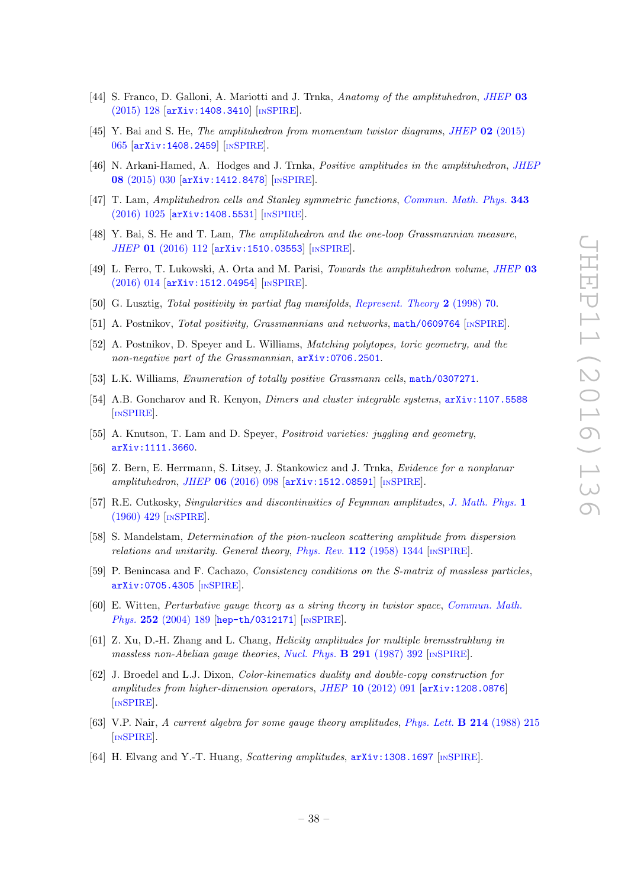[44] S. Franco, D. Galloni, A. Mariotti and J. Trnka, *Anatomy of the amplituhedron*, JHEP **03** (2015) 128 [arXiv:1408.3410] [INSPIRE].

[45] Y. Bai and S. He, *The amplituhedron from momentum twistor diagrams*, JHEP **02** (2015) 065 [arXiv:1408.2459] [INSPIRE].

[46] N. Arkani-Hamed, A. Hodges and J. Trnka, *Positive amplitudes in the amplituhedron*, JHEP **08** (2015) 030 [arXiv:1412.8478] [INSPIRE].

[47] T. Lam, *Amplituhedron cells and Stanley symmetric functions*, Commun. Math. Phys. **343** (2016) 1025 [arXiv:1408.5531] [INSPIRE].

[48] Y. Bai, S. He and T. Lam, *The amplituhedron and the one-loop Grassmannian measure*, JHEP **01** (2016) 112 [arXiv:1510.03553] [INSPIRE].

[49] L. Ferro, T. Lukowski, A. Orta and M. Parisi, *Towards the amplituhedron volume*, JHEP **03** (2016) 014 [arXiv:1512.04954] [INSPIRE].

[50] G. Lusztig, *Total positivity in partial flag manifolds*, Represent. Theory **2** (1998) 70.

[51] A. Postnikov, *Total positivity, Grassmannians and networks*, math/0609764 [INSPIRE].

[52] A. Postnikov, D. Speyer and L. Williams, *Matching polytopes, toric geometry, and the non-negative part of the Grassmannian*, arXiv:0706.2501.

[53] L.K. Williams, *Enumeration of totally positive Grassmann cells*, math/0307271.

[54] A.B. Goncharov and R. Kenyon, *Dimers and cluster integrable systems*, arXiv:1107.5588 [INSPIRE].

[55] A. Knutson, T. Lam and D. Speyer, *Positroid varieties: juggling and geometry*, arXiv:1111.3660.

[56] Z. Bern, E. Herrmann, S. Litsey, J. Stankowicz and J. Trnka, *Evidence for a nonplanar amplituhedron*, JHEP **06** (2016) 098 [arXiv:1512.08591] [INSPIRE].

[57] R.E. Cutkosky, *Singularities and discontinuities of Feynman amplitudes*, J. Math. Phys. **1** (1960) 429 [INSPIRE].

[58] S. Mandelstam, *Determination of the pion-nucleon scattering amplitude from dispersion relations and unitarity. General theory*, Phys. Rev. **112** (1958) 1344 [INSPIRE].

[59] P. Benincasa and F. Cachazo, *Consistency conditions on the S-matrix of massless particles*, arXiv:0705.4305 [INSPIRE].

[60] E. Witten, *Perturbative gauge theory as a string theory in twistor space*, Commun. Math. Phys. **252** (2004) 189 [hep-th/0312171] [INSPIRE].

[61] Z. Xu, D.-H. Zhang and L. Chang, *Helicity amplitudes for multiple bremsstrahlung in massless non-Abelian gauge theories*, Nucl. Phys. **B 291** (1987) 392 [INSPIRE].

[62] J. Broedel and L.J. Dixon, *Color-kinematics duality and double-copy construction for amplitudes from higher-dimension operators*, JHEP **10** (2012) 091 [arXiv:1208.0876] [INSPIRE].

[63] V.P. Nair, *A current algebra for some gauge theory amplitudes*, Phys. Lett. **B 214** (1988) 215 [INSPIRE].

[64] H. Elvang and Y.-T. Huang, *Scattering amplitudes*, arXiv:1308.1697 [INSPIRE].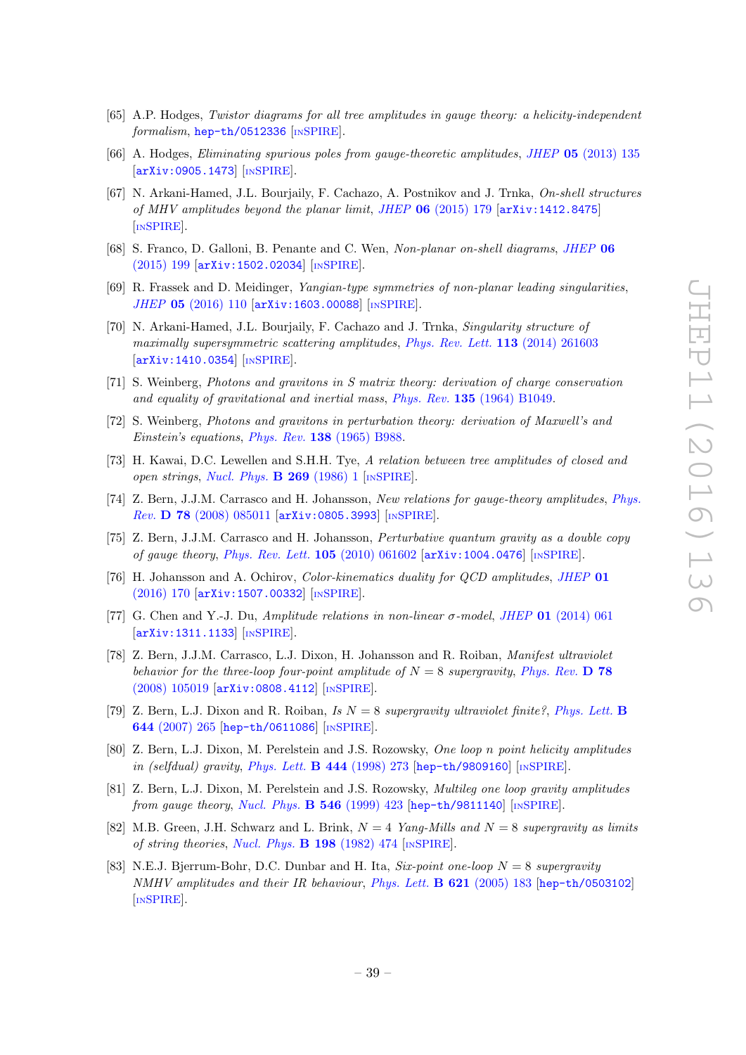[65] A.P. Hodges, *Twistor diagrams for all tree amplitudes in gauge theory: a helicity-independent formalism*, hep-th/0512336 [INSPIRE].

[66] A. Hodges, *Eliminating spurious poles from gauge-theoretic amplitudes*, *JHEP* **05** (2013) 135 [arXiv:0905.1473] [INSPIRE].

[67] N. Arkani-Hamed, J.L. Bourjaily, F. Cachazo, A. Postnikov and J. Trnka, *On-shell structures of MHV amplitudes beyond the planar limit*, *JHEP* **06** (2015) 179 [arXiv:1412.8475] [INSPIRE].

[68] S. Franco, D. Galloni, B. Penante and C. Wen, *Non-planar on-shell diagrams*, *JHEP* **06** (2015) 199 [arXiv:1502.02034] [INSPIRE].

[69] R. Frassek and D. Meidinger, *Yangian-type symmetries of non-planar leading singularities*, *JHEP* **05** (2016) 110 [arXiv:1603.00088] [INSPIRE].

[70] N. Arkani-Hamed, J.L. Bourjaily, F. Cachazo and J. Trnka, *Singularity structure of maximally supersymmetric scattering amplitudes*, *Phys. Rev. Lett.* **113** (2014) 261603 [arXiv:1410.0354] [INSPIRE].

[71] S. Weinberg, *Photons and gravitons in S matrix theory: derivation of charge conservation and equality of gravitational and inertial mass*, *Phys. Rev.* **135** (1964) B1049.

[72] S. Weinberg, *Photons and gravitons in perturbation theory: derivation of Maxwell's and Einstein's equations*, *Phys. Rev.* **138** (1965) B988.

[73] H. Kawai, D.C. Lewellen and S.H.H. Tye, *A relation between tree amplitudes of closed and open strings*, *Nucl. Phys.* **B 269** (1986) 1 [INSPIRE].

[74] Z. Bern, J.J.M. Carrasco and H. Johansson, *New relations for gauge-theory amplitudes*, *Phys. Rev.* **D 78** (2008) 085011 [arXiv:0805.3993] [INSPIRE].

[75] Z. Bern, J.J.M. Carrasco and H. Johansson, *Perturbative quantum gravity as a double copy of gauge theory*, *Phys. Rev. Lett.* **105** (2010) 061602 [arXiv:1004.0476] [INSPIRE].

[76] H. Johansson and A. Ochirov, *Color-kinematics duality for QCD amplitudes*, *JHEP* **01** (2016) 170 [arXiv:1507.00332] [INSPIRE].

[77] G. Chen and Y.-J. Du, *Amplitude relations in non-linear σ-model*, *JHEP* **01** (2014) 061 [arXiv:1311.1133] [INSPIRE].

[78] Z. Bern, J.J.M. Carrasco, L.J. Dixon, H. Johansson and R. Roiban, *Manifest ultraviolet behavior for the three-loop four-point amplitude of $N = 8$ supergravity*, *Phys. Rev.* **D 78** (2008) 105019 [arXiv:0808.4112] [INSPIRE].

[79] Z. Bern, L.J. Dixon and R. Roiban, *Is $N = 8$ supergravity ultraviolet finite?*, *Phys. Lett.* **B 644** (2007) 265 [hep-th/0611086] [INSPIRE].

[80] Z. Bern, L.J. Dixon, M. Perelstein and J.S. Rozowsky, *One loop n point helicity amplitudes in (selfdual) gravity*, *Phys. Lett.* **B 444** (1998) 273 [hep-th/9809160] [INSPIRE].

[81] Z. Bern, L.J. Dixon, M. Perelstein and J.S. Rozowsky, *Multileg one loop gravity amplitudes from gauge theory*, *Nucl. Phys.* **B 546** (1999) 423 [hep-th/9811140] [INSPIRE].

[82] M.B. Green, J.H. Schwarz and L. Brink, *$N = 4$ Yang-Mills and $N = 8$ supergravity as limits of string theories*, *Nucl. Phys.* **B 198** (1982) 474 [INSPIRE].

[83] N.E.J. Bjerrum-Bohr, D.C. Dunbar and H. Ita, *Six-point one-loop $N = 8$ supergravity NMHV amplitudes and their IR behaviour*, *Phys. Lett.* **B 621** (2005) 183 [hep-th/0503102] [INSPIRE].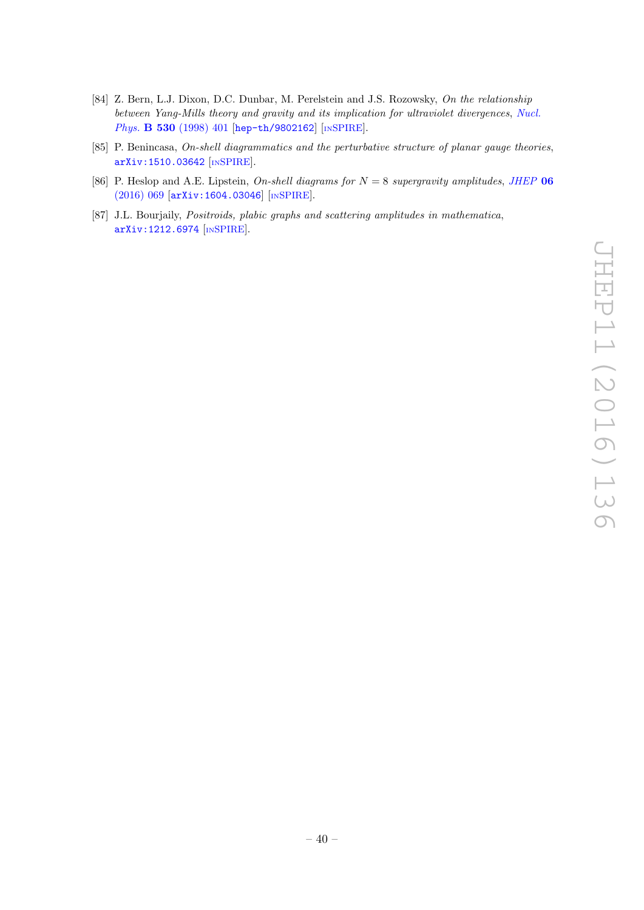- [84] Z. Bern, L.J. Dixon, D.C. Dunbar, M. Perelstein and J.S. Rozowsky, *On the relationship between Yang-Mills theory and gravity and its implication for ultraviolet divergences*, *Nucl. Phys.* **B 530** (1998) 401 [hep-th/9802162] [INSPIRE].
- [85] P. Benincasa, *On-shell diagrammatics and the perturbative structure of planar gauge theories*, arXiv:1510.03642 [INSPIRE].
- [86] P. Heslop and A.E. Lipstein, *On-shell diagrams for $N = 8$ supergravity amplitudes*, *JHEP* **06** (2016) 069 [arXiv:1604.03046] [INSPIRE].
- [87] J.L. Bourjaily, *Positroids, plabic graphs and scattering amplitudes in mathematica*, arXiv:1212.6974 [INSPIRE].